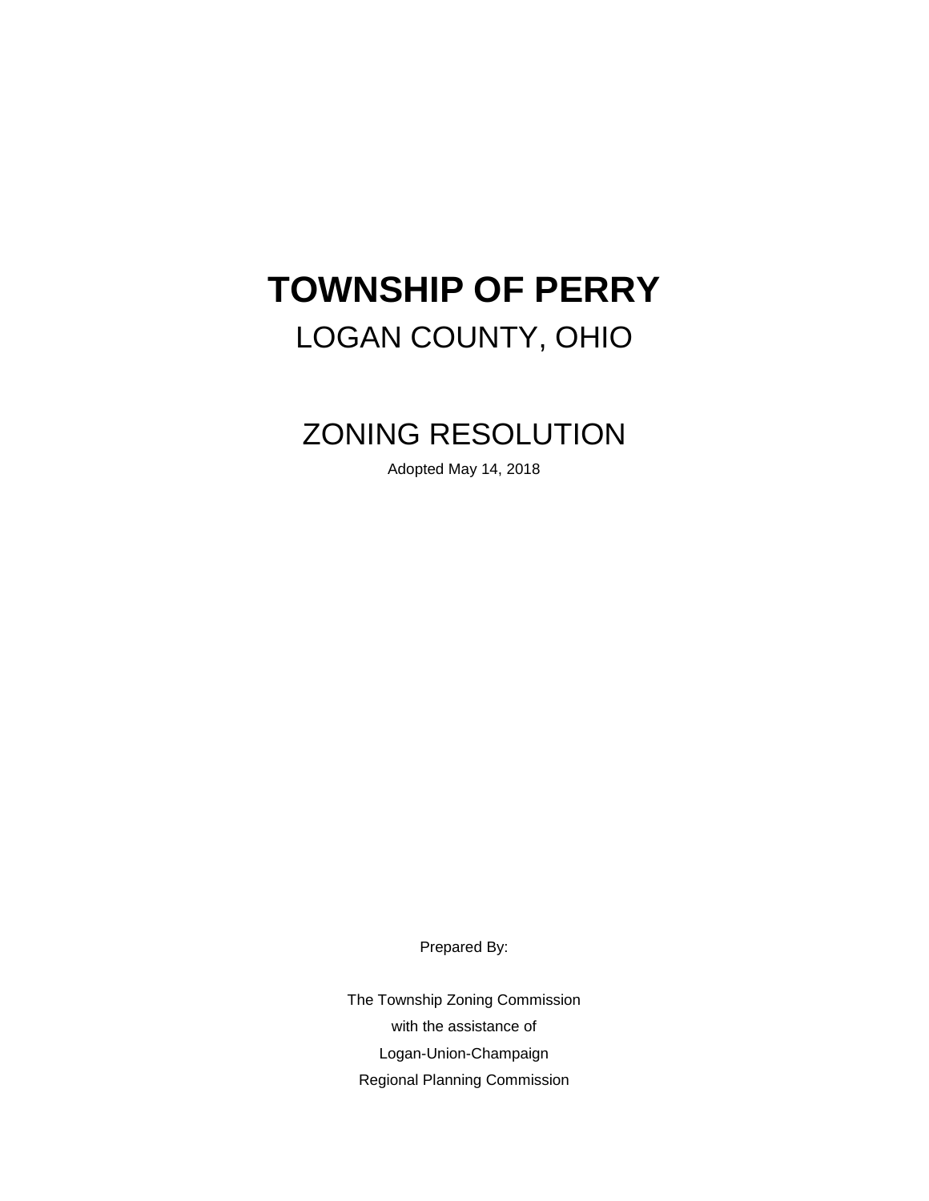# TOWNSHIP OF PERRY

## LOGAN COUNTY, OHIO

## ZONING RESOLUTION

Adopted May 14, 2018

Prepared By:

The Township Zoning Commission

with the assistance of

Logan-Union-Champaign

Regional Planning Commission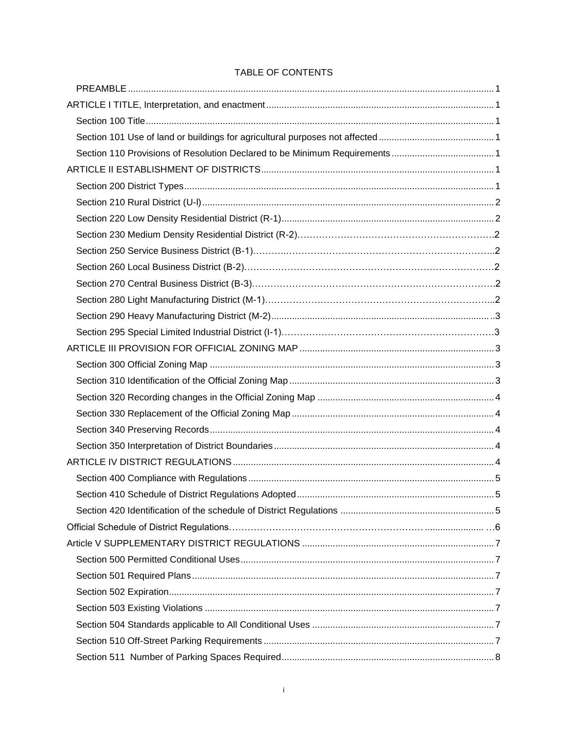# TABLE OF CONTENTS

- PREAMBLE ........................................................................................................ 1
- ARTICLE I TITLE, Interpretation, and enactment ........................................................ 1
  - Section 100 Title ............................................................................................. 1
  - Section 101 Use of land or buildings for agricultural purposes not affected ............... 1
  - Section 110 Provisions of Resolution Declared to be Minimum Requirements .............. 1
- ARTICLE II ESTABLISHMENT OF DISTRICTS ............................................................... 1
  - Section 200 District Types .................................................................................. 1
  - Section 210 Rural District (U-l) ........................................................................... 2
  - Section 220 Low Density Residential District (R-1) ................................................ 2
  - Section 230 Medium Density Residential District (R-2) ........................................... 2
  - Section 250 Service Business District (B-1) ........................................................... 2
  - Section 260 Local Business District (B-2) .............................................................. 2
  - Section 270 Central Business District (B-3) ........................................................... 2
  - Section 280 Light Manufacturing District (M-1) ...................................................... 2
  - Section 290 Heavy Manufacturing District (M-2) ..................................................... 3
  - Section 295 Special Limited Industrial District (I-1) ................................................. 3
- ARTICLE III PROVISION FOR OFFICIAL ZONING MAP ................................................... 3
  - Section 300 Official Zoning Map .......................................................................... 3
  - Section 310 Identification of the Official Zoning Map .............................................. 3
  - Section 320 Recording changes in the Official Zoning Map ....................................... 4
  - Section 330 Replacement of the Official Zoning Map ............................................... 4
  - Section 340 Preserving Records ........................................................................... 4
  - Section 350 Interpretation of District Boundaries ..................................................... 4
- ARTICLE IV DISTRICT REGULATIONS ........................................................................ 4
  - Section 400 Compliance with Regulations .............................................................. 5
  - Section 410 Schedule of District Regulations Adopted .............................................. 5
  - Section 420 Identification of the schedule of District Regulations ............................. 5
- Official Schedule of District Regulations ...................................................................... 6
- Article V SUPPLEMENTARY DISTRICT REGULATIONS .................................................. 7
  - Section 500 Permitted Conditional Uses ................................................................. 7
  - Section 501 Required Plans ................................................................................. 7
  - Section 502 Expiration ........................................................................................ 7
  - Section 503 Existing Violations ............................................................................ 7
  - Section 504 Standards applicable to All Conditional Uses ......................................... 7
  - Section 510 Off-Street Parking Requirements .......................................................... 7
  - Section 511 Number of Parking Spaces Required ..................................................... 8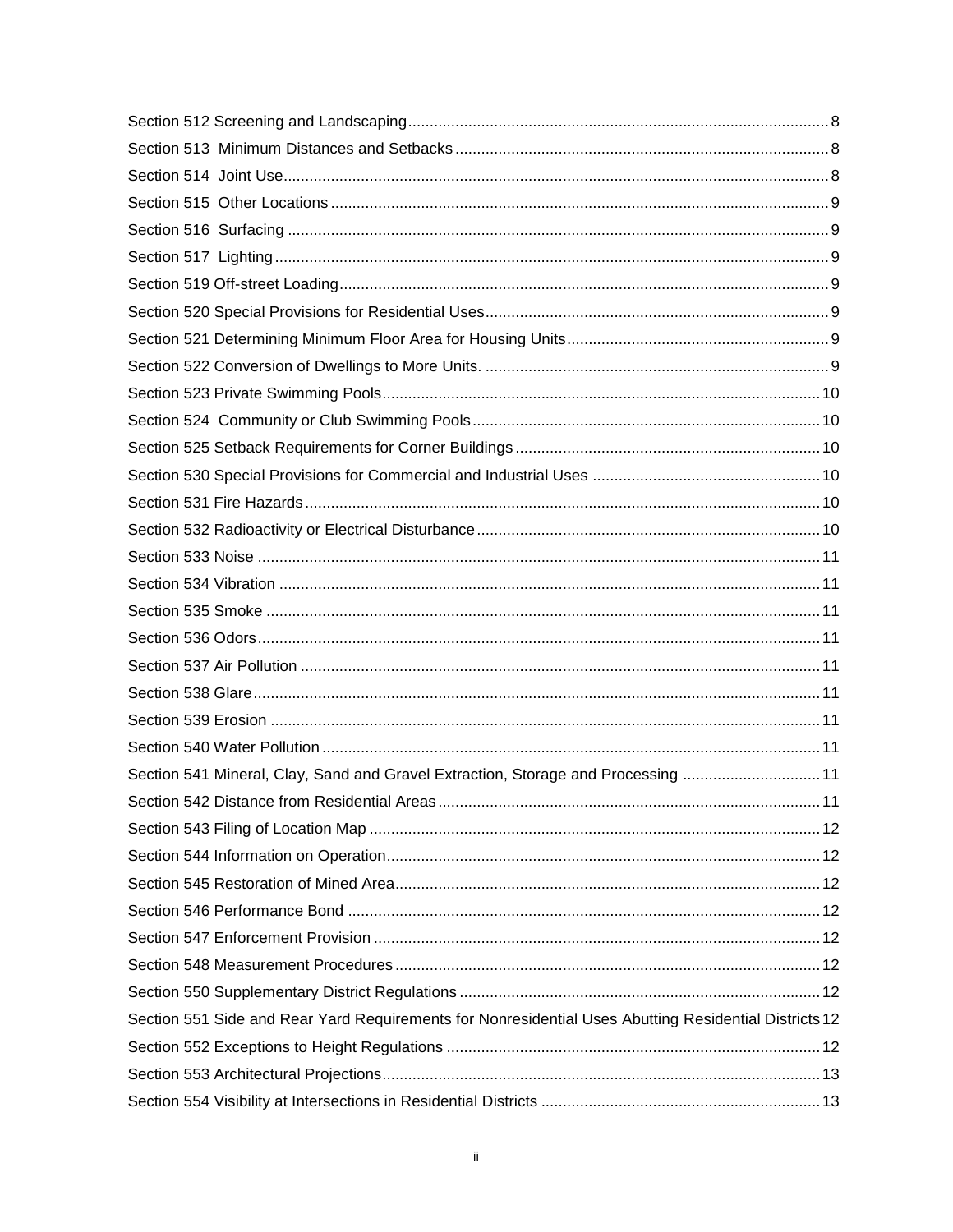Section 512 Screening and Landscaping ........ 8
Section 513 Minimum Distances and Setbacks ........ 8
Section 514 Joint Use ........ 8
Section 515 Other Locations ........ 9
Section 516 Surfacing ........ 9
Section 517 Lighting ........ 9
Section 519 Off-street Loading ........ 9
Section 520 Special Provisions for Residential Uses ........ 9
Section 521 Determining Minimum Floor Area for Housing Units ........ 9
Section 522 Conversion of Dwellings to More Units. ........ 9
Section 523 Private Swimming Pools ........ 10
Section 524 Community or Club Swimming Pools ........ 10
Section 525 Setback Requirements for Corner Buildings ........ 10
Section 530 Special Provisions for Commercial and Industrial Uses ........ 10
Section 531 Fire Hazards ........ 10
Section 532 Radioactivity or Electrical Disturbance ........ 10
Section 533 Noise ........ 11
Section 534 Vibration ........ 11
Section 535 Smoke ........ 11
Section 536 Odors ........ 11
Section 537 Air Pollution ........ 11
Section 538 Glare ........ 11
Section 539 Erosion ........ 11
Section 540 Water Pollution ........ 11
Section 541 Mineral, Clay, Sand and Gravel Extraction, Storage and Processing ........ 11
Section 542 Distance from Residential Areas ........ 11
Section 543 Filing of Location Map ........ 12
Section 544 Information on Operation ........ 12
Section 545 Restoration of Mined Area ........ 12
Section 546 Performance Bond ........ 12
Section 547 Enforcement Provision ........ 12
Section 548 Measurement Procedures ........ 12
Section 550 Supplementary District Regulations ........ 12
Section 551 Side and Rear Yard Requirements for Nonresidential Uses Abutting Residential Districts 12
Section 552 Exceptions to Height Regulations ........ 12
Section 553 Architectural Projections ........ 13
Section 554 Visibility at Intersections in Residential Districts ........ 13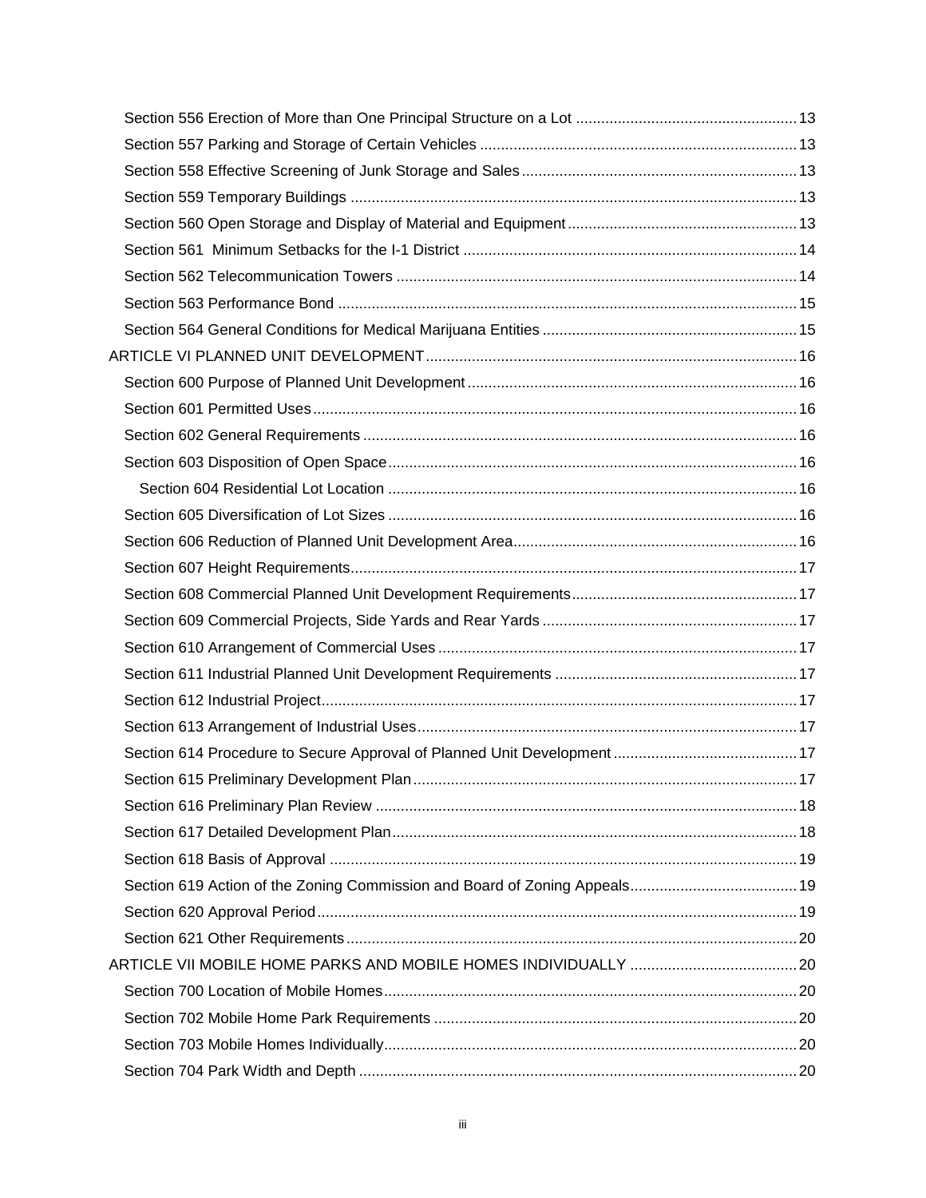Section 556 Erection of More than One Principal Structure on a Lot ..................................................... 13
Section 557 Parking and Storage of Certain Vehicles ........................................................................... 13
Section 558 Effective Screening of Junk Storage and Sales ................................................................. 13
Section 559 Temporary Buildings .......................................................................................................... 13
Section 560 Open Storage and Display of Material and Equipment ...................................................... 13
Section 561 Minimum Setbacks for the I-1 District ............................................................................... 14
Section 562 Telecommunication Towers ............................................................................................... 14
Section 563 Performance Bond ............................................................................................................. 15
Section 564 General Conditions for Medical Marijuana Entities ............................................................ 15

ARTICLE VI PLANNED UNIT DEVELOPMENT ........................................................................................ 16

Section 600 Purpose of Planned Unit Development .............................................................................. 16
Section 601 Permitted Uses ................................................................................................................... 16
Section 602 General Requirements ....................................................................................................... 16
Section 603 Disposition of Open Space ................................................................................................. 16
Section 604 Residential Lot Location ..................................................................................................... 16
Section 605 Diversification of Lot Sizes ................................................................................................. 16
Section 606 Reduction of Planned Unit Development Area ................................................................... 16
Section 607 Height Requirements .......................................................................................................... 17
Section 608 Commercial Planned Unit Development Requirements ..................................................... 17
Section 609 Commercial Projects, Side Yards and Rear Yards ............................................................. 17
Section 610 Arrangement of Commercial Uses ..................................................................................... 17
Section 611 Industrial Planned Unit Development Requirements .......................................................... 17
Section 612 Industrial Project ................................................................................................................. 17
Section 613 Arrangement of Industrial Uses .......................................................................................... 17
Section 614 Procedure to Secure Approval of Planned Unit Development ............................................ 17
Section 615 Preliminary Development Plan ........................................................................................... 17
Section 616 Preliminary Plan Review .................................................................................................... 18
Section 617 Detailed Development Plan ................................................................................................ 18
Section 618 Basis of Approval ............................................................................................................... 19
Section 619 Action of the Zoning Commission and Board of Zoning Appeals ........................................ 19
Section 620 Approval Period .................................................................................................................. 19
Section 621 Other Requirements ........................................................................................................... 20

ARTICLE VII MOBILE HOME PARKS AND MOBILE HOMES INDIVIDUALLY ........................................ 20

Section 700 Location of Mobile Homes .................................................................................................. 20
Section 702 Mobile Home Park Requirements ...................................................................................... 20
Section 703 Mobile Homes Individually .................................................................................................. 20
Section 704 Park Width and Depth ........................................................................................................ 20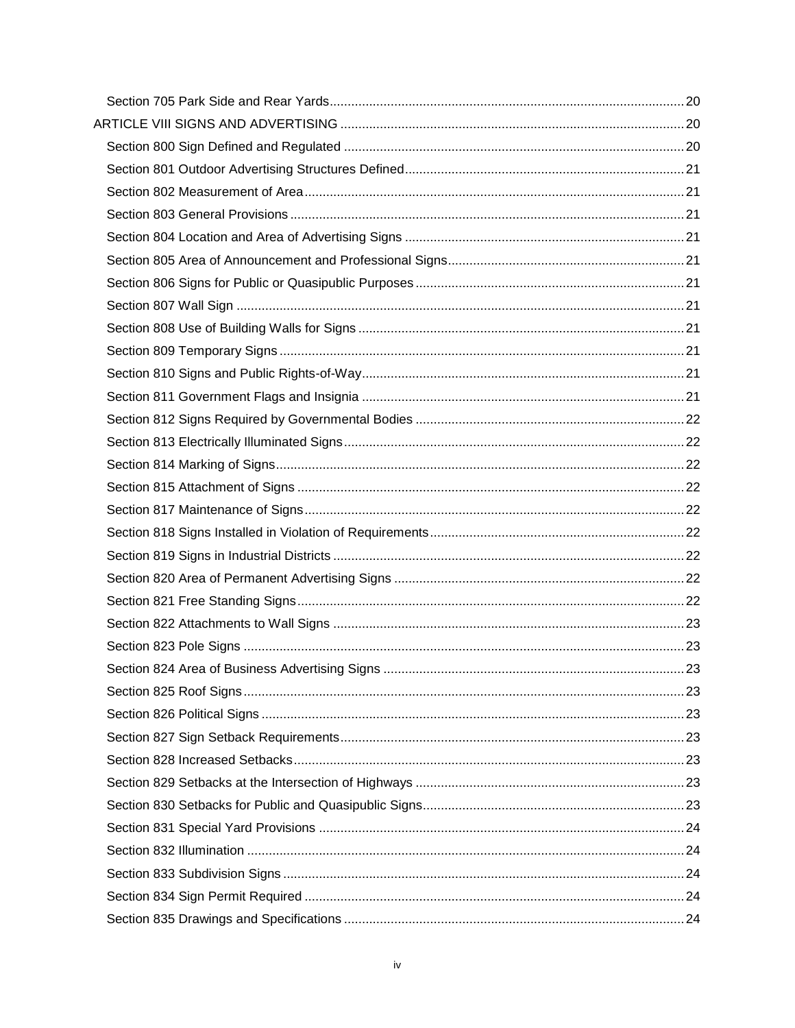Section 705 Park Side and Rear Yards .......... 20

ARTICLE VIII SIGNS AND ADVERTISING .......... 20

Section 800 Sign Defined and Regulated .......... 20

Section 801 Outdoor Advertising Structures Defined .......... 21

Section 802 Measurement of Area .......... 21

Section 803 General Provisions .......... 21

Section 804 Location and Area of Advertising Signs .......... 21

Section 805 Area of Announcement and Professional Signs .......... 21

Section 806 Signs for Public or Quasipublic Purposes .......... 21

Section 807 Wall Sign .......... 21

Section 808 Use of Building Walls for Signs .......... 21

Section 809 Temporary Signs .......... 21

Section 810 Signs and Public Rights-of-Way .......... 21

Section 811 Government Flags and Insignia .......... 21

Section 812 Signs Required by Governmental Bodies .......... 22

Section 813 Electrically Illuminated Signs .......... 22

Section 814 Marking of Signs .......... 22

Section 815 Attachment of Signs .......... 22

Section 817 Maintenance of Signs .......... 22

Section 818 Signs Installed in Violation of Requirements .......... 22

Section 819 Signs in Industrial Districts .......... 22

Section 820 Area of Permanent Advertising Signs .......... 22

Section 821 Free Standing Signs .......... 22

Section 822 Attachments to Wall Signs .......... 23

Section 823 Pole Signs .......... 23

Section 824 Area of Business Advertising Signs .......... 23

Section 825 Roof Signs .......... 23

Section 826 Political Signs .......... 23

Section 827 Sign Setback Requirements .......... 23

Section 828 Increased Setbacks .......... 23

Section 829 Setbacks at the Intersection of Highways .......... 23

Section 830 Setbacks for Public and Quasipublic Signs .......... 23

Section 831 Special Yard Provisions .......... 24

Section 832 Illumination .......... 24

Section 833 Subdivision Signs .......... 24

Section 834 Sign Permit Required .......... 24

Section 835 Drawings and Specifications .......... 24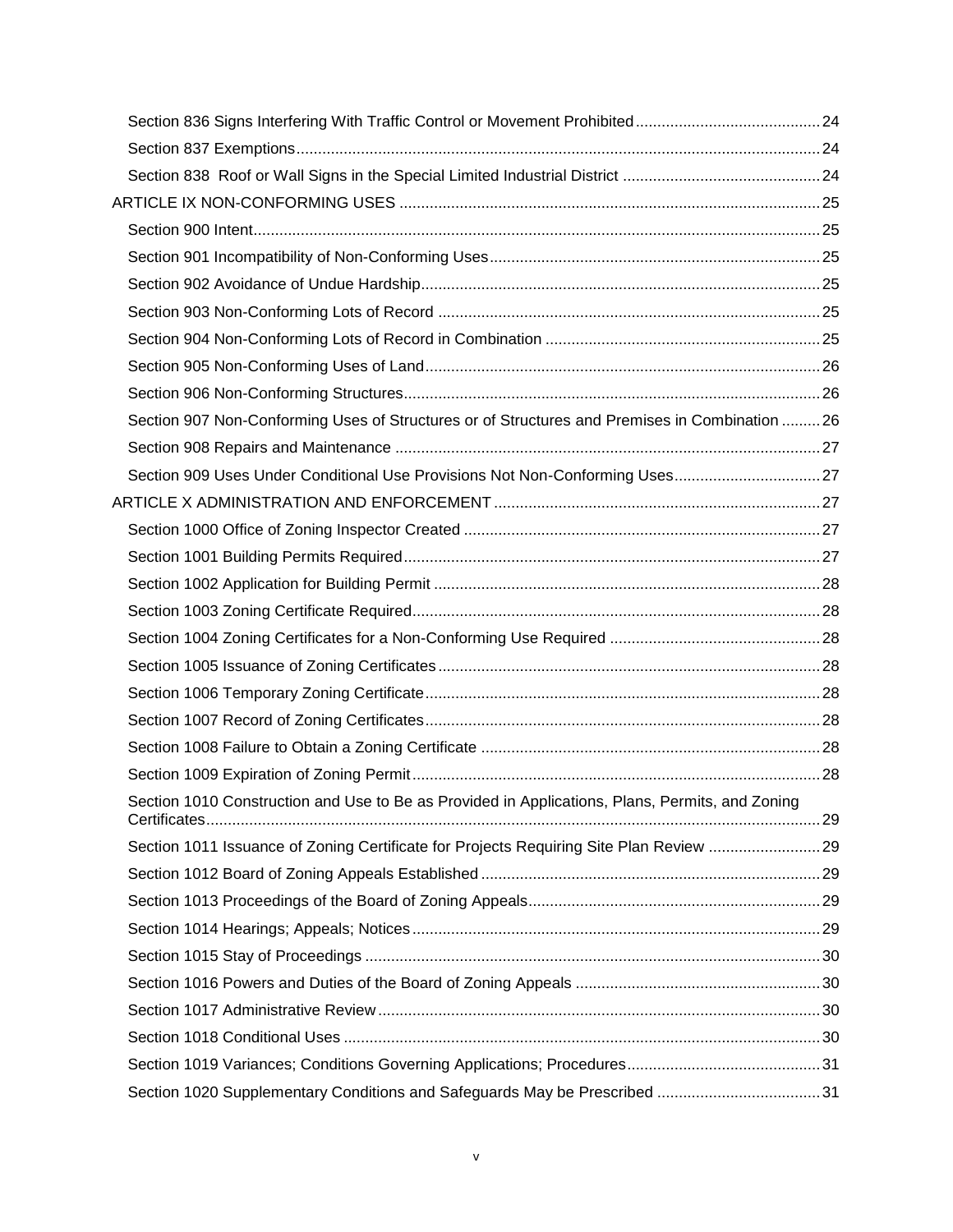Section 836 Signs Interfering With Traffic Control or Movement Prohibited ........................................... 24

Section 837 Exemptions ........................................................................................................................ 24

Section 838 Roof or Wall Signs in the Special Limited Industrial District .............................................. 24

ARTICLE IX NON-CONFORMING USES ................................................................................................. 25

Section 900 Intent .................................................................................................................................. 25

Section 901 Incompatibility of Non-Conforming Uses ............................................................................ 25

Section 902 Avoidance of Undue Hardship ............................................................................................ 25

Section 903 Non-Conforming Lots of Record ........................................................................................ 25

Section 904 Non-Conforming Lots of Record in Combination ............................................................... 25

Section 905 Non-Conforming Uses of Land ........................................................................................... 26

Section 906 Non-Conforming Structures ................................................................................................ 26

Section 907 Non-Conforming Uses of Structures or of Structures and Premises in Combination ......... 26

Section 908 Repairs and Maintenance .................................................................................................. 27

Section 909 Uses Under Conditional Use Provisions Not Non-Conforming Uses .................................. 27

ARTICLE X ADMINISTRATION AND ENFORCEMENT ............................................................................ 27

Section 1000 Office of Zoning Inspector Created .................................................................................. 27

Section 1001 Building Permits Required ................................................................................................ 27

Section 1002 Application for Building Permit ......................................................................................... 28

Section 1003 Zoning Certificate Required .............................................................................................. 28

Section 1004 Zoning Certificates for a Non-Conforming Use Required ................................................. 28

Section 1005 Issuance of Zoning Certificates ........................................................................................ 28

Section 1006 Temporary Zoning Certificate ........................................................................................... 28

Section 1007 Record of Zoning Certificates ........................................................................................... 28

Section 1008 Failure to Obtain a Zoning Certificate .............................................................................. 28

Section 1009 Expiration of Zoning Permit .............................................................................................. 28

Section 1010 Construction and Use to Be as Provided in Applications, Plans, Permits, and Zoning Certificates ............................................................................................................................................. 29

Section 1011 Issuance of Zoning Certificate for Projects Requiring Site Plan Review .......................... 29

Section 1012 Board of Zoning Appeals Established .............................................................................. 29

Section 1013 Proceedings of the Board of Zoning Appeals ................................................................... 29

Section 1014 Hearings; Appeals; Notices .............................................................................................. 29

Section 1015 Stay of Proceedings ......................................................................................................... 30

Section 1016 Powers and Duties of the Board of Zoning Appeals ......................................................... 30

Section 1017 Administrative Review ...................................................................................................... 30

Section 1018 Conditional Uses .............................................................................................................. 30

Section 1019 Variances; Conditions Governing Applications; Procedures ............................................ 31

Section 1020 Supplementary Conditions and Safeguards May be Prescribed ...................................... 31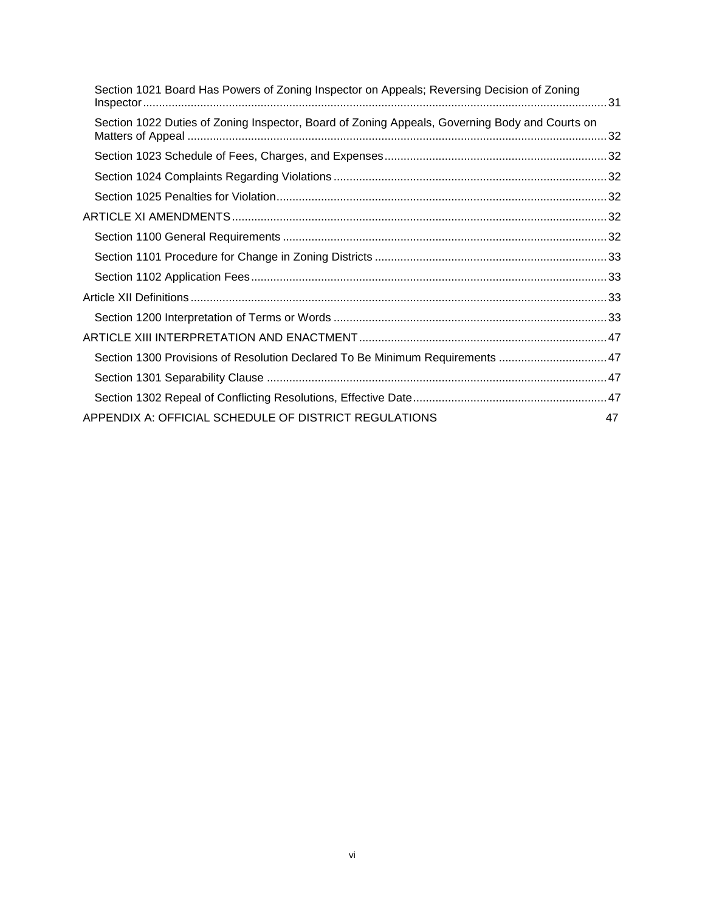Section 1021 Board Has Powers of Zoning Inspector on Appeals; Reversing Decision of Zoning Inspector .......... 31

Section 1022 Duties of Zoning Inspector, Board of Zoning Appeals, Governing Body and Courts on Matters of Appeal .......... 32

Section 1023 Schedule of Fees, Charges, and Expenses .......... 32

Section 1024 Complaints Regarding Violations .......... 32

Section 1025 Penalties for Violation .......... 32

ARTICLE XI AMENDMENTS .......... 32

Section 1100 General Requirements .......... 32

Section 1101 Procedure for Change in Zoning Districts .......... 33

Section 1102 Application Fees .......... 33

Article XII Definitions .......... 33

Section 1200 Interpretation of Terms or Words .......... 33

ARTICLE XIII INTERPRETATION AND ENACTMENT .......... 47

Section 1300 Provisions of Resolution Declared To Be Minimum Requirements .......... 47

Section 1301 Separability Clause .......... 47

Section 1302 Repeal of Conflicting Resolutions, Effective Date .......... 47

APPENDIX A: OFFICIAL SCHEDULE OF DISTRICT REGULATIONS 47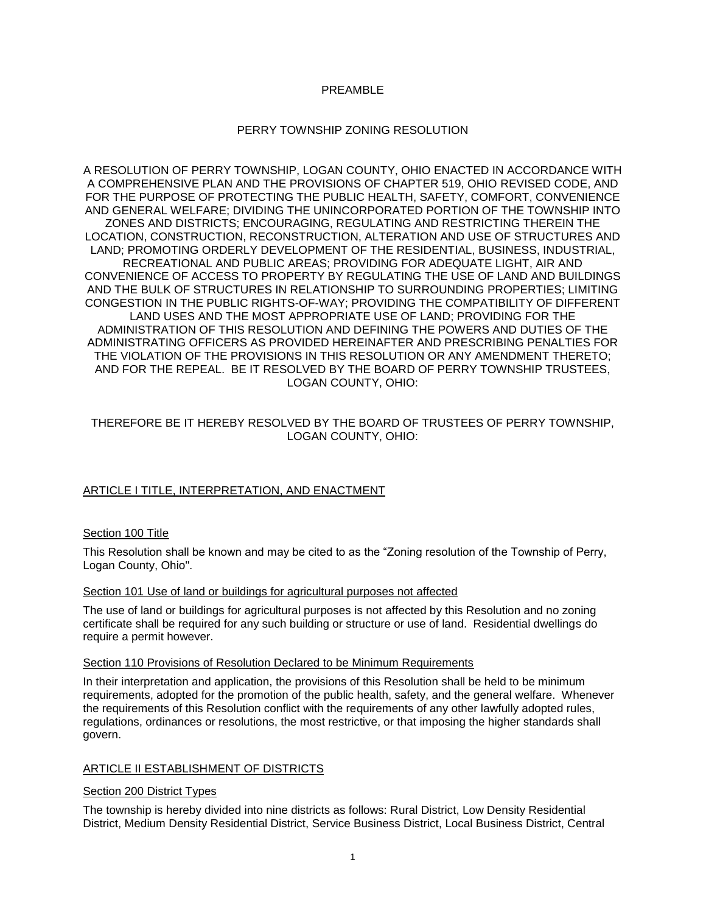PREAMBLE

# PERRY TOWNSHIP ZONING RESOLUTION

A RESOLUTION OF PERRY TOWNSHIP, LOGAN COUNTY, OHIO ENACTED IN ACCORDANCE WITH A COMPREHENSIVE PLAN AND THE PROVISIONS OF CHAPTER 519, OHIO REVISED CODE, AND FOR THE PURPOSE OF PROTECTING THE PUBLIC HEALTH, SAFETY, COMFORT, CONVENIENCE AND GENERAL WELFARE; DIVIDING THE UNINCORPORATED PORTION OF THE TOWNSHIP INTO ZONES AND DISTRICTS; ENCOURAGING, REGULATING AND RESTRICTING THEREIN THE LOCATION, CONSTRUCTION, RECONSTRUCTION, ALTERATION AND USE OF STRUCTURES AND LAND; PROMOTING ORDERLY DEVELOPMENT OF THE RESIDENTIAL, BUSINESS, INDUSTRIAL, RECREATIONAL AND PUBLIC AREAS; PROVIDING FOR ADEQUATE LIGHT, AIR AND CONVENIENCE OF ACCESS TO PROPERTY BY REGULATING THE USE OF LAND AND BUILDINGS AND THE BULK OF STRUCTURES IN RELATIONSHIP TO SURROUNDING PROPERTIES; LIMITING CONGESTION IN THE PUBLIC RIGHTS-OF-WAY; PROVIDING THE COMPATIBILITY OF DIFFERENT LAND USES AND THE MOST APPROPRIATE USE OF LAND; PROVIDING FOR THE ADMINISTRATION OF THIS RESOLUTION AND DEFINING THE POWERS AND DUTIES OF THE ADMINISTRATING OFFICERS AS PROVIDED HEREINAFTER AND PRESCRIBING PENALTIES FOR THE VIOLATION OF THE PROVISIONS IN THIS RESOLUTION OR ANY AMENDMENT THERETO; AND FOR THE REPEAL. BE IT RESOLVED BY THE BOARD OF PERRY TOWNSHIP TRUSTEES, LOGAN COUNTY, OHIO:

THEREFORE BE IT HEREBY RESOLVED BY THE BOARD OF TRUSTEES OF PERRY TOWNSHIP, LOGAN COUNTY, OHIO:

## ARTICLE I TITLE, INTERPRETATION, AND ENACTMENT

### Section 100 Title

This Resolution shall be known and may be cited to as the “Zoning resolution of the Township of Perry, Logan County, Ohio".

### Section 101 Use of land or buildings for agricultural purposes not affected

The use of land or buildings for agricultural purposes is not affected by this Resolution and no zoning certificate shall be required for any such building or structure or use of land. Residential dwellings do require a permit however.

### Section 110 Provisions of Resolution Declared to be Minimum Requirements

In their interpretation and application, the provisions of this Resolution shall be held to be minimum requirements, adopted for the promotion of the public health, safety, and the general welfare. Whenever the requirements of this Resolution conflict with the requirements of any other lawfully adopted rules, regulations, ordinances or resolutions, the most restrictive, or that imposing the higher standards shall govern.

## ARTICLE II ESTABLISHMENT OF DISTRICTS

### Section 200 District Types

The township is hereby divided into nine districts as follows: Rural District, Low Density Residential District, Medium Density Residential District, Service Business District, Local Business District, Central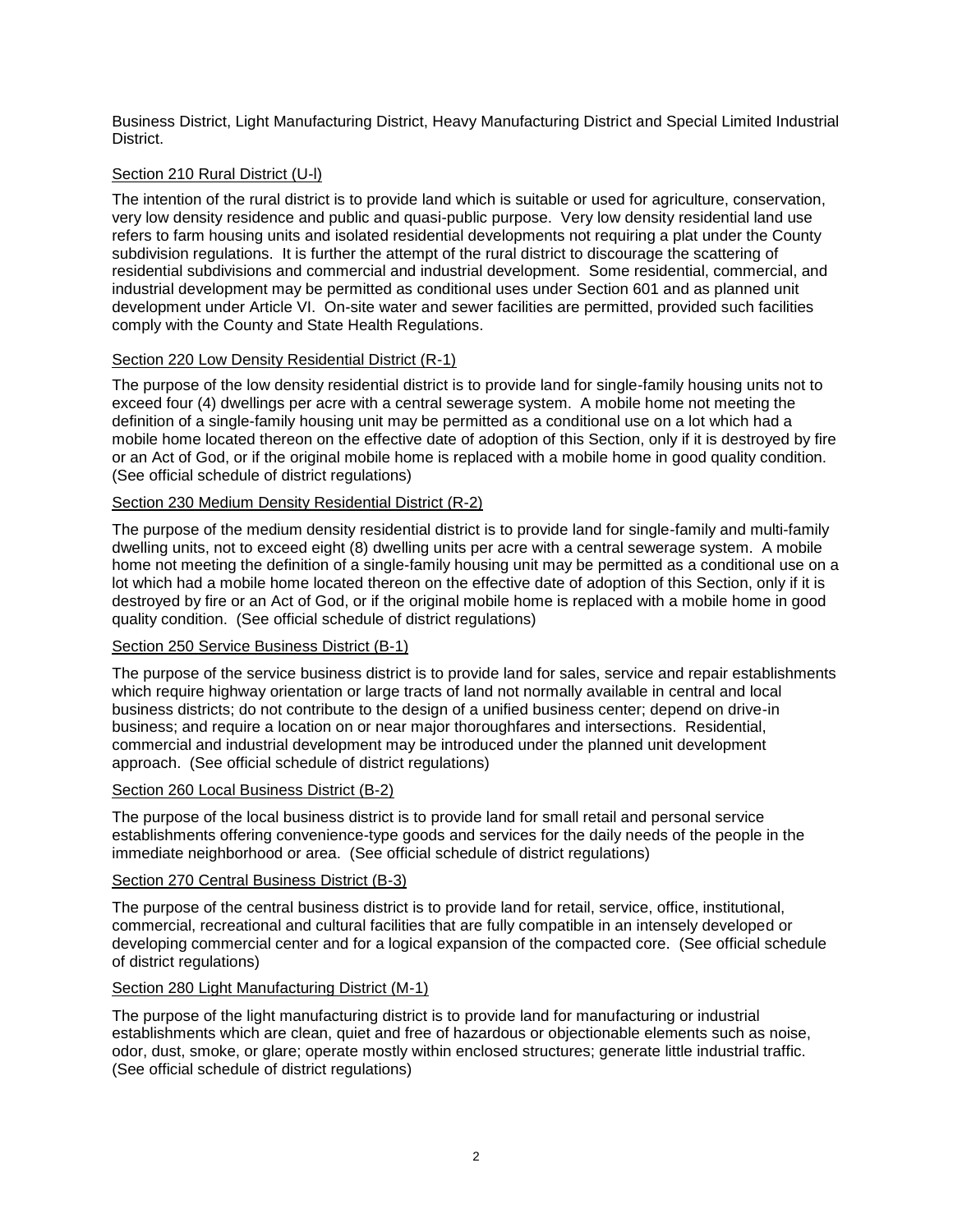Business District, Light Manufacturing District, Heavy Manufacturing District and Special Limited Industrial District.

## Section 210 Rural District (U-l)

The intention of the rural district is to provide land which is suitable or used for agriculture, conservation, very low density residence and public and quasi-public purpose. Very low density residential land use refers to farm housing units and isolated residential developments not requiring a plat under the County subdivision regulations. It is further the attempt of the rural district to discourage the scattering of residential subdivisions and commercial and industrial development. Some residential, commercial, and industrial development may be permitted as conditional uses under Section 601 and as planned unit development under Article VI. On-site water and sewer facilities are permitted, provided such facilities comply with the County and State Health Regulations.

## Section 220 Low Density Residential District (R-1)

The purpose of the low density residential district is to provide land for single-family housing units not to exceed four (4) dwellings per acre with a central sewerage system. A mobile home not meeting the definition of a single-family housing unit may be permitted as a conditional use on a lot which had a mobile home located thereon on the effective date of adoption of this Section, only if it is destroyed by fire or an Act of God, or if the original mobile home is replaced with a mobile home in good quality condition. (See official schedule of district regulations)

## Section 230 Medium Density Residential District (R-2)

The purpose of the medium density residential district is to provide land for single-family and multi-family dwelling units, not to exceed eight (8) dwelling units per acre with a central sewerage system. A mobile home not meeting the definition of a single-family housing unit may be permitted as a conditional use on a lot which had a mobile home located thereon on the effective date of adoption of this Section, only if it is destroyed by fire or an Act of God, or if the original mobile home is replaced with a mobile home in good quality condition. (See official schedule of district regulations)

## Section 250 Service Business District (B-1)

The purpose of the service business district is to provide land for sales, service and repair establishments which require highway orientation or large tracts of land not normally available in central and local business districts; do not contribute to the design of a unified business center; depend on drive-in business; and require a location on or near major thoroughfares and intersections. Residential, commercial and industrial development may be introduced under the planned unit development approach. (See official schedule of district regulations)

## Section 260 Local Business District (B-2)

The purpose of the local business district is to provide land for small retail and personal service establishments offering convenience-type goods and services for the daily needs of the people in the immediate neighborhood or area. (See official schedule of district regulations)

## Section 270 Central Business District (B-3)

The purpose of the central business district is to provide land for retail, service, office, institutional, commercial, recreational and cultural facilities that are fully compatible in an intensely developed or developing commercial center and for a logical expansion of the compacted core. (See official schedule of district regulations)

## Section 280 Light Manufacturing District (M-1)

The purpose of the light manufacturing district is to provide land for manufacturing or industrial establishments which are clean, quiet and free of hazardous or objectionable elements such as noise, odor, dust, smoke, or glare; operate mostly within enclosed structures; generate little industrial traffic. (See official schedule of district regulations)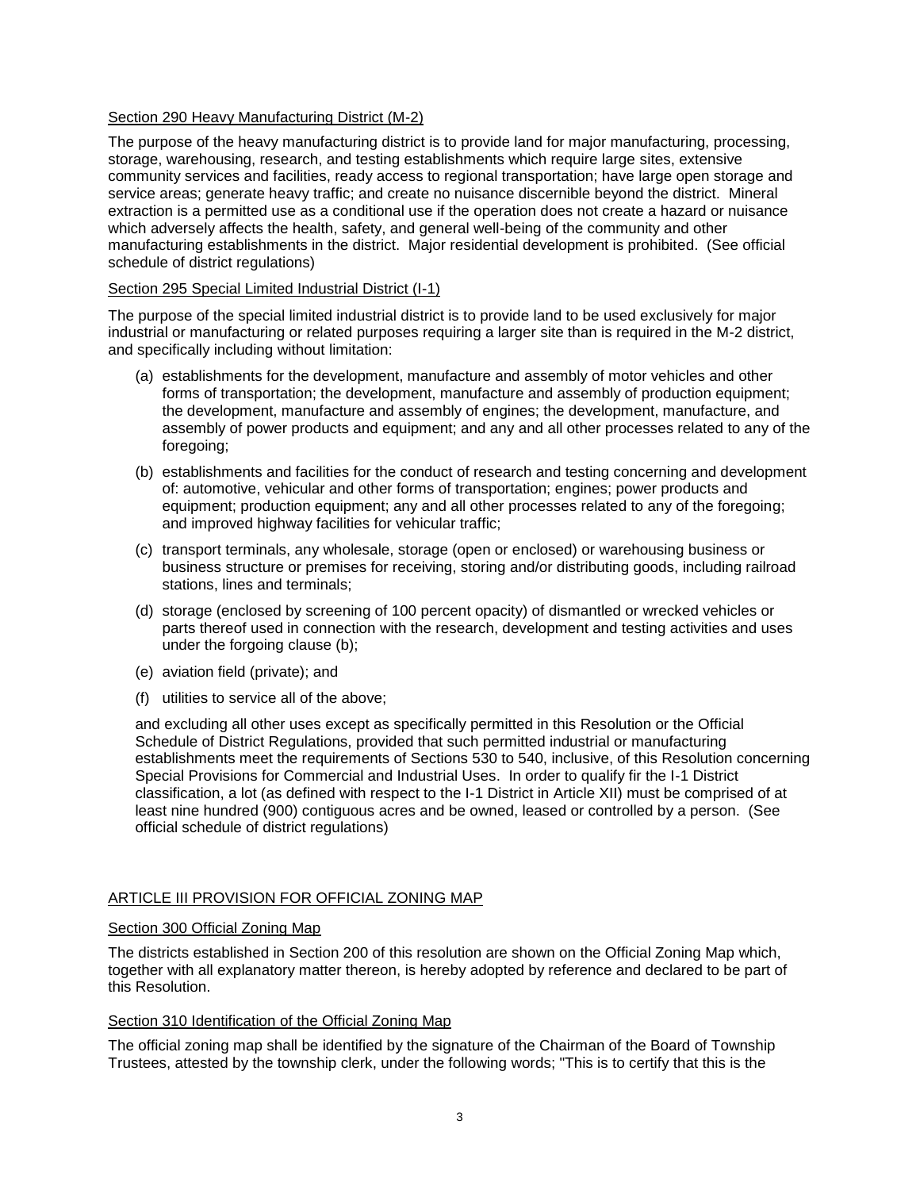Section 290 Heavy Manufacturing District (M-2)

The purpose of the heavy manufacturing district is to provide land for major manufacturing, processing, storage, warehousing, research, and testing establishments which require large sites, extensive community services and facilities, ready access to regional transportation; have large open storage and service areas; generate heavy traffic; and create no nuisance discernible beyond the district. Mineral extraction is a permitted use as a conditional use if the operation does not create a hazard or nuisance which adversely affects the health, safety, and general well-being of the community and other manufacturing establishments in the district. Major residential development is prohibited. (See official schedule of district regulations)

Section 295 Special Limited Industrial District (I-1)

The purpose of the special limited industrial district is to provide land to be used exclusively for major industrial or manufacturing or related purposes requiring a larger site than is required in the M-2 district, and specifically including without limitation:

(a) establishments for the development, manufacture and assembly of motor vehicles and other forms of transportation; the development, manufacture and assembly of production equipment; the development, manufacture and assembly of engines; the development, manufacture, and assembly of power products and equipment; and any and all other processes related to any of the foregoing;

(b) establishments and facilities for the conduct of research and testing concerning and development of: automotive, vehicular and other forms of transportation; engines; power products and equipment; production equipment; any and all other processes related to any of the foregoing; and improved highway facilities for vehicular traffic;

(c) transport terminals, any wholesale, storage (open or enclosed) or warehousing business or business structure or premises for receiving, storing and/or distributing goods, including railroad stations, lines and terminals;

(d) storage (enclosed by screening of 100 percent opacity) of dismantled or wrecked vehicles or parts thereof used in connection with the research, development and testing activities and uses under the forgoing clause (b);

(e) aviation field (private); and

(f) utilities to service all of the above;

and excluding all other uses except as specifically permitted in this Resolution or the Official Schedule of District Regulations, provided that such permitted industrial or manufacturing establishments meet the requirements of Sections 530 to 540, inclusive, of this Resolution concerning Special Provisions for Commercial and Industrial Uses. In order to qualify fir the I-1 District classification, a lot (as defined with respect to the I-1 District in Article XII) must be comprised of at least nine hundred (900) contiguous acres and be owned, leased or controlled by a person. (See official schedule of district regulations)

## ARTICLE III PROVISION FOR OFFICIAL ZONING MAP

Section 300 Official Zoning Map

The districts established in Section 200 of this resolution are shown on the Official Zoning Map which, together with all explanatory matter thereon, is hereby adopted by reference and declared to be part of this Resolution.

Section 310 Identification of the Official Zoning Map

The official zoning map shall be identified by the signature of the Chairman of the Board of Township Trustees, attested by the township clerk, under the following words; "This is to certify that this is the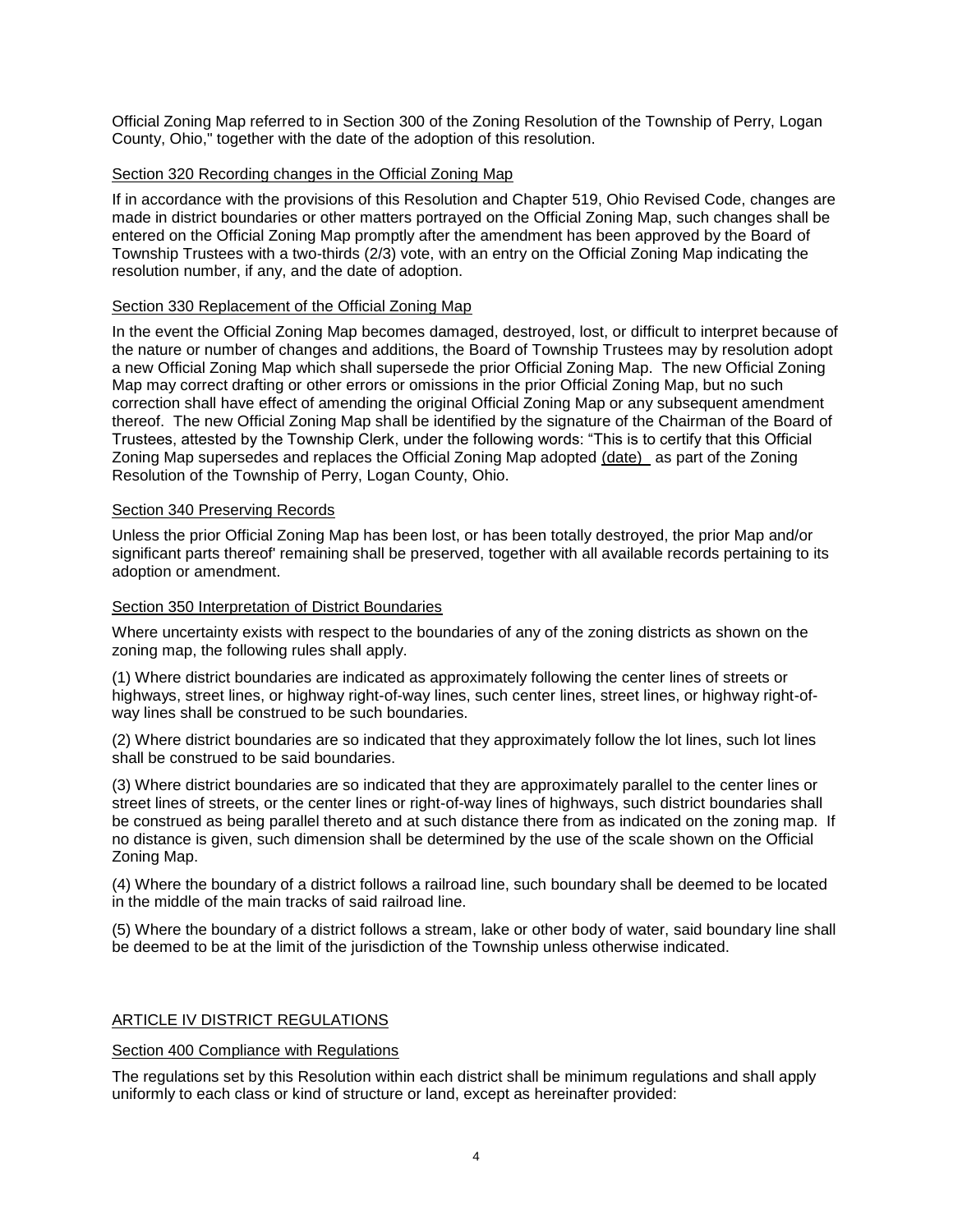Official Zoning Map referred to in Section 300 of the Zoning Resolution of the Township of Perry, Logan County, Ohio," together with the date of the adoption of this resolution.

### Section 320 Recording changes in the Official Zoning Map

If in accordance with the provisions of this Resolution and Chapter 519, Ohio Revised Code, changes are made in district boundaries or other matters portrayed on the Official Zoning Map, such changes shall be entered on the Official Zoning Map promptly after the amendment has been approved by the Board of Township Trustees with a two-thirds (2/3) vote, with an entry on the Official Zoning Map indicating the resolution number, if any, and the date of adoption.

### Section 330 Replacement of the Official Zoning Map

In the event the Official Zoning Map becomes damaged, destroyed, lost, or difficult to interpret because of the nature or number of changes and additions, the Board of Township Trustees may by resolution adopt a new Official Zoning Map which shall supersede the prior Official Zoning Map. The new Official Zoning Map may correct drafting or other errors or omissions in the prior Official Zoning Map, but no such correction shall have effect of amending the original Official Zoning Map or any subsequent amendment thereof. The new Official Zoning Map shall be identified by the signature of the Chairman of the Board of Trustees, attested by the Township Clerk, under the following words: "This is to certify that this Official Zoning Map supersedes and replaces the Official Zoning Map adopted (date) as part of the Zoning Resolution of the Township of Perry, Logan County, Ohio.

### Section 340 Preserving Records

Unless the prior Official Zoning Map has been lost, or has been totally destroyed, the prior Map and/or significant parts thereof' remaining shall be preserved, together with all available records pertaining to its adoption or amendment.

### Section 350 Interpretation of District Boundaries

Where uncertainty exists with respect to the boundaries of any of the zoning districts as shown on the zoning map, the following rules shall apply.

(1) Where district boundaries are indicated as approximately following the center lines of streets or highways, street lines, or highway right-of-way lines, such center lines, street lines, or highway right-of-way lines shall be construed to be such boundaries.

(2) Where district boundaries are so indicated that they approximately follow the lot lines, such lot lines shall be construed to be said boundaries.

(3) Where district boundaries are so indicated that they are approximately parallel to the center lines or street lines of streets, or the center lines or right-of-way lines of highways, such district boundaries shall be construed as being parallel thereto and at such distance there from as indicated on the zoning map. If no distance is given, such dimension shall be determined by the use of the scale shown on the Official Zoning Map.

(4) Where the boundary of a district follows a railroad line, such boundary shall be deemed to be located in the middle of the main tracks of said railroad line.

(5) Where the boundary of a district follows a stream, lake or other body of water, said boundary line shall be deemed to be at the limit of the jurisdiction of the Township unless otherwise indicated.

## ARTICLE IV DISTRICT REGULATIONS

### Section 400 Compliance with Regulations

The regulations set by this Resolution within each district shall be minimum regulations and shall apply uniformly to each class or kind of structure or land, except as hereinafter provided: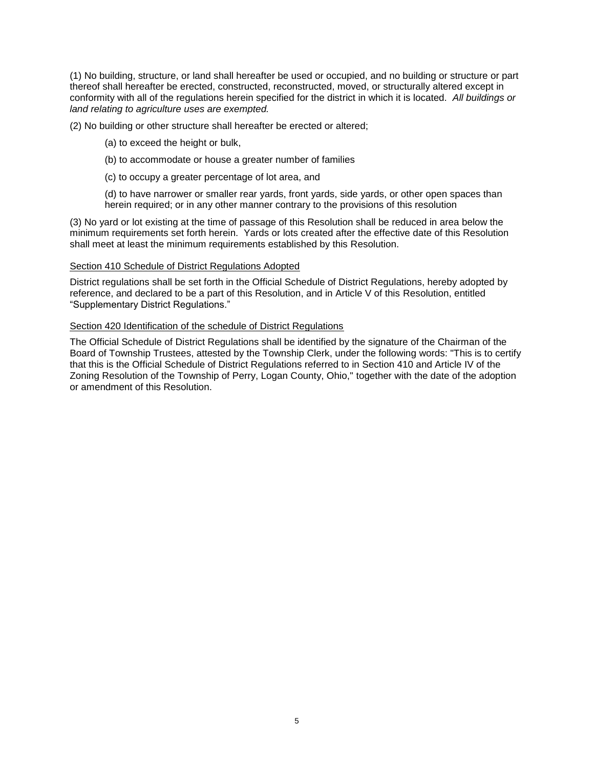(1) No building, structure, or land shall hereafter be used or occupied, and no building or structure or part thereof shall hereafter be erected, constructed, reconstructed, moved, or structurally altered except in conformity with all of the regulations herein specified for the district in which it is located. *All buildings or land relating to agriculture uses are exempted.*

(2) No building or other structure shall hereafter be erected or altered;

(a) to exceed the height or bulk,

(b) to accommodate or house a greater number of families

(c) to occupy a greater percentage of lot area, and

(d) to have narrower or smaller rear yards, front yards, side yards, or other open spaces than herein required; or in any other manner contrary to the provisions of this resolution

(3) No yard or lot existing at the time of passage of this Resolution shall be reduced in area below the minimum requirements set forth herein. Yards or lots created after the effective date of this Resolution shall meet at least the minimum requirements established by this Resolution.

Section 410 Schedule of District Regulations Adopted

District regulations shall be set forth in the Official Schedule of District Regulations, hereby adopted by reference, and declared to be a part of this Resolution, and in Article V of this Resolution, entitled "Supplementary District Regulations."

Section 420 Identification of the schedule of District Regulations

The Official Schedule of District Regulations shall be identified by the signature of the Chairman of the Board of Township Trustees, attested by the Township Clerk, under the following words: "This is to certify that this is the Official Schedule of District Regulations referred to in Section 410 and Article IV of the Zoning Resolution of the Township of Perry, Logan County, Ohio," together with the date of the adoption or amendment of this Resolution.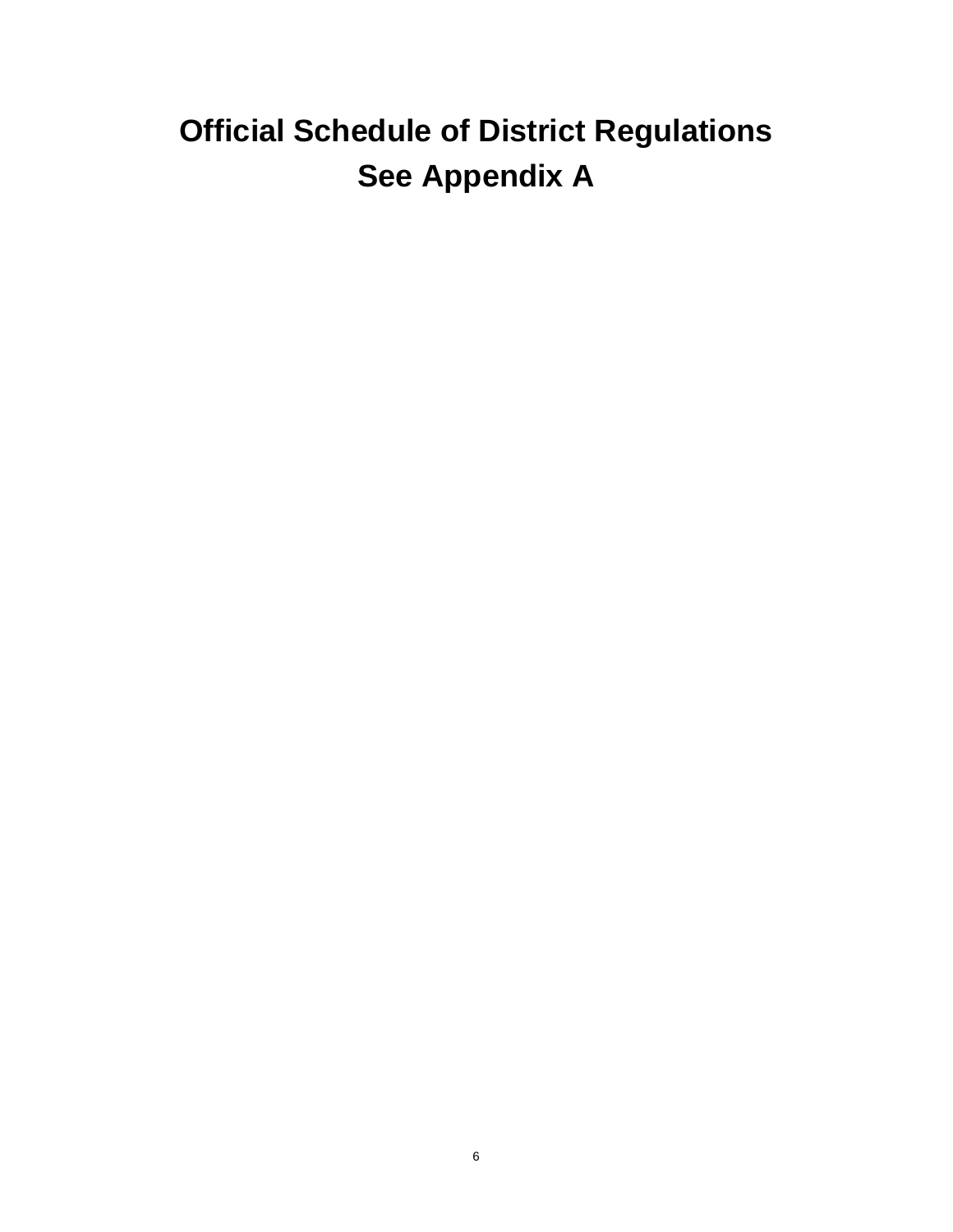# Official Schedule of District Regulations
# See Appendix A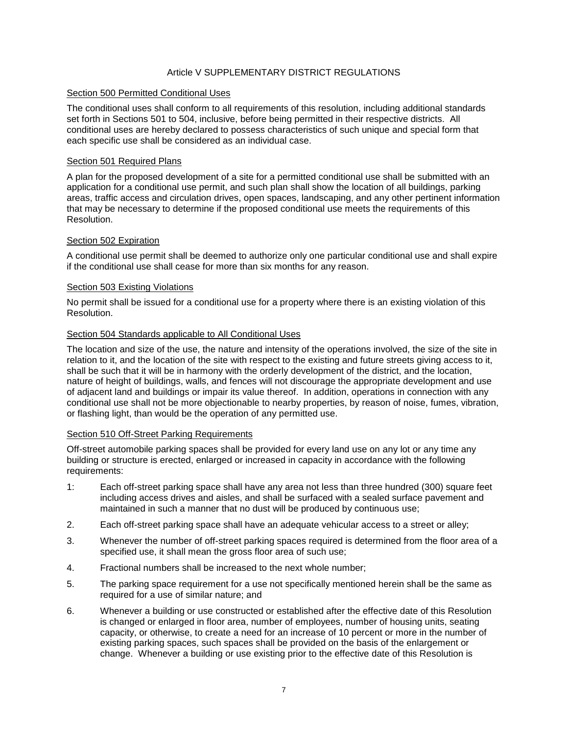# Article V SUPPLEMENTARY DISTRICT REGULATIONS

## Section 500 Permitted Conditional Uses

The conditional uses shall conform to all requirements of this resolution, including additional standards set forth in Sections 501 to 504, inclusive, before being permitted in their respective districts. All conditional uses are hereby declared to possess characteristics of such unique and special form that each specific use shall be considered as an individual case.

## Section 501 Required Plans

A plan for the proposed development of a site for a permitted conditional use shall be submitted with an application for a conditional use permit, and such plan shall show the location of all buildings, parking areas, traffic access and circulation drives, open spaces, landscaping, and any other pertinent information that may be necessary to determine if the proposed conditional use meets the requirements of this Resolution.

## Section 502 Expiration

A conditional use permit shall be deemed to authorize only one particular conditional use and shall expire if the conditional use shall cease for more than six months for any reason.

## Section 503 Existing Violations

No permit shall be issued for a conditional use for a property where there is an existing violation of this Resolution.

## Section 504 Standards applicable to All Conditional Uses

The location and size of the use, the nature and intensity of the operations involved, the size of the site in relation to it, and the location of the site with respect to the existing and future streets giving access to it, shall be such that it will be in harmony with the orderly development of the district, and the location, nature of height of buildings, walls, and fences will not discourage the appropriate development and use of adjacent land and buildings or impair its value thereof. In addition, operations in connection with any conditional use shall not be more objectionable to nearby properties, by reason of noise, fumes, vibration, or flashing light, than would be the operation of any permitted use.

## Section 510 Off-Street Parking Requirements

Off-street automobile parking spaces shall be provided for every land use on any lot or any time any building or structure is erected, enlarged or increased in capacity in accordance with the following requirements:

1: Each off-street parking space shall have any area not less than three hundred (300) square feet including access drives and aisles, and shall be surfaced with a sealed surface pavement and maintained in such a manner that no dust will be produced by continuous use;

2. Each off-street parking space shall have an adequate vehicular access to a street or alley;

3. Whenever the number of off-street parking spaces required is determined from the floor area of a specified use, it shall mean the gross floor area of such use;

4. Fractional numbers shall be increased to the next whole number;

5. The parking space requirement for a use not specifically mentioned herein shall be the same as required for a use of similar nature; and

6. Whenever a building or use constructed or established after the effective date of this Resolution is changed or enlarged in floor area, number of employees, number of housing units, seating capacity, or otherwise, to create a need for an increase of 10 percent or more in the number of existing parking spaces, such spaces shall be provided on the basis of the enlargement or change. Whenever a building or use existing prior to the effective date of this Resolution is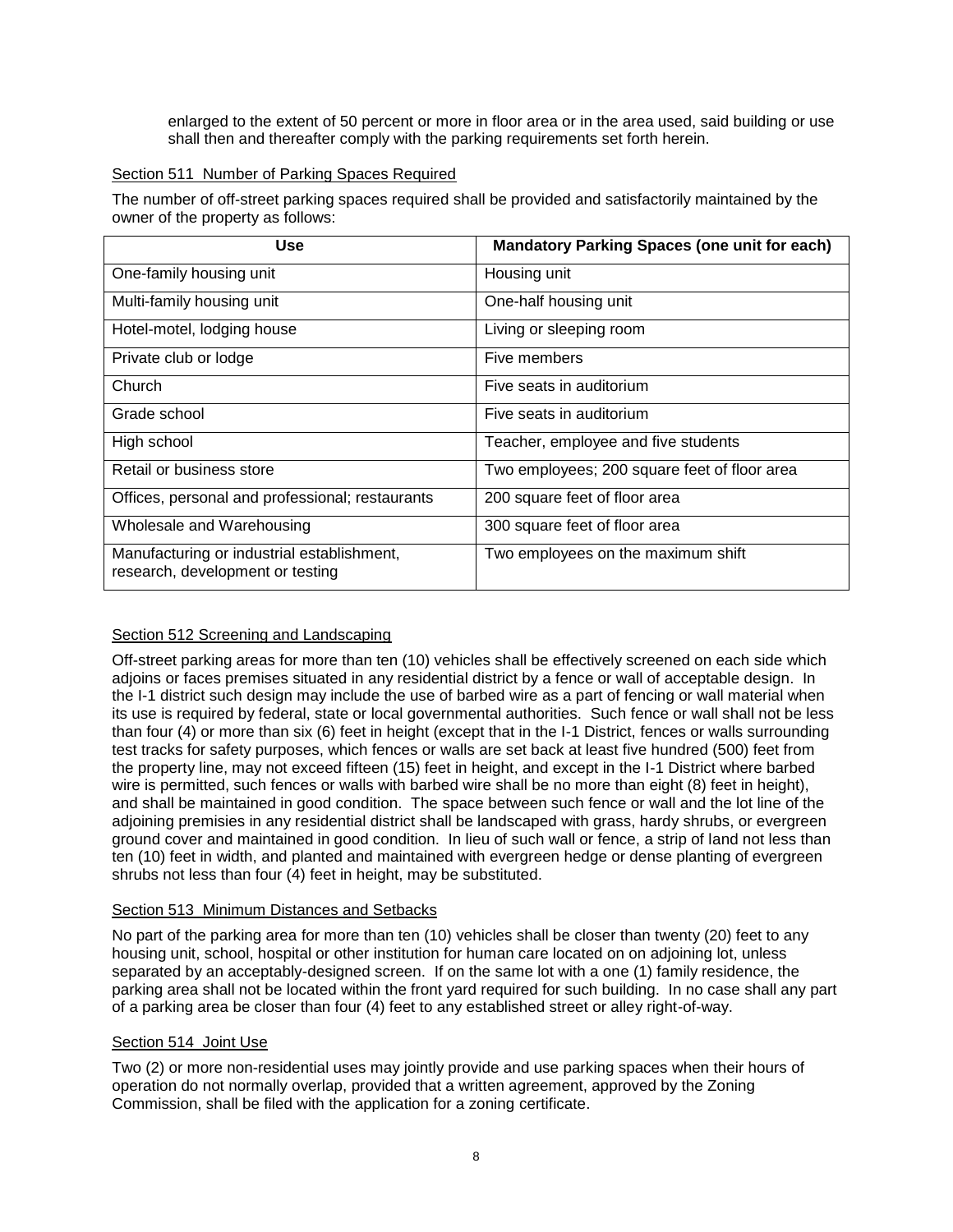enlarged to the extent of 50 percent or more in floor area or in the area used, said building or use shall then and thereafter comply with the parking requirements set forth herein.

Section 511 Number of Parking Spaces Required

The number of off-street parking spaces required shall be provided and satisfactorily maintained by the owner of the property as follows:

| Use | Mandatory Parking Spaces (one unit for each) |
|---|---|
| One-family housing unit | Housing unit |
| Multi-family housing unit | One-half housing unit |
| Hotel-motel, lodging house | Living or sleeping room |
| Private club or lodge | Five members |
| Church | Five seats in auditorium |
| Grade school | Five seats in auditorium |
| High school | Teacher, employee and five students |
| Retail or business store | Two employees; 200 square feet of floor area |
| Offices, personal and professional; restaurants | 200 square feet of floor area |
| Wholesale and Warehousing | 300 square feet of floor area |
| Manufacturing or industrial establishment, research, development or testing | Two employees on the maximum shift |

Section 512 Screening and Landscaping

Off-street parking areas for more than ten (10) vehicles shall be effectively screened on each side which adjoins or faces premises situated in any residential district by a fence or wall of acceptable design. In the I-1 district such design may include the use of barbed wire as a part of fencing or wall material when its use is required by federal, state or local governmental authorities. Such fence or wall shall not be less than four (4) or more than six (6) feet in height (except that in the I-1 District, fences or walls surrounding test tracks for safety purposes, which fences or walls are set back at least five hundred (500) feet from the property line, may not exceed fifteen (15) feet in height, and except in the I-1 District where barbed wire is permitted, such fences or walls with barbed wire shall be no more than eight (8) feet in height), and shall be maintained in good condition. The space between such fence or wall and the lot line of the adjoining premisies in any residential district shall be landscaped with grass, hardy shrubs, or evergreen ground cover and maintained in good condition. In lieu of such wall or fence, a strip of land not less than ten (10) feet in width, and planted and maintained with evergreen hedge or dense planting of evergreen shrubs not less than four (4) feet in height, may be substituted.

Section 513 Minimum Distances and Setbacks

No part of the parking area for more than ten (10) vehicles shall be closer than twenty (20) feet to any housing unit, school, hospital or other institution for human care located on on adjoining lot, unless separated by an acceptably-designed screen. If on the same lot with a one (1) family residence, the parking area shall not be located within the front yard required for such building. In no case shall any part of a parking area be closer than four (4) feet to any established street or alley right-of-way.

Section 514 Joint Use

Two (2) or more non-residential uses may jointly provide and use parking spaces when their hours of operation do not normally overlap, provided that a written agreement, approved by the Zoning Commission, shall be filed with the application for a zoning certificate.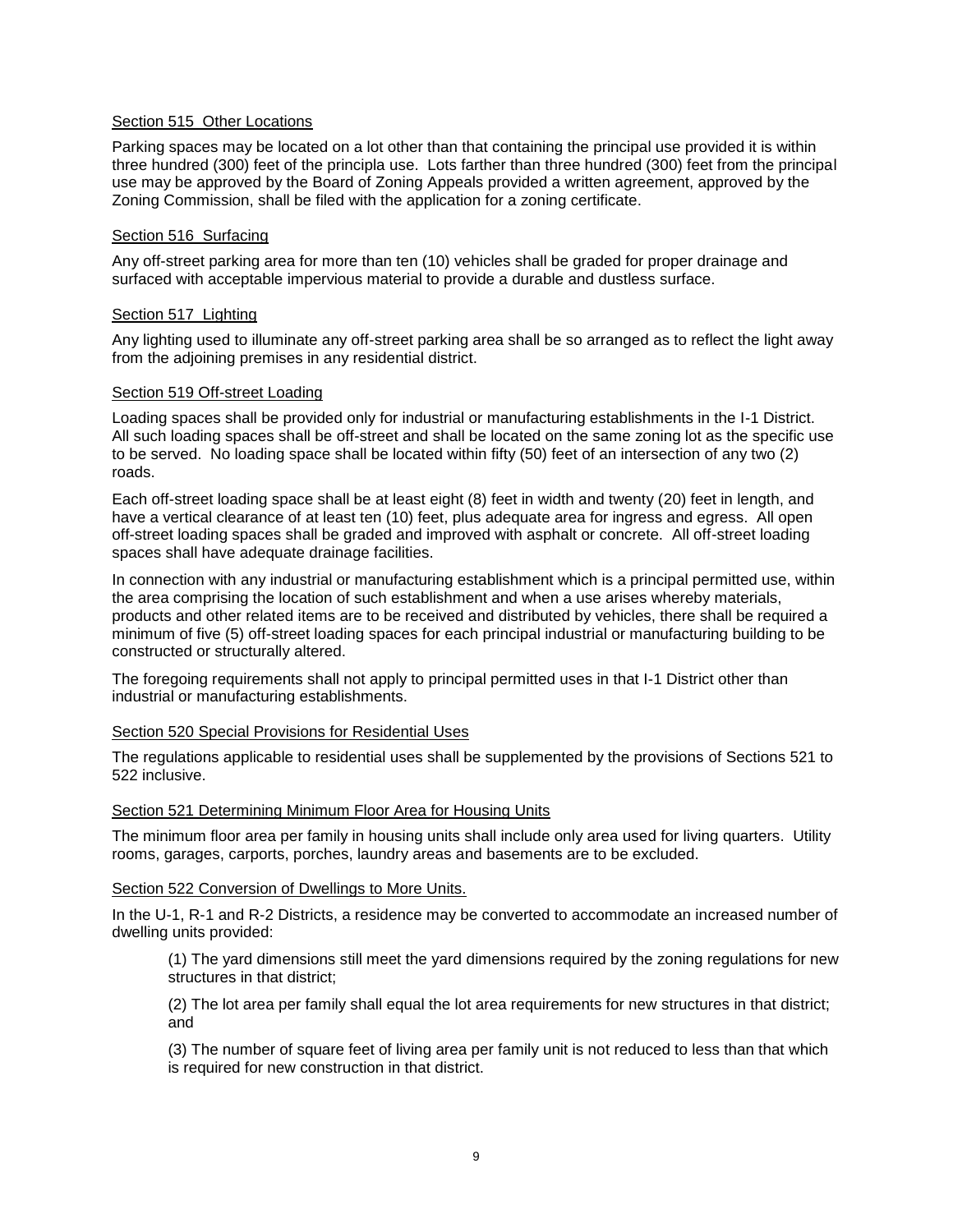### Section 515 Other Locations

Parking spaces may be located on a lot other than that containing the principal use provided it is within three hundred (300) feet of the principla use. Lots farther than three hundred (300) feet from the principal use may be approved by the Board of Zoning Appeals provided a written agreement, approved by the Zoning Commission, shall be filed with the application for a zoning certificate.

### Section 516 Surfacing

Any off-street parking area for more than ten (10) vehicles shall be graded for proper drainage and surfaced with acceptable impervious material to provide a durable and dustless surface.

### Section 517 Lighting

Any lighting used to illuminate any off-street parking area shall be so arranged as to reflect the light away from the adjoining premises in any residential district.

### Section 519 Off-street Loading

Loading spaces shall be provided only for industrial or manufacturing establishments in the I-1 District. All such loading spaces shall be off-street and shall be located on the same zoning lot as the specific use to be served. No loading space shall be located within fifty (50) feet of an intersection of any two (2) roads.

Each off-street loading space shall be at least eight (8) feet in width and twenty (20) feet in length, and have a vertical clearance of at least ten (10) feet, plus adequate area for ingress and egress. All open off-street loading spaces shall be graded and improved with asphalt or concrete. All off-street loading spaces shall have adequate drainage facilities.

In connection with any industrial or manufacturing establishment which is a principal permitted use, within the area comprising the location of such establishment and when a use arises whereby materials, products and other related items are to be received and distributed by vehicles, there shall be required a minimum of five (5) off-street loading spaces for each principal industrial or manufacturing building to be constructed or structurally altered.

The foregoing requirements shall not apply to principal permitted uses in that I-1 District other than industrial or manufacturing establishments.

### Section 520 Special Provisions for Residential Uses

The regulations applicable to residential uses shall be supplemented by the provisions of Sections 521 to 522 inclusive.

### Section 521 Determining Minimum Floor Area for Housing Units

The minimum floor area per family in housing units shall include only area used for living quarters. Utility rooms, garages, carports, porches, laundry areas and basements are to be excluded.

### Section 522 Conversion of Dwellings to More Units.

In the U-1, R-1 and R-2 Districts, a residence may be converted to accommodate an increased number of dwelling units provided:

(1) The yard dimensions still meet the yard dimensions required by the zoning regulations for new structures in that district;

(2) The lot area per family shall equal the lot area requirements for new structures in that district; and

(3) The number of square feet of living area per family unit is not reduced to less than that which is required for new construction in that district.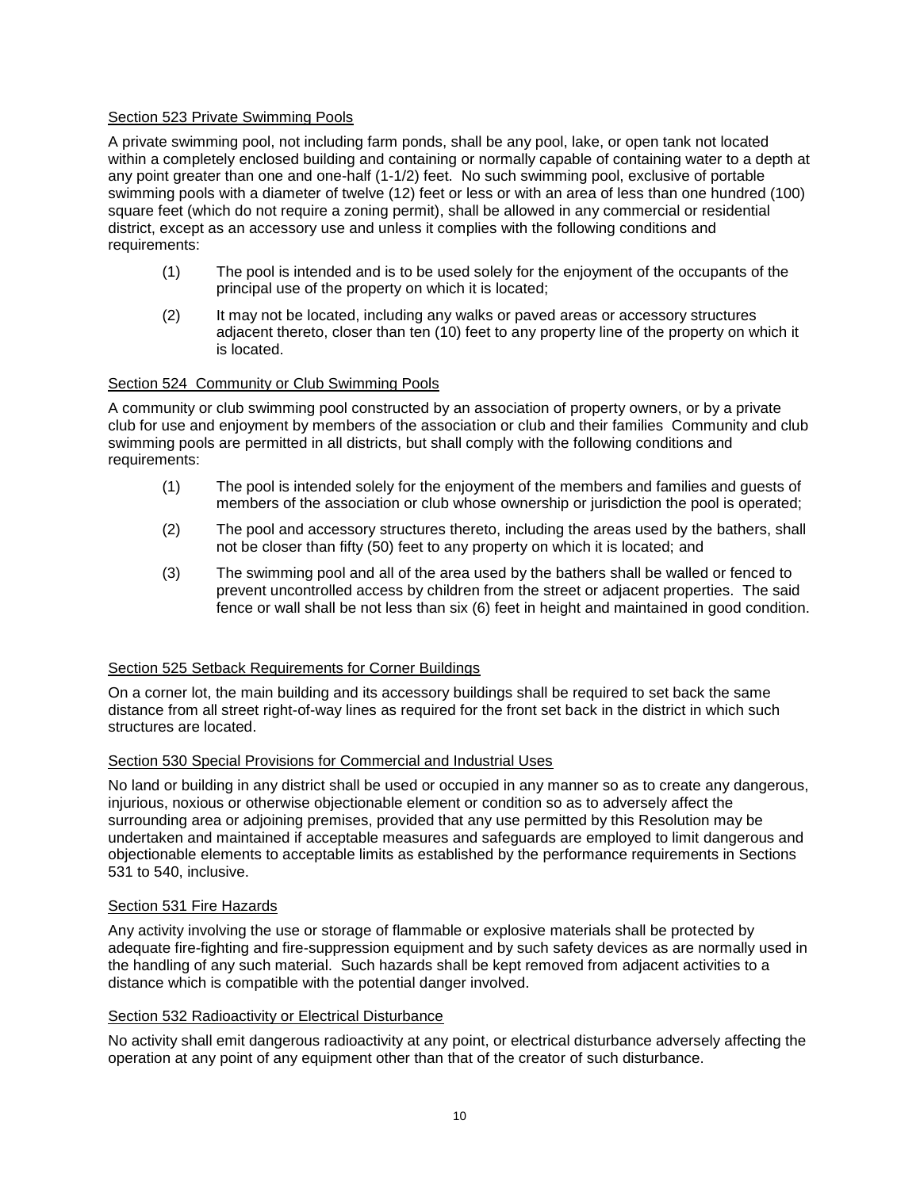Section 523 Private Swimming Pools

A private swimming pool, not including farm ponds, shall be any pool, lake, or open tank not located within a completely enclosed building and containing or normally capable of containing water to a depth at any point greater than one and one-half (1-1/2) feet. No such swimming pool, exclusive of portable swimming pools with a diameter of twelve (12) feet or less or with an area of less than one hundred (100) square feet (which do not require a zoning permit), shall be allowed in any commercial or residential district, except as an accessory use and unless it complies with the following conditions and requirements:

(1) The pool is intended and is to be used solely for the enjoyment of the occupants of the principal use of the property on which it is located;

(2) It may not be located, including any walks or paved areas or accessory structures adjacent thereto, closer than ten (10) feet to any property line of the property on which it is located.

Section 524 Community or Club Swimming Pools

A community or club swimming pool constructed by an association of property owners, or by a private club for use and enjoyment by members of the association or club and their families Community and club swimming pools are permitted in all districts, but shall comply with the following conditions and requirements:

(1) The pool is intended solely for the enjoyment of the members and families and guests of members of the association or club whose ownership or jurisdiction the pool is operated;

(2) The pool and accessory structures thereto, including the areas used by the bathers, shall not be closer than fifty (50) feet to any property on which it is located; and

(3) The swimming pool and all of the area used by the bathers shall be walled or fenced to prevent uncontrolled access by children from the street or adjacent properties. The said fence or wall shall be not less than six (6) feet in height and maintained in good condition.

Section 525 Setback Requirements for Corner Buildings

On a corner lot, the main building and its accessory buildings shall be required to set back the same distance from all street right-of-way lines as required for the front set back in the district in which such structures are located.

Section 530 Special Provisions for Commercial and Industrial Uses

No land or building in any district shall be used or occupied in any manner so as to create any dangerous, injurious, noxious or otherwise objectionable element or condition so as to adversely affect the surrounding area or adjoining premises, provided that any use permitted by this Resolution may be undertaken and maintained if acceptable measures and safeguards are employed to limit dangerous and objectionable elements to acceptable limits as established by the performance requirements in Sections 531 to 540, inclusive.

Section 531 Fire Hazards

Any activity involving the use or storage of flammable or explosive materials shall be protected by adequate fire-fighting and fire-suppression equipment and by such safety devices as are normally used in the handling of any such material. Such hazards shall be kept removed from adjacent activities to a distance which is compatible with the potential danger involved.

Section 532 Radioactivity or Electrical Disturbance

No activity shall emit dangerous radioactivity at any point, or electrical disturbance adversely affecting the operation at any point of any equipment other than that of the creator of such disturbance.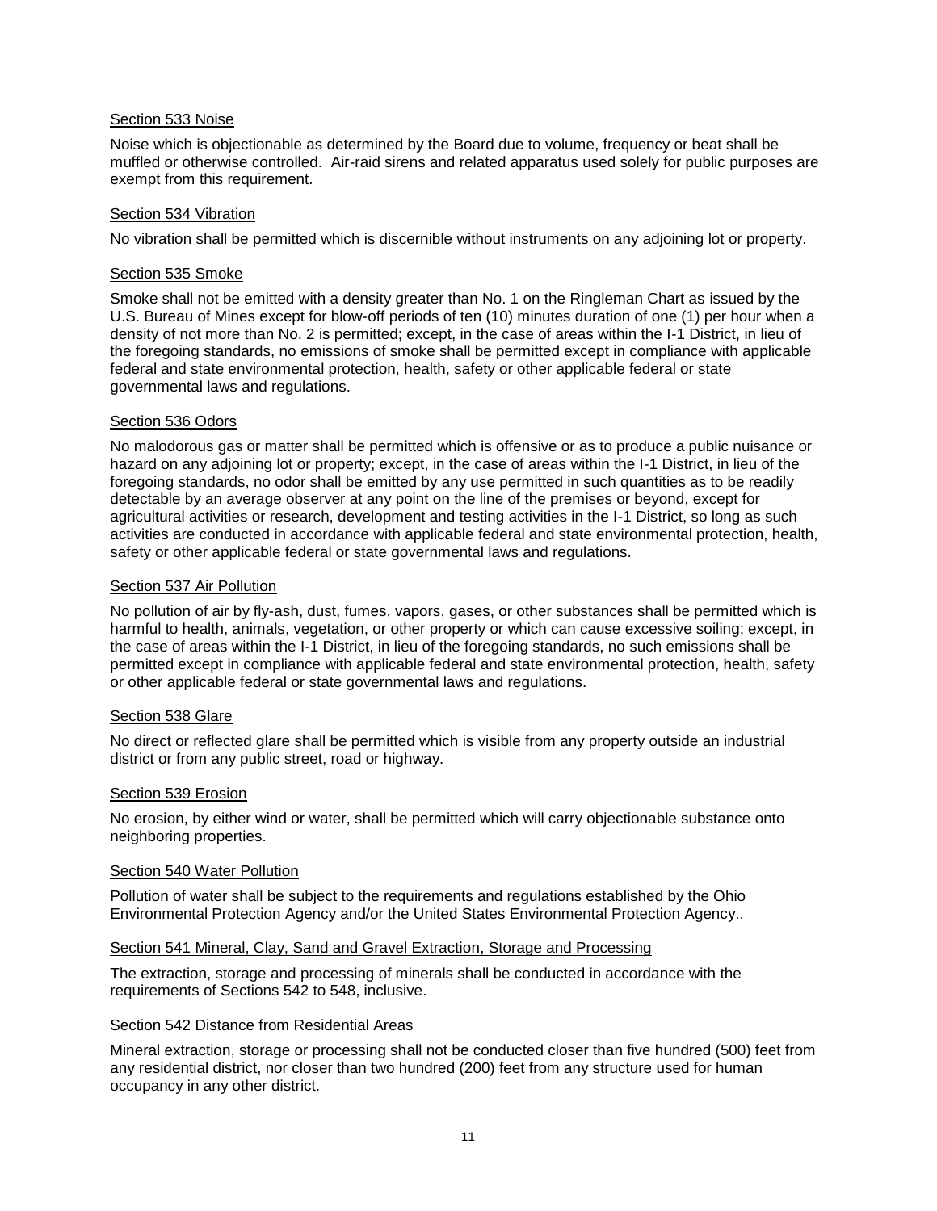### Section 533 Noise

Noise which is objectionable as determined by the Board due to volume, frequency or beat shall be muffled or otherwise controlled. Air-raid sirens and related apparatus used solely for public purposes are exempt from this requirement.

### Section 534 Vibration

No vibration shall be permitted which is discernible without instruments on any adjoining lot or property.

### Section 535 Smoke

Smoke shall not be emitted with a density greater than No. 1 on the Ringleman Chart as issued by the U.S. Bureau of Mines except for blow-off periods of ten (10) minutes duration of one (1) per hour when a density of not more than No. 2 is permitted; except, in the case of areas within the I-1 District, in lieu of the foregoing standards, no emissions of smoke shall be permitted except in compliance with applicable federal and state environmental protection, health, safety or other applicable federal or state governmental laws and regulations.

### Section 536 Odors

No malodorous gas or matter shall be permitted which is offensive or as to produce a public nuisance or hazard on any adjoining lot or property; except, in the case of areas within the I-1 District, in lieu of the foregoing standards, no odor shall be emitted by any use permitted in such quantities as to be readily detectable by an average observer at any point on the line of the premises or beyond, except for agricultural activities or research, development and testing activities in the I-1 District, so long as such activities are conducted in accordance with applicable federal and state environmental protection, health, safety or other applicable federal or state governmental laws and regulations.

### Section 537 Air Pollution

No pollution of air by fly-ash, dust, fumes, vapors, gases, or other substances shall be permitted which is harmful to health, animals, vegetation, or other property or which can cause excessive soiling; except, in the case of areas within the I-1 District, in lieu of the foregoing standards, no such emissions shall be permitted except in compliance with applicable federal and state environmental protection, health, safety or other applicable federal or state governmental laws and regulations.

### Section 538 Glare

No direct or reflected glare shall be permitted which is visible from any property outside an industrial district or from any public street, road or highway.

### Section 539 Erosion

No erosion, by either wind or water, shall be permitted which will carry objectionable substance onto neighboring properties.

### Section 540 Water Pollution

Pollution of water shall be subject to the requirements and regulations established by the Ohio Environmental Protection Agency and/or the United States Environmental Protection Agency..

### Section 541 Mineral, Clay, Sand and Gravel Extraction, Storage and Processing

The extraction, storage and processing of minerals shall be conducted in accordance with the requirements of Sections 542 to 548, inclusive.

### Section 542 Distance from Residential Areas

Mineral extraction, storage or processing shall not be conducted closer than five hundred (500) feet from any residential district, nor closer than two hundred (200) feet from any structure used for human occupancy in any other district.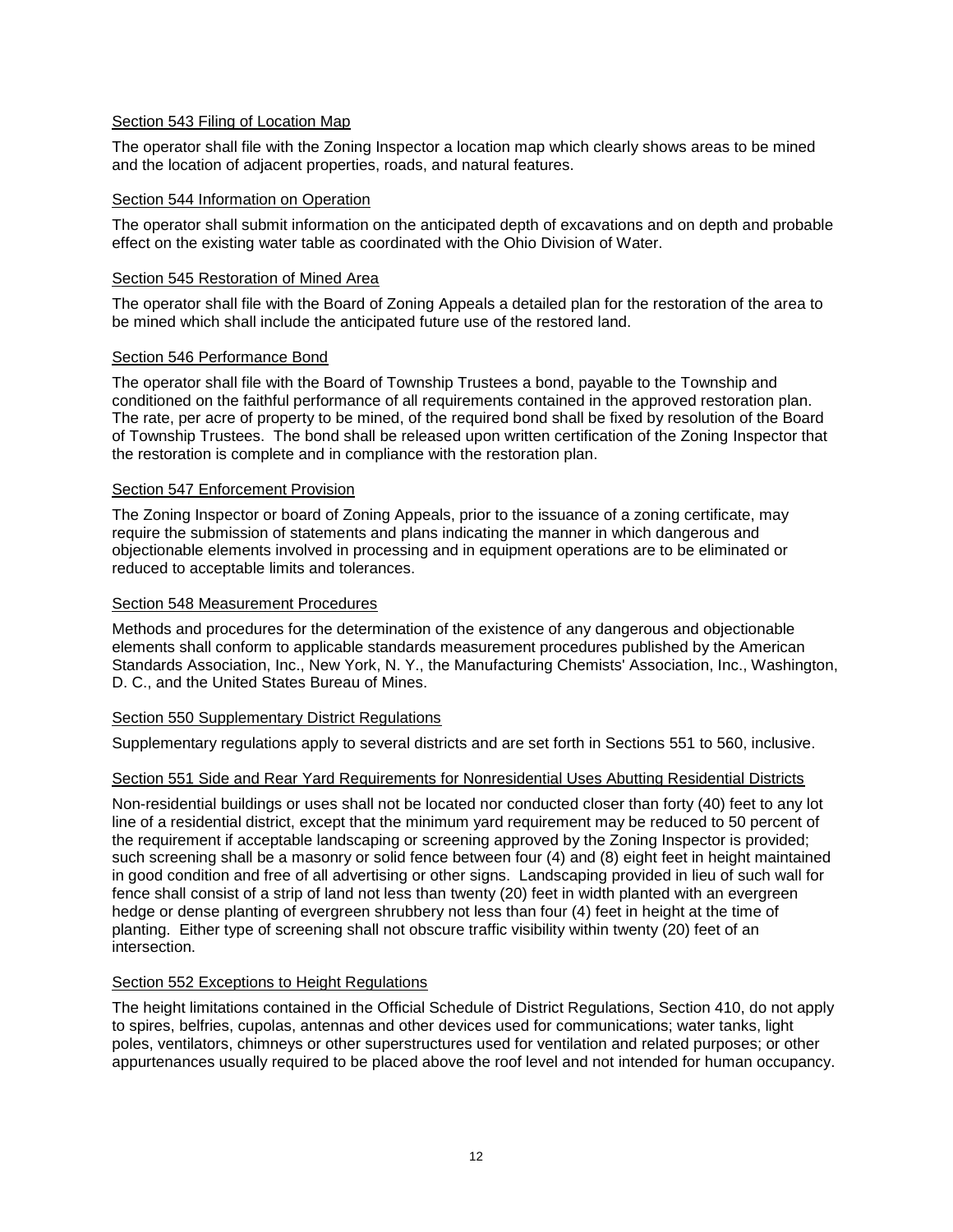### Section 543 Filing of Location Map

The operator shall file with the Zoning Inspector a location map which clearly shows areas to be mined and the location of adjacent properties, roads, and natural features.

### Section 544 Information on Operation

The operator shall submit information on the anticipated depth of excavations and on depth and probable effect on the existing water table as coordinated with the Ohio Division of Water.

### Section 545 Restoration of Mined Area

The operator shall file with the Board of Zoning Appeals a detailed plan for the restoration of the area to be mined which shall include the anticipated future use of the restored land.

### Section 546 Performance Bond

The operator shall file with the Board of Township Trustees a bond, payable to the Township and conditioned on the faithful performance of all requirements contained in the approved restoration plan. The rate, per acre of property to be mined, of the required bond shall be fixed by resolution of the Board of Township Trustees. The bond shall be released upon written certification of the Zoning Inspector that the restoration is complete and in compliance with the restoration plan.

### Section 547 Enforcement Provision

The Zoning Inspector or board of Zoning Appeals, prior to the issuance of a zoning certificate, may require the submission of statements and plans indicating the manner in which dangerous and objectionable elements involved in processing and in equipment operations are to be eliminated or reduced to acceptable limits and tolerances.

### Section 548 Measurement Procedures

Methods and procedures for the determination of the existence of any dangerous and objectionable elements shall conform to applicable standards measurement procedures published by the American Standards Association, Inc., New York, N. Y., the Manufacturing Chemists' Association, Inc., Washington, D. C., and the United States Bureau of Mines.

### Section 550 Supplementary District Regulations

Supplementary regulations apply to several districts and are set forth in Sections 551 to 560, inclusive.

### Section 551 Side and Rear Yard Requirements for Nonresidential Uses Abutting Residential Districts

Non-residential buildings or uses shall not be located nor conducted closer than forty (40) feet to any lot line of a residential district, except that the minimum yard requirement may be reduced to 50 percent of the requirement if acceptable landscaping or screening approved by the Zoning Inspector is provided; such screening shall be a masonry or solid fence between four (4) and (8) eight feet in height maintained in good condition and free of all advertising or other signs. Landscaping provided in lieu of such wall for fence shall consist of a strip of land not less than twenty (20) feet in width planted with an evergreen hedge or dense planting of evergreen shrubbery not less than four (4) feet in height at the time of planting. Either type of screening shall not obscure traffic visibility within twenty (20) feet of an intersection.

### Section 552 Exceptions to Height Regulations

The height limitations contained in the Official Schedule of District Regulations, Section 410, do not apply to spires, belfries, cupolas, antennas and other devices used for communications; water tanks, light poles, ventilators, chimneys or other superstructures used for ventilation and related purposes; or other appurtenances usually required to be placed above the roof level and not intended for human occupancy.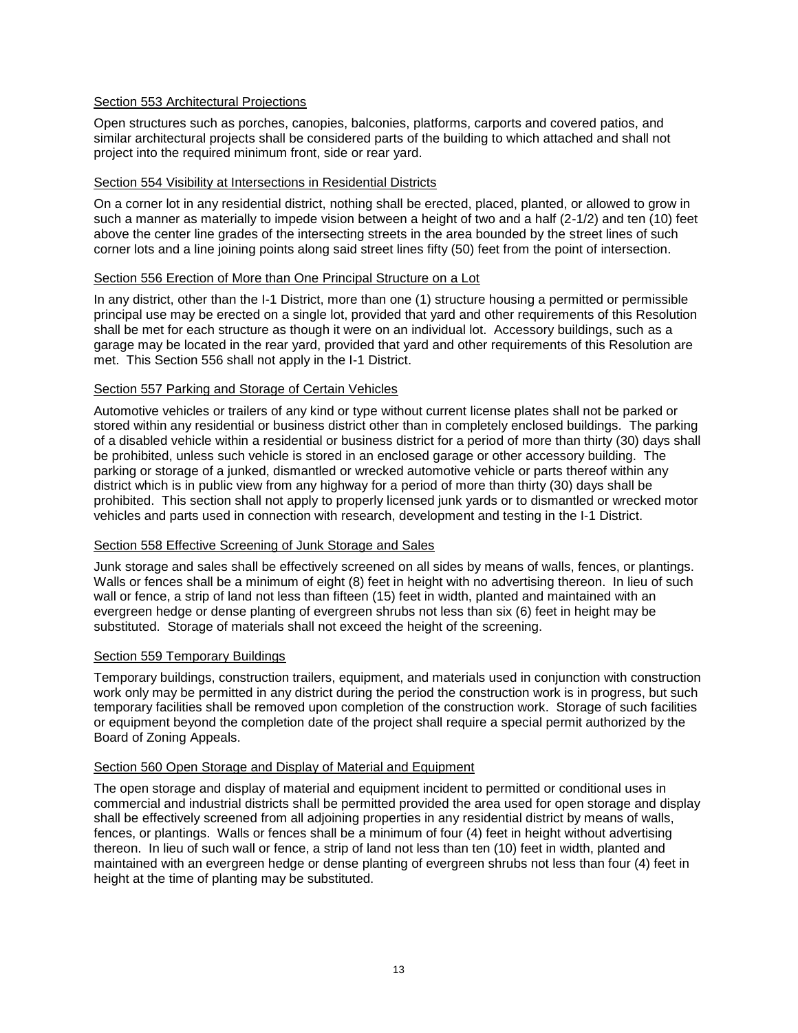Section 553 Architectural Projections

Open structures such as porches, canopies, balconies, platforms, carports and covered patios, and similar architectural projects shall be considered parts of the building to which attached and shall not project into the required minimum front, side or rear yard.

Section 554 Visibility at Intersections in Residential Districts

On a corner lot in any residential district, nothing shall be erected, placed, planted, or allowed to grow in such a manner as materially to impede vision between a height of two and a half (2-1/2) and ten (10) feet above the center line grades of the intersecting streets in the area bounded by the street lines of such corner lots and a line joining points along said street lines fifty (50) feet from the point of intersection.

Section 556 Erection of More than One Principal Structure on a Lot

In any district, other than the I-1 District, more than one (1) structure housing a permitted or permissible principal use may be erected on a single lot, provided that yard and other requirements of this Resolution shall be met for each structure as though it were on an individual lot. Accessory buildings, such as a garage may be located in the rear yard, provided that yard and other requirements of this Resolution are met. This Section 556 shall not apply in the I-1 District.

Section 557 Parking and Storage of Certain Vehicles

Automotive vehicles or trailers of any kind or type without current license plates shall not be parked or stored within any residential or business district other than in completely enclosed buildings. The parking of a disabled vehicle within a residential or business district for a period of more than thirty (30) days shall be prohibited, unless such vehicle is stored in an enclosed garage or other accessory building. The parking or storage of a junked, dismantled or wrecked automotive vehicle or parts thereof within any district which is in public view from any highway for a period of more than thirty (30) days shall be prohibited. This section shall not apply to properly licensed junk yards or to dismantled or wrecked motor vehicles and parts used in connection with research, development and testing in the I-1 District.

Section 558 Effective Screening of Junk Storage and Sales

Junk storage and sales shall be effectively screened on all sides by means of walls, fences, or plantings. Walls or fences shall be a minimum of eight (8) feet in height with no advertising thereon. In lieu of such wall or fence, a strip of land not less than fifteen (15) feet in width, planted and maintained with an evergreen hedge or dense planting of evergreen shrubs not less than six (6) feet in height may be substituted. Storage of materials shall not exceed the height of the screening.

Section 559 Temporary Buildings

Temporary buildings, construction trailers, equipment, and materials used in conjunction with construction work only may be permitted in any district during the period the construction work is in progress, but such temporary facilities shall be removed upon completion of the construction work. Storage of such facilities or equipment beyond the completion date of the project shall require a special permit authorized by the Board of Zoning Appeals.

Section 560 Open Storage and Display of Material and Equipment

The open storage and display of material and equipment incident to permitted or conditional uses in commercial and industrial districts shall be permitted provided the area used for open storage and display shall be effectively screened from all adjoining properties in any residential district by means of walls, fences, or plantings. Walls or fences shall be a minimum of four (4) feet in height without advertising thereon. In lieu of such wall or fence, a strip of land not less than ten (10) feet in width, planted and maintained with an evergreen hedge or dense planting of evergreen shrubs not less than four (4) feet in height at the time of planting may be substituted.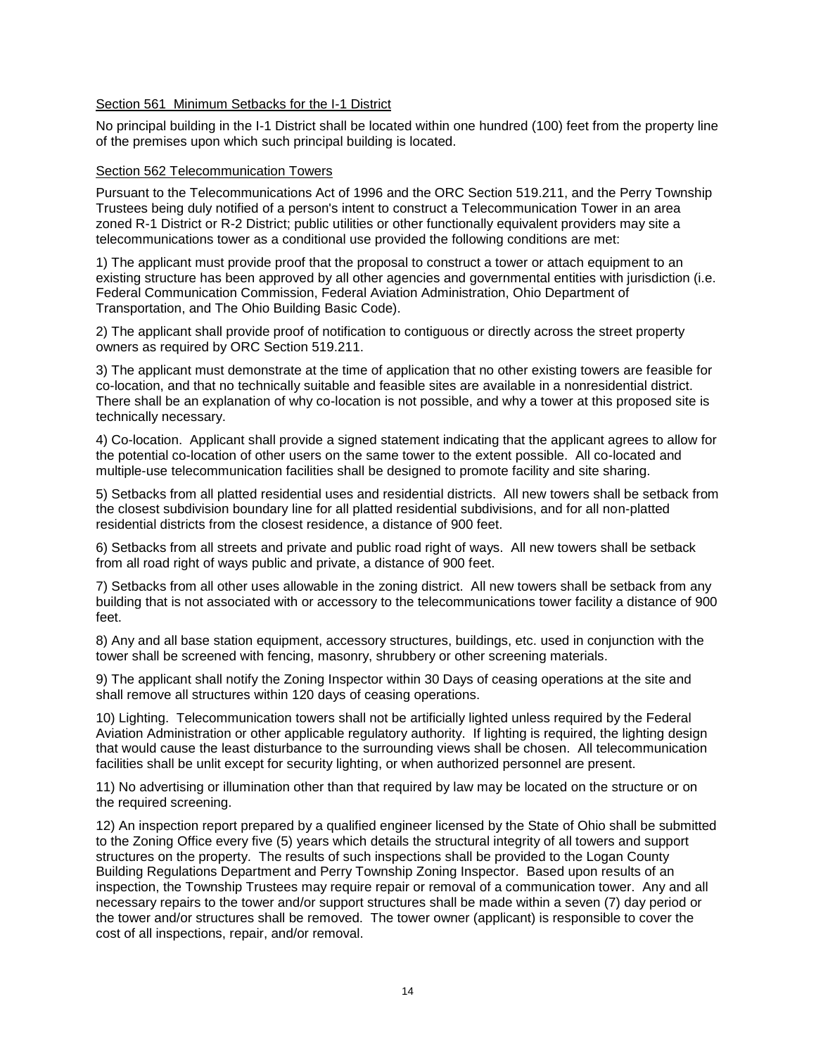## Section 561 Minimum Setbacks for the I-1 District

No principal building in the I-1 District shall be located within one hundred (100) feet from the property line of the premises upon which such principal building is located.

## Section 562 Telecommunication Towers

Pursuant to the Telecommunications Act of 1996 and the ORC Section 519.211, and the Perry Township Trustees being duly notified of a person's intent to construct a Telecommunication Tower in an area zoned R-1 District or R-2 District; public utilities or other functionally equivalent providers may site a telecommunications tower as a conditional use provided the following conditions are met:

1) The applicant must provide proof that the proposal to construct a tower or attach equipment to an existing structure has been approved by all other agencies and governmental entities with jurisdiction (i.e. Federal Communication Commission, Federal Aviation Administration, Ohio Department of Transportation, and The Ohio Building Basic Code).

2) The applicant shall provide proof of notification to contiguous or directly across the street property owners as required by ORC Section 519.211.

3) The applicant must demonstrate at the time of application that no other existing towers are feasible for co-location, and that no technically suitable and feasible sites are available in a nonresidential district. There shall be an explanation of why co-location is not possible, and why a tower at this proposed site is technically necessary.

4) Co-location. Applicant shall provide a signed statement indicating that the applicant agrees to allow for the potential co-location of other users on the same tower to the extent possible. All co-located and multiple-use telecommunication facilities shall be designed to promote facility and site sharing.

5) Setbacks from all platted residential uses and residential districts. All new towers shall be setback from the closest subdivision boundary line for all platted residential subdivisions, and for all non-platted residential districts from the closest residence, a distance of 900 feet.

6) Setbacks from all streets and private and public road right of ways. All new towers shall be setback from all road right of ways public and private, a distance of 900 feet.

7) Setbacks from all other uses allowable in the zoning district. All new towers shall be setback from any building that is not associated with or accessory to the telecommunications tower facility a distance of 900 feet.

8) Any and all base station equipment, accessory structures, buildings, etc. used in conjunction with the tower shall be screened with fencing, masonry, shrubbery or other screening materials.

9) The applicant shall notify the Zoning Inspector within 30 Days of ceasing operations at the site and shall remove all structures within 120 days of ceasing operations.

10) Lighting. Telecommunication towers shall not be artificially lighted unless required by the Federal Aviation Administration or other applicable regulatory authority. If lighting is required, the lighting design that would cause the least disturbance to the surrounding views shall be chosen. All telecommunication facilities shall be unlit except for security lighting, or when authorized personnel are present.

11) No advertising or illumination other than that required by law may be located on the structure or on the required screening.

12) An inspection report prepared by a qualified engineer licensed by the State of Ohio shall be submitted to the Zoning Office every five (5) years which details the structural integrity of all towers and support structures on the property. The results of such inspections shall be provided to the Logan County Building Regulations Department and Perry Township Zoning Inspector. Based upon results of an inspection, the Township Trustees may require repair or removal of a communication tower. Any and all necessary repairs to the tower and/or support structures shall be made within a seven (7) day period or the tower and/or structures shall be removed. The tower owner (applicant) is responsible to cover the cost of all inspections, repair, and/or removal.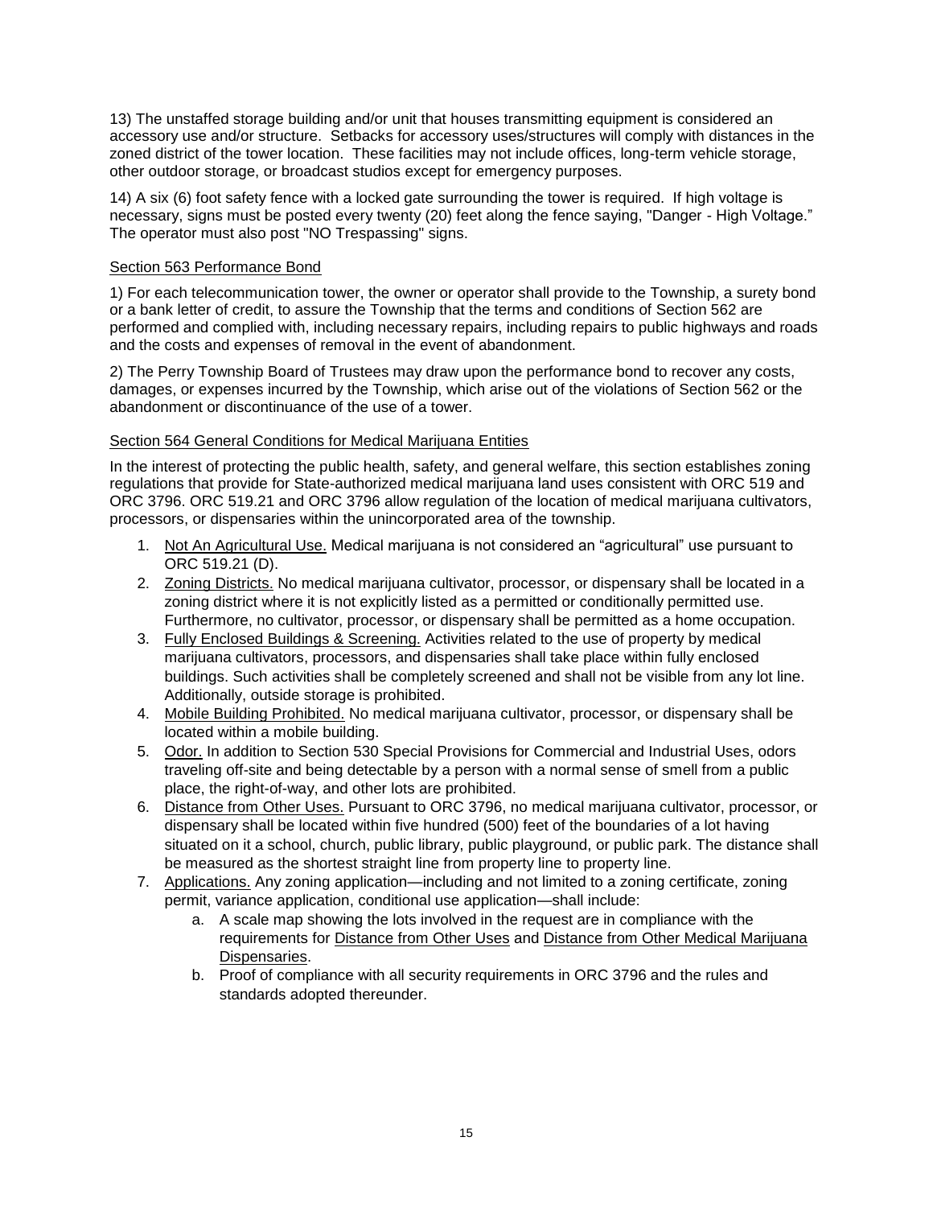13) The unstaffed storage building and/or unit that houses transmitting equipment is considered an accessory use and/or structure. Setbacks for accessory uses/structures will comply with distances in the zoned district of the tower location. These facilities may not include offices, long-term vehicle storage, other outdoor storage, or broadcast studios except for emergency purposes.

14) A six (6) foot safety fence with a locked gate surrounding the tower is required. If high voltage is necessary, signs must be posted every twenty (20) feet along the fence saying, "Danger - High Voltage." The operator must also post "NO Trespassing" signs.

### Section 563 Performance Bond

1) For each telecommunication tower, the owner or operator shall provide to the Township, a surety bond or a bank letter of credit, to assure the Township that the terms and conditions of Section 562 are performed and complied with, including necessary repairs, including repairs to public highways and roads and the costs and expenses of removal in the event of abandonment.

2) The Perry Township Board of Trustees may draw upon the performance bond to recover any costs, damages, or expenses incurred by the Township, which arise out of the violations of Section 562 or the abandonment or discontinuance of the use of a tower.

### Section 564 General Conditions for Medical Marijuana Entities

In the interest of protecting the public health, safety, and general welfare, this section establishes zoning regulations that provide for State-authorized medical marijuana land uses consistent with ORC 519 and ORC 3796. ORC 519.21 and ORC 3796 allow regulation of the location of medical marijuana cultivators, processors, or dispensaries within the unincorporated area of the township.

1. Not An Agricultural Use. Medical marijuana is not considered an "agricultural" use pursuant to ORC 519.21 (D).
2. Zoning Districts. No medical marijuana cultivator, processor, or dispensary shall be located in a zoning district where it is not explicitly listed as a permitted or conditionally permitted use. Furthermore, no cultivator, processor, or dispensary shall be permitted as a home occupation.
3. Fully Enclosed Buildings & Screening. Activities related to the use of property by medical marijuana cultivators, processors, and dispensaries shall take place within fully enclosed buildings. Such activities shall be completely screened and shall not be visible from any lot line. Additionally, outside storage is prohibited.
4. Mobile Building Prohibited. No medical marijuana cultivator, processor, or dispensary shall be located within a mobile building.
5. Odor. In addition to Section 530 Special Provisions for Commercial and Industrial Uses, odors traveling off-site and being detectable by a person with a normal sense of smell from a public place, the right-of-way, and other lots are prohibited.
6. Distance from Other Uses. Pursuant to ORC 3796, no medical marijuana cultivator, processor, or dispensary shall be located within five hundred (500) feet of the boundaries of a lot having situated on it a school, church, public library, public playground, or public park. The distance shall be measured as the shortest straight line from property line to property line.
7. Applications. Any zoning application—including and not limited to a zoning certificate, zoning permit, variance application, conditional use application—shall include:
   a. A scale map showing the lots involved in the request are in compliance with the requirements for Distance from Other Uses and Distance from Other Medical Marijuana Dispensaries.
   b. Proof of compliance with all security requirements in ORC 3796 and the rules and standards adopted thereunder.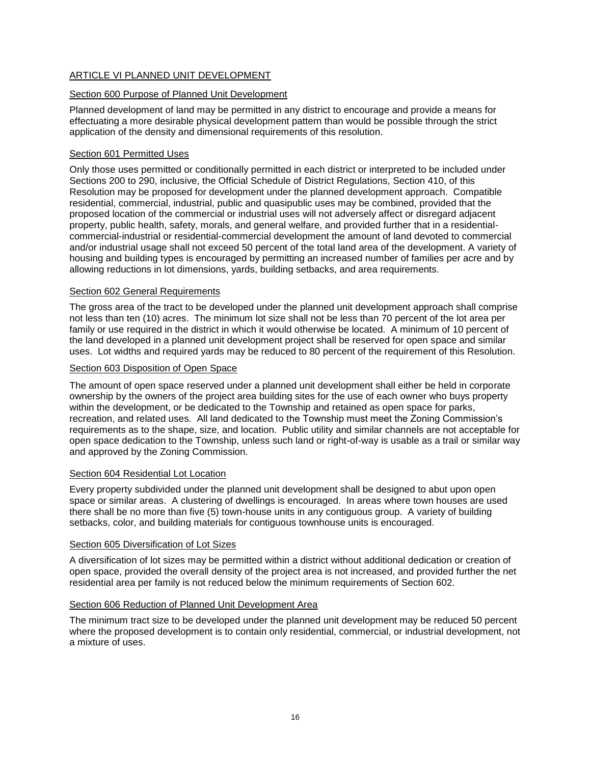# ARTICLE VI PLANNED UNIT DEVELOPMENT

## Section 600 Purpose of Planned Unit Development

Planned development of land may be permitted in any district to encourage and provide a means for effectuating a more desirable physical development pattern than would be possible through the strict application of the density and dimensional requirements of this resolution.

## Section 601 Permitted Uses

Only those uses permitted or conditionally permitted in each district or interpreted to be included under Sections 200 to 290, inclusive, the Official Schedule of District Regulations, Section 410, of this Resolution may be proposed for development under the planned development approach. Compatible residential, commercial, industrial, public and quasipublic uses may be combined, provided that the proposed location of the commercial or industrial uses will not adversely affect or disregard adjacent property, public health, safety, morals, and general welfare, and provided further that in a residential-commercial-industrial or residential-commercial development the amount of land devoted to commercial and/or industrial usage shall not exceed 50 percent of the total land area of the development. A variety of housing and building types is encouraged by permitting an increased number of families per acre and by allowing reductions in lot dimensions, yards, building setbacks, and area requirements.

## Section 602 General Requirements

The gross area of the tract to be developed under the planned unit development approach shall comprise not less than ten (10) acres. The minimum lot size shall not be less than 70 percent of the lot area per family or use required in the district in which it would otherwise be located. A minimum of 10 percent of the land developed in a planned unit development project shall be reserved for open space and similar uses. Lot widths and required yards may be reduced to 80 percent of the requirement of this Resolution.

## Section 603 Disposition of Open Space

The amount of open space reserved under a planned unit development shall either be held in corporate ownership by the owners of the project area building sites for the use of each owner who buys property within the development, or be dedicated to the Township and retained as open space for parks, recreation, and related uses. All land dedicated to the Township must meet the Zoning Commission's requirements as to the shape, size, and location. Public utility and similar channels are not acceptable for open space dedication to the Township, unless such land or right-of-way is usable as a trail or similar way and approved by the Zoning Commission.

## Section 604 Residential Lot Location

Every property subdivided under the planned unit development shall be designed to abut upon open space or similar areas. A clustering of dwellings is encouraged. In areas where town houses are used there shall be no more than five (5) town-house units in any contiguous group. A variety of building setbacks, color, and building materials for contiguous townhouse units is encouraged.

## Section 605 Diversification of Lot Sizes

A diversification of lot sizes may be permitted within a district without additional dedication or creation of open space, provided the overall density of the project area is not increased, and provided further the net residential area per family is not reduced below the minimum requirements of Section 602.

## Section 606 Reduction of Planned Unit Development Area

The minimum tract size to be developed under the planned unit development may be reduced 50 percent where the proposed development is to contain only residential, commercial, or industrial development, not a mixture of uses.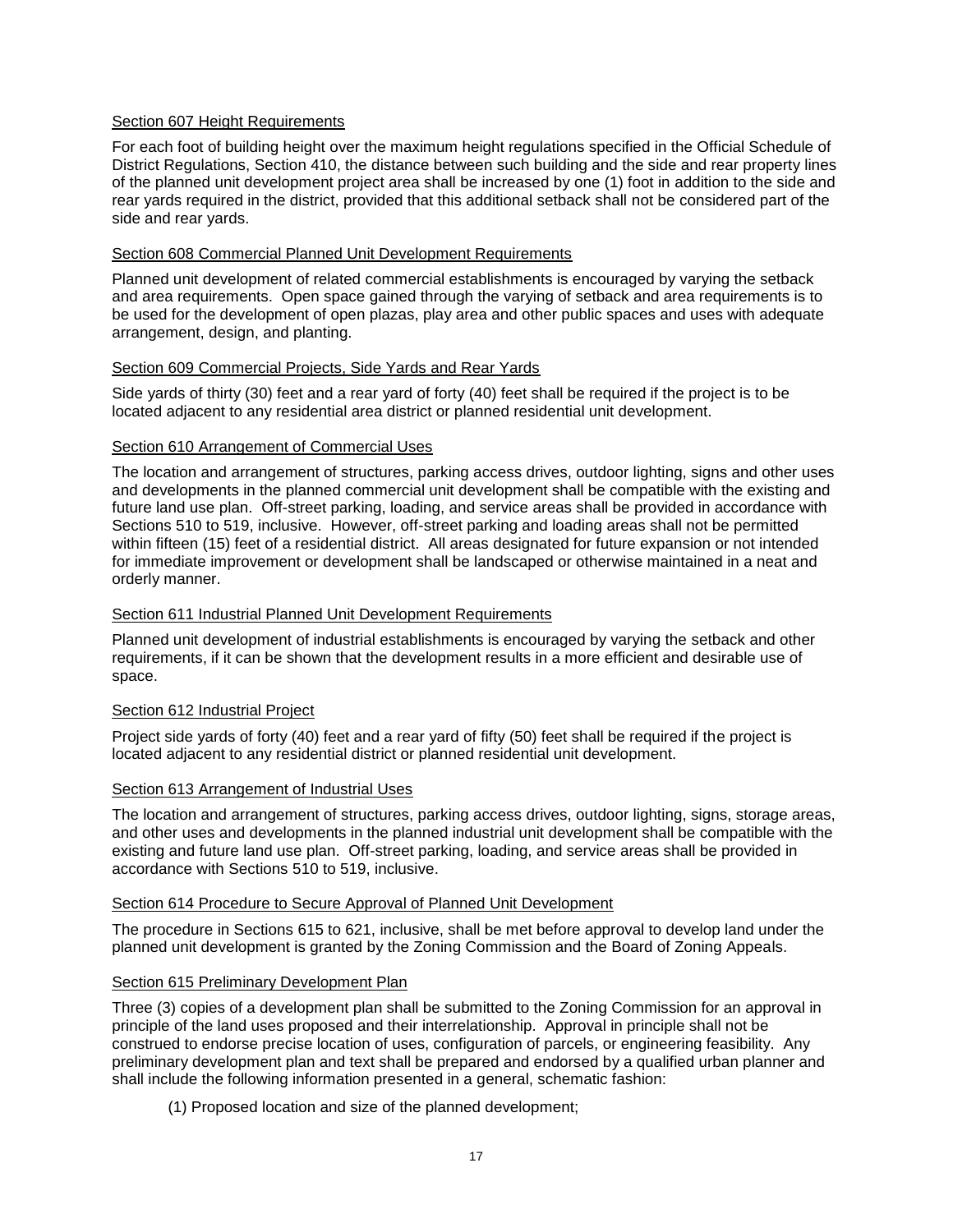<u>Section 607 Height Requirements</u>

For each foot of building height over the maximum height regulations specified in the Official Schedule of District Regulations, Section 410, the distance between such building and the side and rear property lines of the planned unit development project area shall be increased by one (1) foot in addition to the side and rear yards required in the district, provided that this additional setback shall not be considered part of the side and rear yards.

<u>Section 608 Commercial Planned Unit Development Requirements</u>

Planned unit development of related commercial establishments is encouraged by varying the setback and area requirements. Open space gained through the varying of setback and area requirements is to be used for the development of open plazas, play area and other public spaces and uses with adequate arrangement, design, and planting.

<u>Section 609 Commercial Projects, Side Yards and Rear Yards</u>

Side yards of thirty (30) feet and a rear yard of forty (40) feet shall be required if the project is to be located adjacent to any residential area district or planned residential unit development.

<u>Section 610 Arrangement of Commercial Uses</u>

The location and arrangement of structures, parking access drives, outdoor lighting, signs and other uses and developments in the planned commercial unit development shall be compatible with the existing and future land use plan. Off-street parking, loading, and service areas shall be provided in accordance with Sections 510 to 519, inclusive. However, off-street parking and loading areas shall not be permitted within fifteen (15) feet of a residential district. All areas designated for future expansion or not intended for immediate improvement or development shall be landscaped or otherwise maintained in a neat and orderly manner.

<u>Section 611 Industrial Planned Unit Development Requirements</u>

Planned unit development of industrial establishments is encouraged by varying the setback and other requirements, if it can be shown that the development results in a more efficient and desirable use of space.

<u>Section 612 Industrial Project</u>

Project side yards of forty (40) feet and a rear yard of fifty (50) feet shall be required if the project is located adjacent to any residential district or planned residential unit development.

<u>Section 613 Arrangement of Industrial Uses</u>

The location and arrangement of structures, parking access drives, outdoor lighting, signs, storage areas, and other uses and developments in the planned industrial unit development shall be compatible with the existing and future land use plan. Off-street parking, loading, and service areas shall be provided in accordance with Sections 510 to 519, inclusive.

<u>Section 614 Procedure to Secure Approval of Planned Unit Development</u>

The procedure in Sections 615 to 621, inclusive, shall be met before approval to develop land under the planned unit development is granted by the Zoning Commission and the Board of Zoning Appeals.

<u>Section 615 Preliminary Development Plan</u>

Three (3) copies of a development plan shall be submitted to the Zoning Commission for an approval in principle of the land uses proposed and their interrelationship. Approval in principle shall not be construed to endorse precise location of uses, configuration of parcels, or engineering feasibility. Any preliminary development plan and text shall be prepared and endorsed by a qualified urban planner and shall include the following information presented in a general, schematic fashion:

(1) Proposed location and size of the planned development;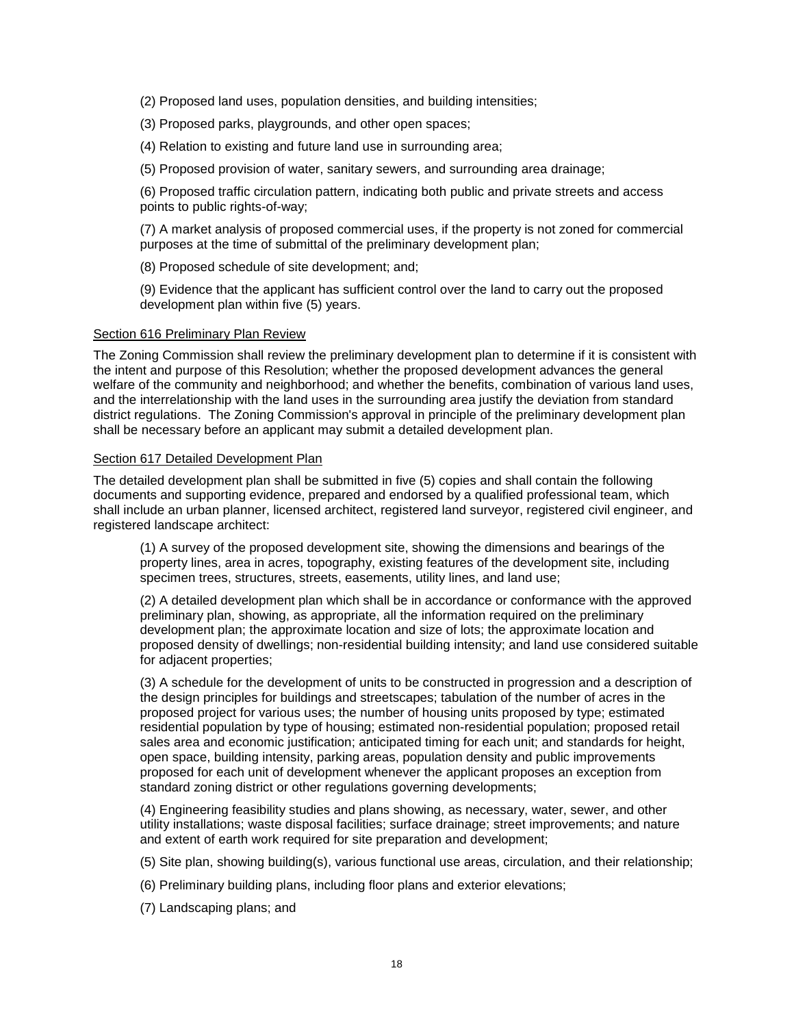(2) Proposed land uses, population densities, and building intensities;

(3) Proposed parks, playgrounds, and other open spaces;

(4) Relation to existing and future land use in surrounding area;

(5) Proposed provision of water, sanitary sewers, and surrounding area drainage;

(6) Proposed traffic circulation pattern, indicating both public and private streets and access points to public rights-of-way;

(7) A market analysis of proposed commercial uses, if the property is not zoned for commercial purposes at the time of submittal of the preliminary development plan;

(8) Proposed schedule of site development; and;

(9) Evidence that the applicant has sufficient control over the land to carry out the proposed development plan within five (5) years.

Section 616 Preliminary Plan Review

The Zoning Commission shall review the preliminary development plan to determine if it is consistent with the intent and purpose of this Resolution; whether the proposed development advances the general welfare of the community and neighborhood; and whether the benefits, combination of various land uses, and the interrelationship with the land uses in the surrounding area justify the deviation from standard district regulations. The Zoning Commission's approval in principle of the preliminary development plan shall be necessary before an applicant may submit a detailed development plan.

Section 617 Detailed Development Plan

The detailed development plan shall be submitted in five (5) copies and shall contain the following documents and supporting evidence, prepared and endorsed by a qualified professional team, which shall include an urban planner, licensed architect, registered land surveyor, registered civil engineer, and registered landscape architect:

(1) A survey of the proposed development site, showing the dimensions and bearings of the property lines, area in acres, topography, existing features of the development site, including specimen trees, structures, streets, easements, utility lines, and land use;

(2) A detailed development plan which shall be in accordance or conformance with the approved preliminary plan, showing, as appropriate, all the information required on the preliminary development plan; the approximate location and size of lots; the approximate location and proposed density of dwellings; non-residential building intensity; and land use considered suitable for adjacent properties;

(3) A schedule for the development of units to be constructed in progression and a description of the design principles for buildings and streetscapes; tabulation of the number of acres in the proposed project for various uses; the number of housing units proposed by type; estimated residential population by type of housing; estimated non-residential population; proposed retail sales area and economic justification; anticipated timing for each unit; and standards for height, open space, building intensity, parking areas, population density and public improvements proposed for each unit of development whenever the applicant proposes an exception from standard zoning district or other regulations governing developments;

(4) Engineering feasibility studies and plans showing, as necessary, water, sewer, and other utility installations; waste disposal facilities; surface drainage; street improvements; and nature and extent of earth work required for site preparation and development;

(5) Site plan, showing building(s), various functional use areas, circulation, and their relationship;

(6) Preliminary building plans, including floor plans and exterior elevations;

(7) Landscaping plans; and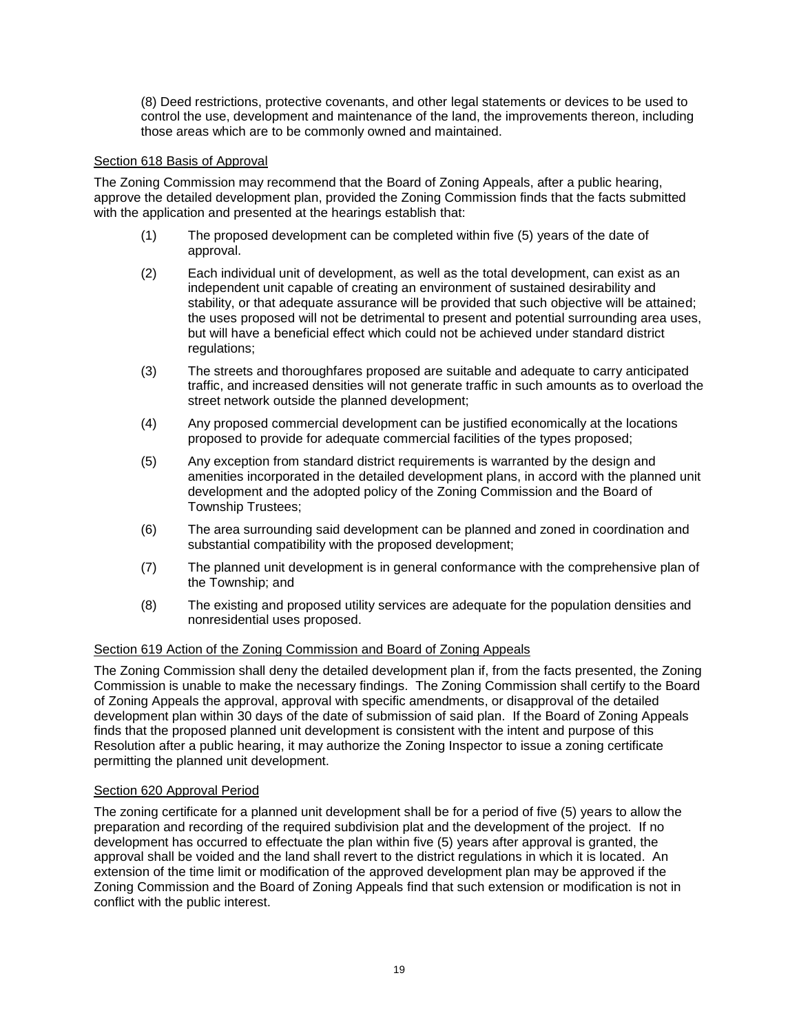(8) Deed restrictions, protective covenants, and other legal statements or devices to be used to control the use, development and maintenance of the land, the improvements thereon, including those areas which are to be commonly owned and maintained.

## Section 618 Basis of Approval

The Zoning Commission may recommend that the Board of Zoning Appeals, after a public hearing, approve the detailed development plan, provided the Zoning Commission finds that the facts submitted with the application and presented at the hearings establish that:

(1) The proposed development can be completed within five (5) years of the date of approval.

(2) Each individual unit of development, as well as the total development, can exist as an independent unit capable of creating an environment of sustained desirability and stability, or that adequate assurance will be provided that such objective will be attained; the uses proposed will not be detrimental to present and potential surrounding area uses, but will have a beneficial effect which could not be achieved under standard district regulations;

(3) The streets and thoroughfares proposed are suitable and adequate to carry anticipated traffic, and increased densities will not generate traffic in such amounts as to overload the street network outside the planned development;

(4) Any proposed commercial development can be justified economically at the locations proposed to provide for adequate commercial facilities of the types proposed;

(5) Any exception from standard district requirements is warranted by the design and amenities incorporated in the detailed development plans, in accord with the planned unit development and the adopted policy of the Zoning Commission and the Board of Township Trustees;

(6) The area surrounding said development can be planned and zoned in coordination and substantial compatibility with the proposed development;

(7) The planned unit development is in general conformance with the comprehensive plan of the Township; and

(8) The existing and proposed utility services are adequate for the population densities and nonresidential uses proposed.

## Section 619 Action of the Zoning Commission and Board of Zoning Appeals

The Zoning Commission shall deny the detailed development plan if, from the facts presented, the Zoning Commission is unable to make the necessary findings. The Zoning Commission shall certify to the Board of Zoning Appeals the approval, approval with specific amendments, or disapproval of the detailed development plan within 30 days of the date of submission of said plan. If the Board of Zoning Appeals finds that the proposed planned unit development is consistent with the intent and purpose of this Resolution after a public hearing, it may authorize the Zoning Inspector to issue a zoning certificate permitting the planned unit development.

## Section 620 Approval Period

The zoning certificate for a planned unit development shall be for a period of five (5) years to allow the preparation and recording of the required subdivision plat and the development of the project. If no development has occurred to effectuate the plan within five (5) years after approval is granted, the approval shall be voided and the land shall revert to the district regulations in which it is located. An extension of the time limit or modification of the approved development plan may be approved if the Zoning Commission and the Board of Zoning Appeals find that such extension or modification is not in conflict with the public interest.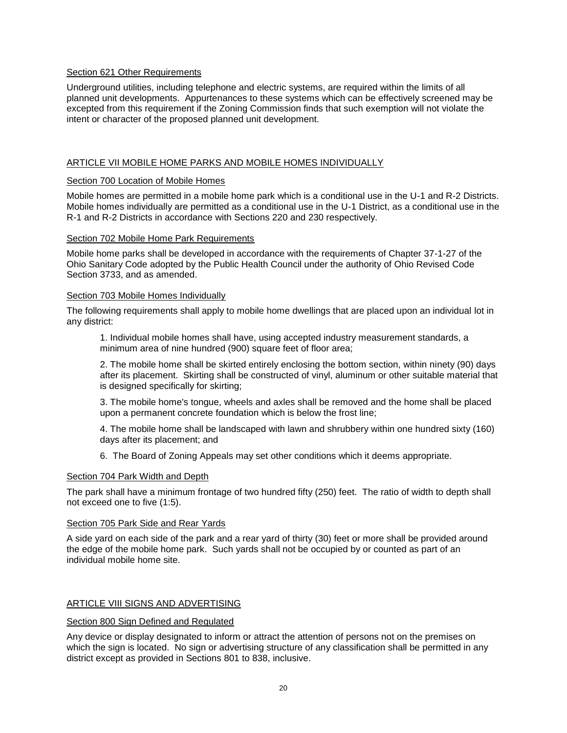### Section 621 Other Requirements

Underground utilities, including telephone and electric systems, are required within the limits of all planned unit developments. Appurtenances to these systems which can be effectively screened may be excepted from this requirement if the Zoning Commission finds that such exemption will not violate the intent or character of the proposed planned unit development.

## ARTICLE VII MOBILE HOME PARKS AND MOBILE HOMES INDIVIDUALLY

### Section 700 Location of Mobile Homes

Mobile homes are permitted in a mobile home park which is a conditional use in the U-1 and R-2 Districts. Mobile homes individually are permitted as a conditional use in the U-1 District, as a conditional use in the R-1 and R-2 Districts in accordance with Sections 220 and 230 respectively.

### Section 702 Mobile Home Park Requirements

Mobile home parks shall be developed in accordance with the requirements of Chapter 37-1-27 of the Ohio Sanitary Code adopted by the Public Health Council under the authority of Ohio Revised Code Section 3733, and as amended.

### Section 703 Mobile Homes Individually

The following requirements shall apply to mobile home dwellings that are placed upon an individual lot in any district:

1. Individual mobile homes shall have, using accepted industry measurement standards, a minimum area of nine hundred (900) square feet of floor area;

2. The mobile home shall be skirted entirely enclosing the bottom section, within ninety (90) days after its placement. Skirting shall be constructed of vinyl, aluminum or other suitable material that is designed specifically for skirting;

3. The mobile home's tongue, wheels and axles shall be removed and the home shall be placed upon a permanent concrete foundation which is below the frost line;

4. The mobile home shall be landscaped with lawn and shrubbery within one hundred sixty (160) days after its placement; and

6. The Board of Zoning Appeals may set other conditions which it deems appropriate.

### Section 704 Park Width and Depth

The park shall have a minimum frontage of two hundred fifty (250) feet. The ratio of width to depth shall not exceed one to five (1:5).

### Section 705 Park Side and Rear Yards

A side yard on each side of the park and a rear yard of thirty (30) feet or more shall be provided around the edge of the mobile home park. Such yards shall not be occupied by or counted as part of an individual mobile home site.

## ARTICLE VIII SIGNS AND ADVERTISING

### Section 800 Sign Defined and Regulated

Any device or display designated to inform or attract the attention of persons not on the premises on which the sign is located. No sign or advertising structure of any classification shall be permitted in any district except as provided in Sections 801 to 838, inclusive.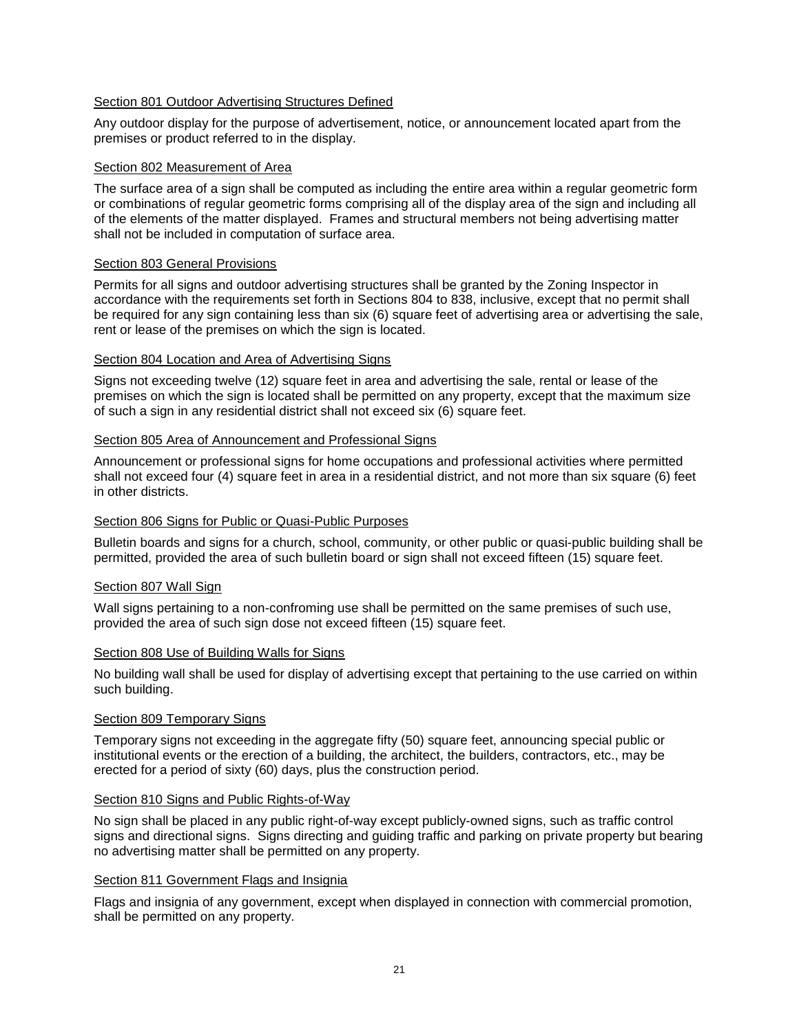Section 801 Outdoor Advertising Structures Defined

Any outdoor display for the purpose of advertisement, notice, or announcement located apart from the premises or product referred to in the display.

Section 802 Measurement of Area

The surface area of a sign shall be computed as including the entire area within a regular geometric form or combinations of regular geometric forms comprising all of the display area of the sign and including all of the elements of the matter displayed. Frames and structural members not being advertising matter shall not be included in computation of surface area.

Section 803 General Provisions

Permits for all signs and outdoor advertising structures shall be granted by the Zoning Inspector in accordance with the requirements set forth in Sections 804 to 838, inclusive, except that no permit shall be required for any sign containing less than six (6) square feet of advertising area or advertising the sale, rent or lease of the premises on which the sign is located.

Section 804 Location and Area of Advertising Signs

Signs not exceeding twelve (12) square feet in area and advertising the sale, rental or lease of the premises on which the sign is located shall be permitted on any property, except that the maximum size of such a sign in any residential district shall not exceed six (6) square feet.

Section 805 Area of Announcement and Professional Signs

Announcement or professional signs for home occupations and professional activities where permitted shall not exceed four (4) square feet in area in a residential district, and not more than six square (6) feet in other districts.

Section 806 Signs for Public or Quasi-Public Purposes

Bulletin boards and signs for a church, school, community, or other public or quasi-public building shall be permitted, provided the area of such bulletin board or sign shall not exceed fifteen (15) square feet.

Section 807 Wall Sign

Wall signs pertaining to a non-confroming use shall be permitted on the same premises of such use, provided the area of such sign dose not exceed fifteen (15) square feet.

Section 808 Use of Building Walls for Signs

No building wall shall be used for display of advertising except that pertaining to the use carried on within such building.

Section 809 Temporary Signs

Temporary signs not exceeding in the aggregate fifty (50) square feet, announcing special public or institutional events or the erection of a building, the architect, the builders, contractors, etc., may be erected for a period of sixty (60) days, plus the construction period.

Section 810 Signs and Public Rights-of-Way

No sign shall be placed in any public right-of-way except publicly-owned signs, such as traffic control signs and directional signs. Signs directing and guiding traffic and parking on private property but bearing no advertising matter shall be permitted on any property.

Section 811 Government Flags and Insignia

Flags and insignia of any government, except when displayed in connection with commercial promotion, shall be permitted on any property.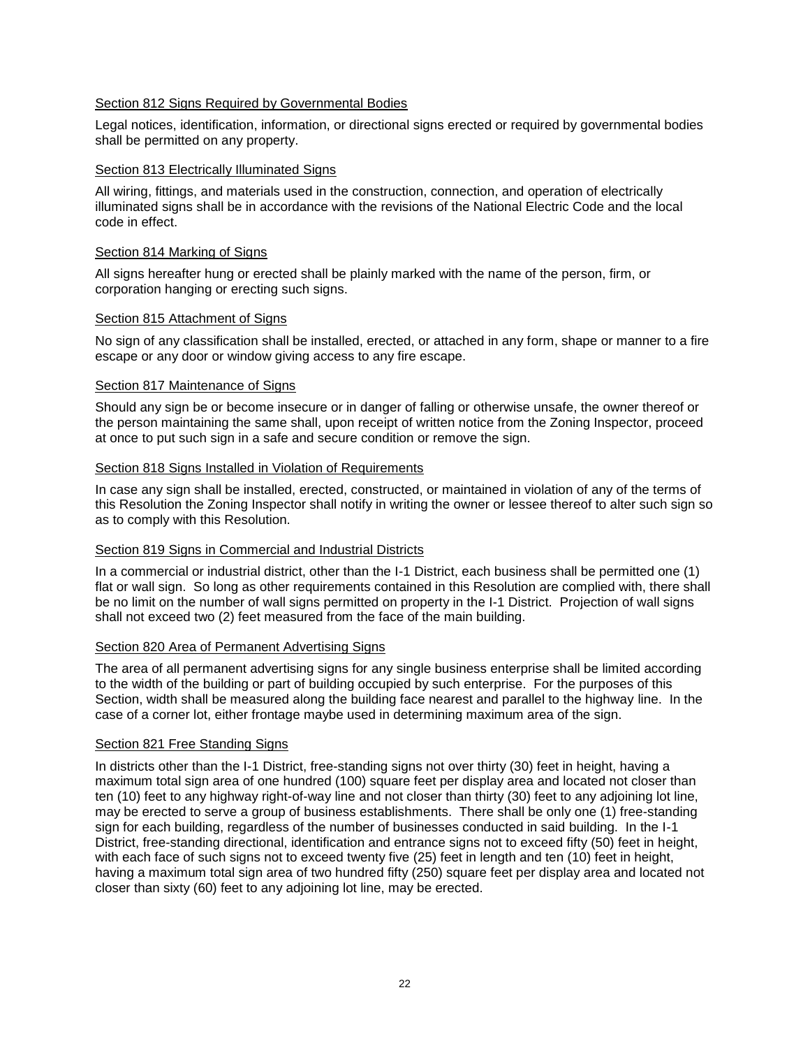### Section 812 Signs Required by Governmental Bodies

Legal notices, identification, information, or directional signs erected or required by governmental bodies shall be permitted on any property.

### Section 813 Electrically Illuminated Signs

All wiring, fittings, and materials used in the construction, connection, and operation of electrically illuminated signs shall be in accordance with the revisions of the National Electric Code and the local code in effect.

### Section 814 Marking of Signs

All signs hereafter hung or erected shall be plainly marked with the name of the person, firm, or corporation hanging or erecting such signs.

### Section 815 Attachment of Signs

No sign of any classification shall be installed, erected, or attached in any form, shape or manner to a fire escape or any door or window giving access to any fire escape.

### Section 817 Maintenance of Signs

Should any sign be or become insecure or in danger of falling or otherwise unsafe, the owner thereof or the person maintaining the same shall, upon receipt of written notice from the Zoning Inspector, proceed at once to put such sign in a safe and secure condition or remove the sign.

### Section 818 Signs Installed in Violation of Requirements

In case any sign shall be installed, erected, constructed, or maintained in violation of any of the terms of this Resolution the Zoning Inspector shall notify in writing the owner or lessee thereof to alter such sign so as to comply with this Resolution.

### Section 819 Signs in Commercial and Industrial Districts

In a commercial or industrial district, other than the I-1 District, each business shall be permitted one (1) flat or wall sign. So long as other requirements contained in this Resolution are complied with, there shall be no limit on the number of wall signs permitted on property in the I-1 District. Projection of wall signs shall not exceed two (2) feet measured from the face of the main building.

### Section 820 Area of Permanent Advertising Signs

The area of all permanent advertising signs for any single business enterprise shall be limited according to the width of the building or part of building occupied by such enterprise. For the purposes of this Section, width shall be measured along the building face nearest and parallel to the highway line. In the case of a corner lot, either frontage maybe used in determining maximum area of the sign.

### Section 821 Free Standing Signs

In districts other than the I-1 District, free-standing signs not over thirty (30) feet in height, having a maximum total sign area of one hundred (100) square feet per display area and located not closer than ten (10) feet to any highway right-of-way line and not closer than thirty (30) feet to any adjoining lot line, may be erected to serve a group of business establishments. There shall be only one (1) free-standing sign for each building, regardless of the number of businesses conducted in said building. In the I-1 District, free-standing directional, identification and entrance signs not to exceed fifty (50) feet in height, with each face of such signs not to exceed twenty five (25) feet in length and ten (10) feet in height, having a maximum total sign area of two hundred fifty (250) square feet per display area and located not closer than sixty (60) feet to any adjoining lot line, may be erected.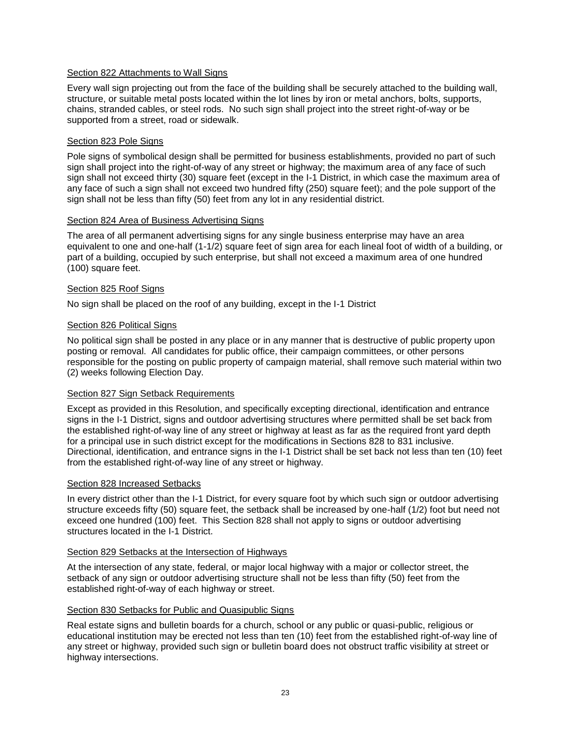Section 822 Attachments to Wall Signs

Every wall sign projecting out from the face of the building shall be securely attached to the building wall, structure, or suitable metal posts located within the lot lines by iron or metal anchors, bolts, supports, chains, stranded cables, or steel rods. No such sign shall project into the street right-of-way or be supported from a street, road or sidewalk.

Section 823 Pole Signs

Pole signs of symbolical design shall be permitted for business establishments, provided no part of such sign shall project into the right-of-way of any street or highway; the maximum area of any face of such sign shall not exceed thirty (30) square feet (except in the I-1 District, in which case the maximum area of any face of such a sign shall not exceed two hundred fifty (250) square feet); and the pole support of the sign shall not be less than fifty (50) feet from any lot in any residential district.

Section 824 Area of Business Advertising Signs

The area of all permanent advertising signs for any single business enterprise may have an area equivalent to one and one-half (1-1/2) square feet of sign area for each lineal foot of width of a building, or part of a building, occupied by such enterprise, but shall not exceed a maximum area of one hundred (100) square feet.

Section 825 Roof Signs

No sign shall be placed on the roof of any building, except in the I-1 District

Section 826 Political Signs

No political sign shall be posted in any place or in any manner that is destructive of public property upon posting or removal. All candidates for public office, their campaign committees, or other persons responsible for the posting on public property of campaign material, shall remove such material within two (2) weeks following Election Day.

Section 827 Sign Setback Requirements

Except as provided in this Resolution, and specifically excepting directional, identification and entrance signs in the I-1 District, signs and outdoor advertising structures where permitted shall be set back from the established right-of-way line of any street or highway at least as far as the required front yard depth for a principal use in such district except for the modifications in Sections 828 to 831 inclusive. Directional, identification, and entrance signs in the I-1 District shall be set back not less than ten (10) feet from the established right-of-way line of any street or highway.

Section 828 Increased Setbacks

In every district other than the I-1 District, for every square foot by which such sign or outdoor advertising structure exceeds fifty (50) square feet, the setback shall be increased by one-half (1/2) foot but need not exceed one hundred (100) feet. This Section 828 shall not apply to signs or outdoor advertising structures located in the I-1 District.

Section 829 Setbacks at the Intersection of Highways

At the intersection of any state, federal, or major local highway with a major or collector street, the setback of any sign or outdoor advertising structure shall not be less than fifty (50) feet from the established right-of-way of each highway or street.

Section 830 Setbacks for Public and Quasipublic Signs

Real estate signs and bulletin boards for a church, school or any public or quasi-public, religious or educational institution may be erected not less than ten (10) feet from the established right-of-way line of any street or highway, provided such sign or bulletin board does not obstruct traffic visibility at street or highway intersections.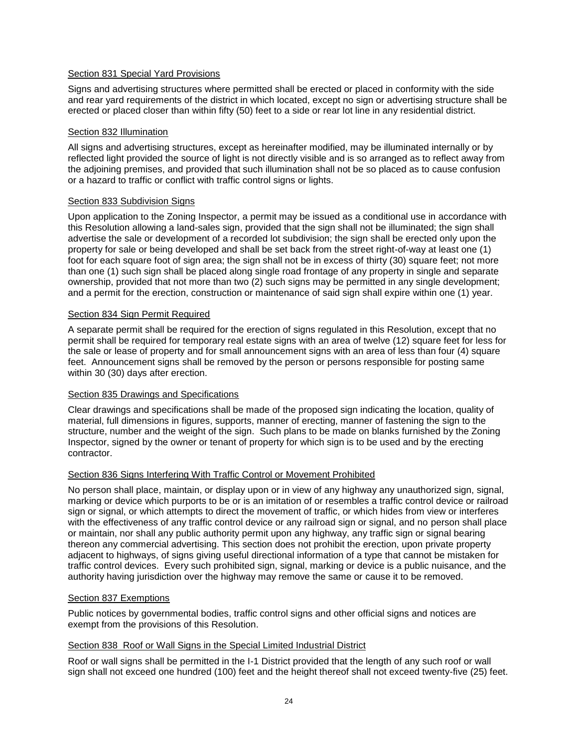### Section 831 Special Yard Provisions

Signs and advertising structures where permitted shall be erected or placed in conformity with the side and rear yard requirements of the district in which located, except no sign or advertising structure shall be erected or placed closer than within fifty (50) feet to a side or rear lot line in any residential district.

### Section 832 Illumination

All signs and advertising structures, except as hereinafter modified, may be illuminated internally or by reflected light provided the source of light is not directly visible and is so arranged as to reflect away from the adjoining premises, and provided that such illumination shall not be so placed as to cause confusion or a hazard to traffic or conflict with traffic control signs or lights.

### Section 833 Subdivision Signs

Upon application to the Zoning Inspector, a permit may be issued as a conditional use in accordance with this Resolution allowing a land-sales sign, provided that the sign shall not be illuminated; the sign shall advertise the sale or development of a recorded lot subdivision; the sign shall be erected only upon the property for sale or being developed and shall be set back from the street right-of-way at least one (1) foot for each square foot of sign area; the sign shall not be in excess of thirty (30) square feet; not more than one (1) such sign shall be placed along single road frontage of any property in single and separate ownership, provided that not more than two (2) such signs may be permitted in any single development; and a permit for the erection, construction or maintenance of said sign shall expire within one (1) year.

### Section 834 Sign Permit Required

A separate permit shall be required for the erection of signs regulated in this Resolution, except that no permit shall be required for temporary real estate signs with an area of twelve (12) square feet for less for the sale or lease of property and for small announcement signs with an area of less than four (4) square feet. Announcement signs shall be removed by the person or persons responsible for posting same within 30 (30) days after erection.

### Section 835 Drawings and Specifications

Clear drawings and specifications shall be made of the proposed sign indicating the location, quality of material, full dimensions in figures, supports, manner of erecting, manner of fastening the sign to the structure, number and the weight of the sign. Such plans to be made on blanks furnished by the Zoning Inspector, signed by the owner or tenant of property for which sign is to be used and by the erecting contractor.

### Section 836 Signs Interfering With Traffic Control or Movement Prohibited

No person shall place, maintain, or display upon or in view of any highway any unauthorized sign, signal, marking or device which purports to be or is an imitation of or resembles a traffic control device or railroad sign or signal, or which attempts to direct the movement of traffic, or which hides from view or interferes with the effectiveness of any traffic control device or any railroad sign or signal, and no person shall place or maintain, nor shall any public authority permit upon any highway, any traffic sign or signal bearing thereon any commercial advertising. This section does not prohibit the erection, upon private property adjacent to highways, of signs giving useful directional information of a type that cannot be mistaken for traffic control devices. Every such prohibited sign, signal, marking or device is a public nuisance, and the authority having jurisdiction over the highway may remove the same or cause it to be removed.

### Section 837 Exemptions

Public notices by governmental bodies, traffic control signs and other official signs and notices are exempt from the provisions of this Resolution.

### Section 838 Roof or Wall Signs in the Special Limited Industrial District

Roof or wall signs shall be permitted in the I-1 District provided that the length of any such roof or wall sign shall not exceed one hundred (100) feet and the height thereof shall not exceed twenty-five (25) feet.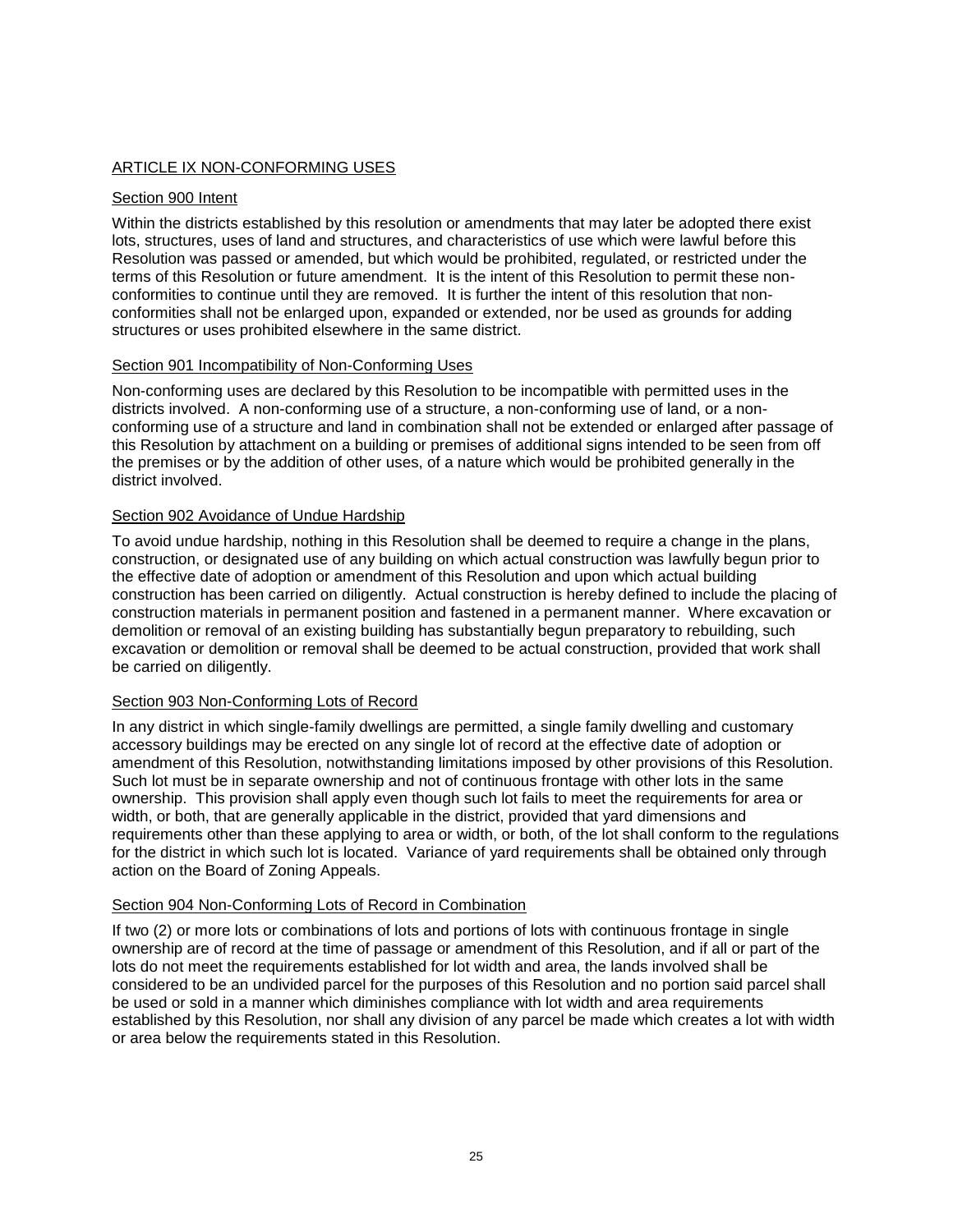## ARTICLE IX NON-CONFORMING USES

### Section 900 Intent

Within the districts established by this resolution or amendments that may later be adopted there exist lots, structures, uses of land and structures, and characteristics of use which were lawful before this Resolution was passed or amended, but which would be prohibited, regulated, or restricted under the terms of this Resolution or future amendment. It is the intent of this Resolution to permit these non-conformities to continue until they are removed. It is further the intent of this resolution that non-conformities shall not be enlarged upon, expanded or extended, nor be used as grounds for adding structures or uses prohibited elsewhere in the same district.

### Section 901 Incompatibility of Non-Conforming Uses

Non-conforming uses are declared by this Resolution to be incompatible with permitted uses in the districts involved. A non-conforming use of a structure, a non-conforming use of land, or a non-conforming use of a structure and land in combination shall not be extended or enlarged after passage of this Resolution by attachment on a building or premises of additional signs intended to be seen from off the premises or by the addition of other uses, of a nature which would be prohibited generally in the district involved.

### Section 902 Avoidance of Undue Hardship

To avoid undue hardship, nothing in this Resolution shall be deemed to require a change in the plans, construction, or designated use of any building on which actual construction was lawfully begun prior to the effective date of adoption or amendment of this Resolution and upon which actual building construction has been carried on diligently. Actual construction is hereby defined to include the placing of construction materials in permanent position and fastened in a permanent manner. Where excavation or demolition or removal of an existing building has substantially begun preparatory to rebuilding, such excavation or demolition or removal shall be deemed to be actual construction, provided that work shall be carried on diligently.

### Section 903 Non-Conforming Lots of Record

In any district in which single-family dwellings are permitted, a single family dwelling and customary accessory buildings may be erected on any single lot of record at the effective date of adoption or amendment of this Resolution, notwithstanding limitations imposed by other provisions of this Resolution. Such lot must be in separate ownership and not of continuous frontage with other lots in the same ownership. This provision shall apply even though such lot fails to meet the requirements for area or width, or both, that are generally applicable in the district, provided that yard dimensions and requirements other than these applying to area or width, or both, of the lot shall conform to the regulations for the district in which such lot is located. Variance of yard requirements shall be obtained only through action on the Board of Zoning Appeals.

### Section 904 Non-Conforming Lots of Record in Combination

If two (2) or more lots or combinations of lots and portions of lots with continuous frontage in single ownership are of record at the time of passage or amendment of this Resolution, and if all or part of the lots do not meet the requirements established for lot width and area, the lands involved shall be considered to be an undivided parcel for the purposes of this Resolution and no portion said parcel shall be used or sold in a manner which diminishes compliance with lot width and area requirements established by this Resolution, nor shall any division of any parcel be made which creates a lot with width or area below the requirements stated in this Resolution.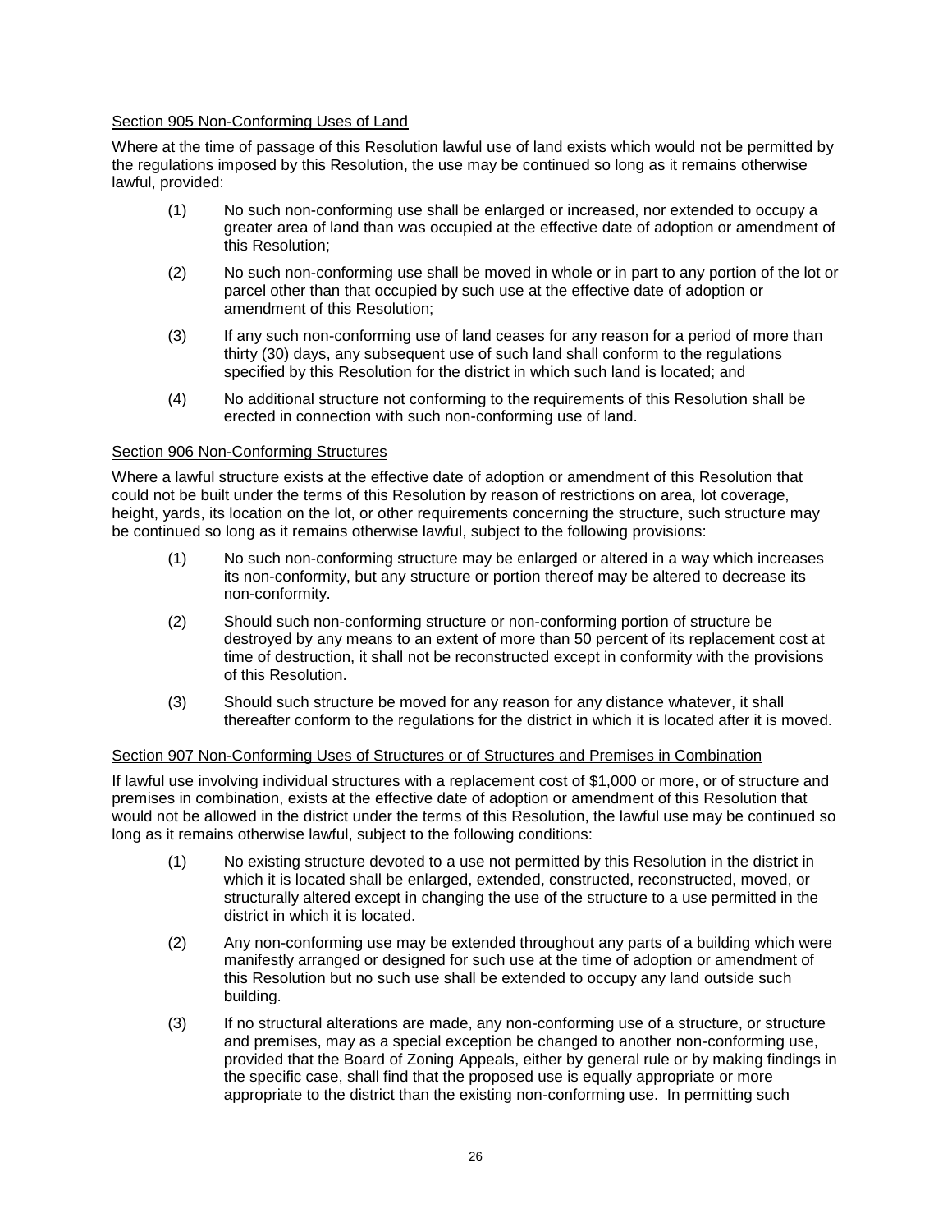Section 905 Non-Conforming Uses of Land

Where at the time of passage of this Resolution lawful use of land exists which would not be permitted by the regulations imposed by this Resolution, the use may be continued so long as it remains otherwise lawful, provided:

(1) No such non-conforming use shall be enlarged or increased, nor extended to occupy a greater area of land than was occupied at the effective date of adoption or amendment of this Resolution;

(2) No such non-conforming use shall be moved in whole or in part to any portion of the lot or parcel other than that occupied by such use at the effective date of adoption or amendment of this Resolution;

(3) If any such non-conforming use of land ceases for any reason for a period of more than thirty (30) days, any subsequent use of such land shall conform to the regulations specified by this Resolution for the district in which such land is located; and

(4) No additional structure not conforming to the requirements of this Resolution shall be erected in connection with such non-conforming use of land.

Section 906 Non-Conforming Structures

Where a lawful structure exists at the effective date of adoption or amendment of this Resolution that could not be built under the terms of this Resolution by reason of restrictions on area, lot coverage, height, yards, its location on the lot, or other requirements concerning the structure, such structure may be continued so long as it remains otherwise lawful, subject to the following provisions:

(1) No such non-conforming structure may be enlarged or altered in a way which increases its non-conformity, but any structure or portion thereof may be altered to decrease its non-conformity.

(2) Should such non-conforming structure or non-conforming portion of structure be destroyed by any means to an extent of more than 50 percent of its replacement cost at time of destruction, it shall not be reconstructed except in conformity with the provisions of this Resolution.

(3) Should such structure be moved for any reason for any distance whatever, it shall thereafter conform to the regulations for the district in which it is located after it is moved.

Section 907 Non-Conforming Uses of Structures or of Structures and Premises in Combination

If lawful use involving individual structures with a replacement cost of $1,000 or more, or of structure and premises in combination, exists at the effective date of adoption or amendment of this Resolution that would not be allowed in the district under the terms of this Resolution, the lawful use may be continued so long as it remains otherwise lawful, subject to the following conditions:

(1) No existing structure devoted to a use not permitted by this Resolution in the district in which it is located shall be enlarged, extended, constructed, reconstructed, moved, or structurally altered except in changing the use of the structure to a use permitted in the district in which it is located.

(2) Any non-conforming use may be extended throughout any parts of a building which were manifestly arranged or designed for such use at the time of adoption or amendment of this Resolution but no such use shall be extended to occupy any land outside such building.

(3) If no structural alterations are made, any non-conforming use of a structure, or structure and premises, may as a special exception be changed to another non-conforming use, provided that the Board of Zoning Appeals, either by general rule or by making findings in the specific case, shall find that the proposed use is equally appropriate or more appropriate to the district than the existing non-conforming use. In permitting such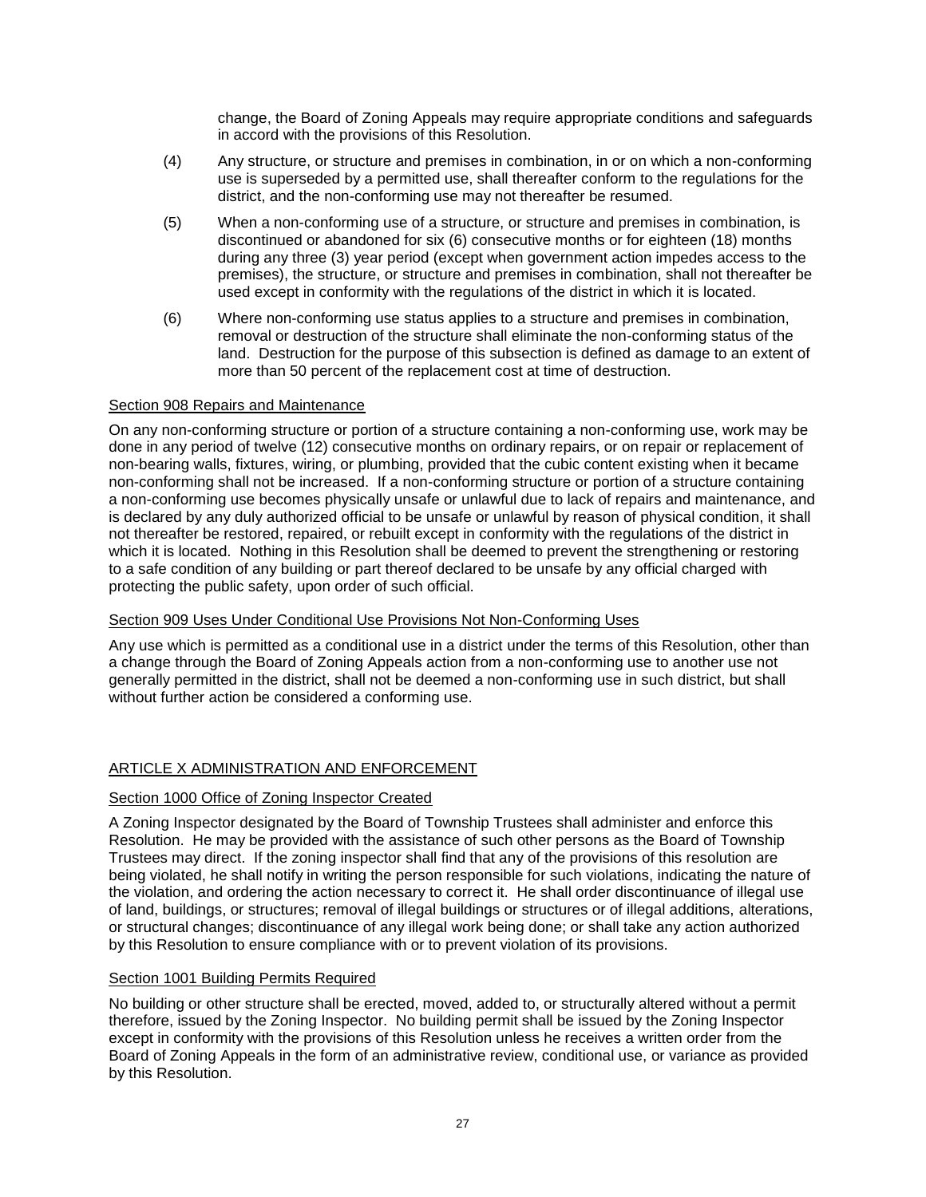change, the Board of Zoning Appeals may require appropriate conditions and safeguards in accord with the provisions of this Resolution.

(4) Any structure, or structure and premises in combination, in or on which a non-conforming use is superseded by a permitted use, shall thereafter conform to the regulations for the district, and the non-conforming use may not thereafter be resumed.

(5) When a non-conforming use of a structure, or structure and premises in combination, is discontinued or abandoned for six (6) consecutive months or for eighteen (18) months during any three (3) year period (except when government action impedes access to the premises), the structure, or structure and premises in combination, shall not thereafter be used except in conformity with the regulations of the district in which it is located.

(6) Where non-conforming use status applies to a structure and premises in combination, removal or destruction of the structure shall eliminate the non-conforming status of the land. Destruction for the purpose of this subsection is defined as damage to an extent of more than 50 percent of the replacement cost at time of destruction.

### Section 908 Repairs and Maintenance

On any non-conforming structure or portion of a structure containing a non-conforming use, work may be done in any period of twelve (12) consecutive months on ordinary repairs, or on repair or replacement of non-bearing walls, fixtures, wiring, or plumbing, provided that the cubic content existing when it became non-conforming shall not be increased. If a non-conforming structure or portion of a structure containing a non-conforming use becomes physically unsafe or unlawful due to lack of repairs and maintenance, and is declared by any duly authorized official to be unsafe or unlawful by reason of physical condition, it shall not thereafter be restored, repaired, or rebuilt except in conformity with the regulations of the district in which it is located. Nothing in this Resolution shall be deemed to prevent the strengthening or restoring to a safe condition of any building or part thereof declared to be unsafe by any official charged with protecting the public safety, upon order of such official.

### Section 909 Uses Under Conditional Use Provisions Not Non-Conforming Uses

Any use which is permitted as a conditional use in a district under the terms of this Resolution, other than a change through the Board of Zoning Appeals action from a non-conforming use to another use not generally permitted in the district, shall not be deemed a non-conforming use in such district, but shall without further action be considered a conforming use.

## ARTICLE X ADMINISTRATION AND ENFORCEMENT

### Section 1000 Office of Zoning Inspector Created

A Zoning Inspector designated by the Board of Township Trustees shall administer and enforce this Resolution. He may be provided with the assistance of such other persons as the Board of Township Trustees may direct. If the zoning inspector shall find that any of the provisions of this resolution are being violated, he shall notify in writing the person responsible for such violations, indicating the nature of the violation, and ordering the action necessary to correct it. He shall order discontinuance of illegal use of land, buildings, or structures; removal of illegal buildings or structures or of illegal additions, alterations, or structural changes; discontinuance of any illegal work being done; or shall take any action authorized by this Resolution to ensure compliance with or to prevent violation of its provisions.

### Section 1001 Building Permits Required

No building or other structure shall be erected, moved, added to, or structurally altered without a permit therefore, issued by the Zoning Inspector. No building permit shall be issued by the Zoning Inspector except in conformity with the provisions of this Resolution unless he receives a written order from the Board of Zoning Appeals in the form of an administrative review, conditional use, or variance as provided by this Resolution.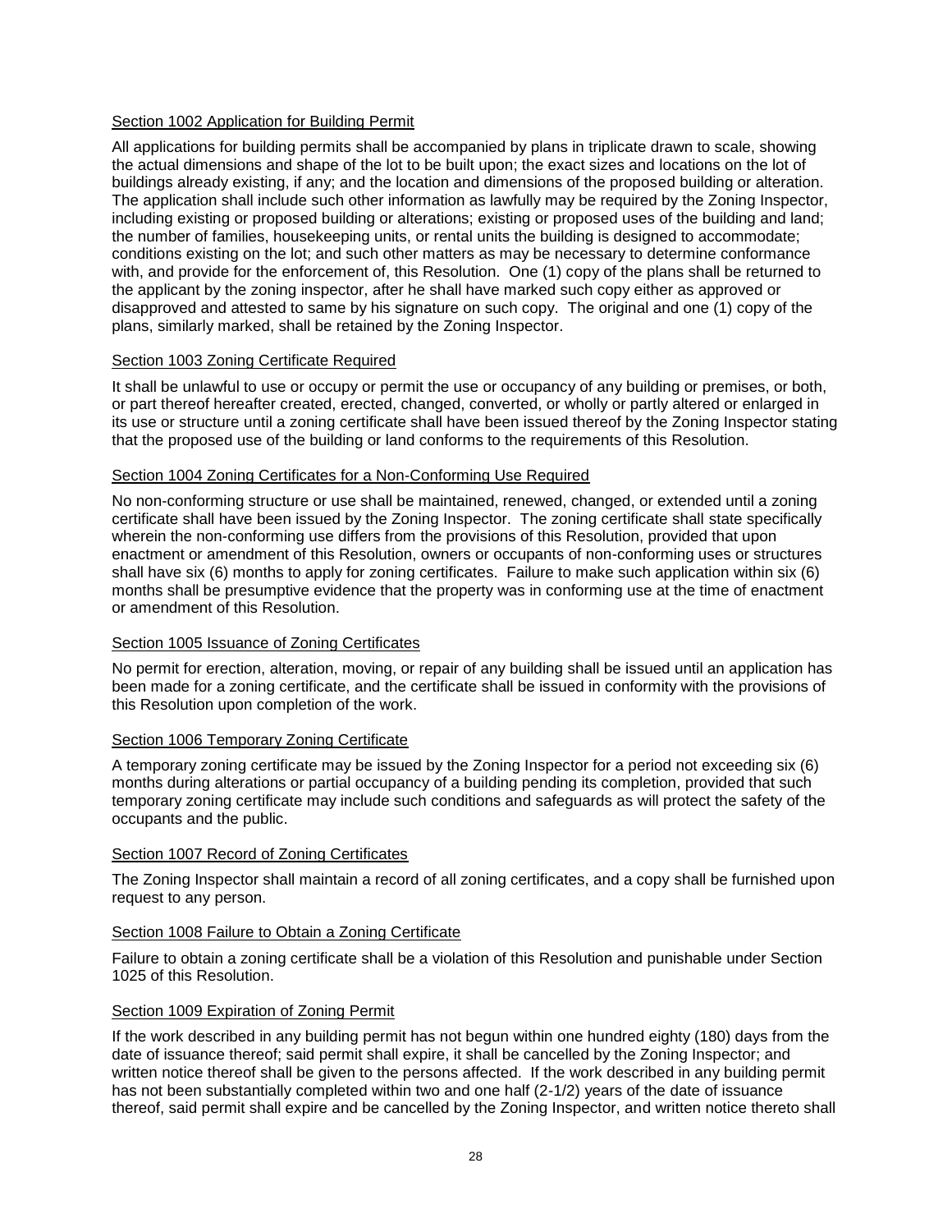### Section 1002 Application for Building Permit

All applications for building permits shall be accompanied by plans in triplicate drawn to scale, showing the actual dimensions and shape of the lot to be built upon; the exact sizes and locations on the lot of buildings already existing, if any; and the location and dimensions of the proposed building or alteration. The application shall include such other information as lawfully may be required by the Zoning Inspector, including existing or proposed building or alterations; existing or proposed uses of the building and land; the number of families, housekeeping units, or rental units the building is designed to accommodate; conditions existing on the lot; and such other matters as may be necessary to determine conformance with, and provide for the enforcement of, this Resolution. One (1) copy of the plans shall be returned to the applicant by the zoning inspector, after he shall have marked such copy either as approved or disapproved and attested to same by his signature on such copy. The original and one (1) copy of the plans, similarly marked, shall be retained by the Zoning Inspector.

### Section 1003 Zoning Certificate Required

It shall be unlawful to use or occupy or permit the use or occupancy of any building or premises, or both, or part thereof hereafter created, erected, changed, converted, or wholly or partly altered or enlarged in its use or structure until a zoning certificate shall have been issued thereof by the Zoning Inspector stating that the proposed use of the building or land conforms to the requirements of this Resolution.

### Section 1004 Zoning Certificates for a Non-Conforming Use Required

No non-conforming structure or use shall be maintained, renewed, changed, or extended until a zoning certificate shall have been issued by the Zoning Inspector. The zoning certificate shall state specifically wherein the non-conforming use differs from the provisions of this Resolution, provided that upon enactment or amendment of this Resolution, owners or occupants of non-conforming uses or structures shall have six (6) months to apply for zoning certificates. Failure to make such application within six (6) months shall be presumptive evidence that the property was in conforming use at the time of enactment or amendment of this Resolution.

### Section 1005 Issuance of Zoning Certificates

No permit for erection, alteration, moving, or repair of any building shall be issued until an application has been made for a zoning certificate, and the certificate shall be issued in conformity with the provisions of this Resolution upon completion of the work.

### Section 1006 Temporary Zoning Certificate

A temporary zoning certificate may be issued by the Zoning Inspector for a period not exceeding six (6) months during alterations or partial occupancy of a building pending its completion, provided that such temporary zoning certificate may include such conditions and safeguards as will protect the safety of the occupants and the public.

### Section 1007 Record of Zoning Certificates

The Zoning Inspector shall maintain a record of all zoning certificates, and a copy shall be furnished upon request to any person.

### Section 1008 Failure to Obtain a Zoning Certificate

Failure to obtain a zoning certificate shall be a violation of this Resolution and punishable under Section 1025 of this Resolution.

### Section 1009 Expiration of Zoning Permit

If the work described in any building permit has not begun within one hundred eighty (180) days from the date of issuance thereof; said permit shall expire, it shall be cancelled by the Zoning Inspector; and written notice thereof shall be given to the persons affected. If the work described in any building permit has not been substantially completed within two and one half (2-1/2) years of the date of issuance thereof, said permit shall expire and be cancelled by the Zoning Inspector, and written notice thereto shall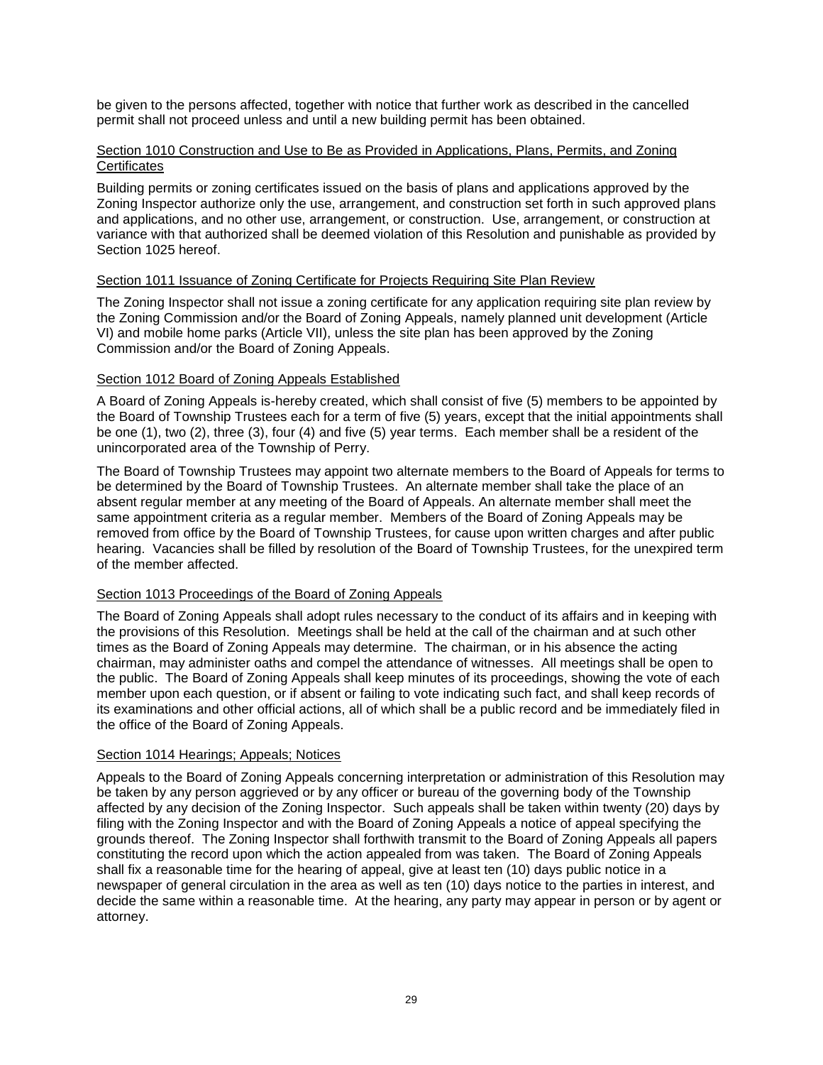be given to the persons affected, together with notice that further work as described in the cancelled permit shall not proceed unless and until a new building permit has been obtained.

## Section 1010 Construction and Use to Be as Provided in Applications, Plans, Permits, and Zoning Certificates

Building permits or zoning certificates issued on the basis of plans and applications approved by the Zoning Inspector authorize only the use, arrangement, and construction set forth in such approved plans and applications, and no other use, arrangement, or construction. Use, arrangement, or construction at variance with that authorized shall be deemed violation of this Resolution and punishable as provided by Section 1025 hereof.

## Section 1011 Issuance of Zoning Certificate for Projects Requiring Site Plan Review

The Zoning Inspector shall not issue a zoning certificate for any application requiring site plan review by the Zoning Commission and/or the Board of Zoning Appeals, namely planned unit development (Article VI) and mobile home parks (Article VII), unless the site plan has been approved by the Zoning Commission and/or the Board of Zoning Appeals.

## Section 1012 Board of Zoning Appeals Established

A Board of Zoning Appeals is-hereby created, which shall consist of five (5) members to be appointed by the Board of Township Trustees each for a term of five (5) years, except that the initial appointments shall be one (1), two (2), three (3), four (4) and five (5) year terms. Each member shall be a resident of the unincorporated area of the Township of Perry.

The Board of Township Trustees may appoint two alternate members to the Board of Appeals for terms to be determined by the Board of Township Trustees. An alternate member shall take the place of an absent regular member at any meeting of the Board of Appeals. An alternate member shall meet the same appointment criteria as a regular member. Members of the Board of Zoning Appeals may be removed from office by the Board of Township Trustees, for cause upon written charges and after public hearing. Vacancies shall be filled by resolution of the Board of Township Trustees, for the unexpired term of the member affected.

## Section 1013 Proceedings of the Board of Zoning Appeals

The Board of Zoning Appeals shall adopt rules necessary to the conduct of its affairs and in keeping with the provisions of this Resolution. Meetings shall be held at the call of the chairman and at such other times as the Board of Zoning Appeals may determine. The chairman, or in his absence the acting chairman, may administer oaths and compel the attendance of witnesses. All meetings shall be open to the public. The Board of Zoning Appeals shall keep minutes of its proceedings, showing the vote of each member upon each question, or if absent or failing to vote indicating such fact, and shall keep records of its examinations and other official actions, all of which shall be a public record and be immediately filed in the office of the Board of Zoning Appeals.

## Section 1014 Hearings; Appeals; Notices

Appeals to the Board of Zoning Appeals concerning interpretation or administration of this Resolution may be taken by any person aggrieved or by any officer or bureau of the governing body of the Township affected by any decision of the Zoning Inspector. Such appeals shall be taken within twenty (20) days by filing with the Zoning Inspector and with the Board of Zoning Appeals a notice of appeal specifying the grounds thereof. The Zoning Inspector shall forthwith transmit to the Board of Zoning Appeals all papers constituting the record upon which the action appealed from was taken. The Board of Zoning Appeals shall fix a reasonable time for the hearing of appeal, give at least ten (10) days public notice in a newspaper of general circulation in the area as well as ten (10) days notice to the parties in interest, and decide the same within a reasonable time. At the hearing, any party may appear in person or by agent or attorney.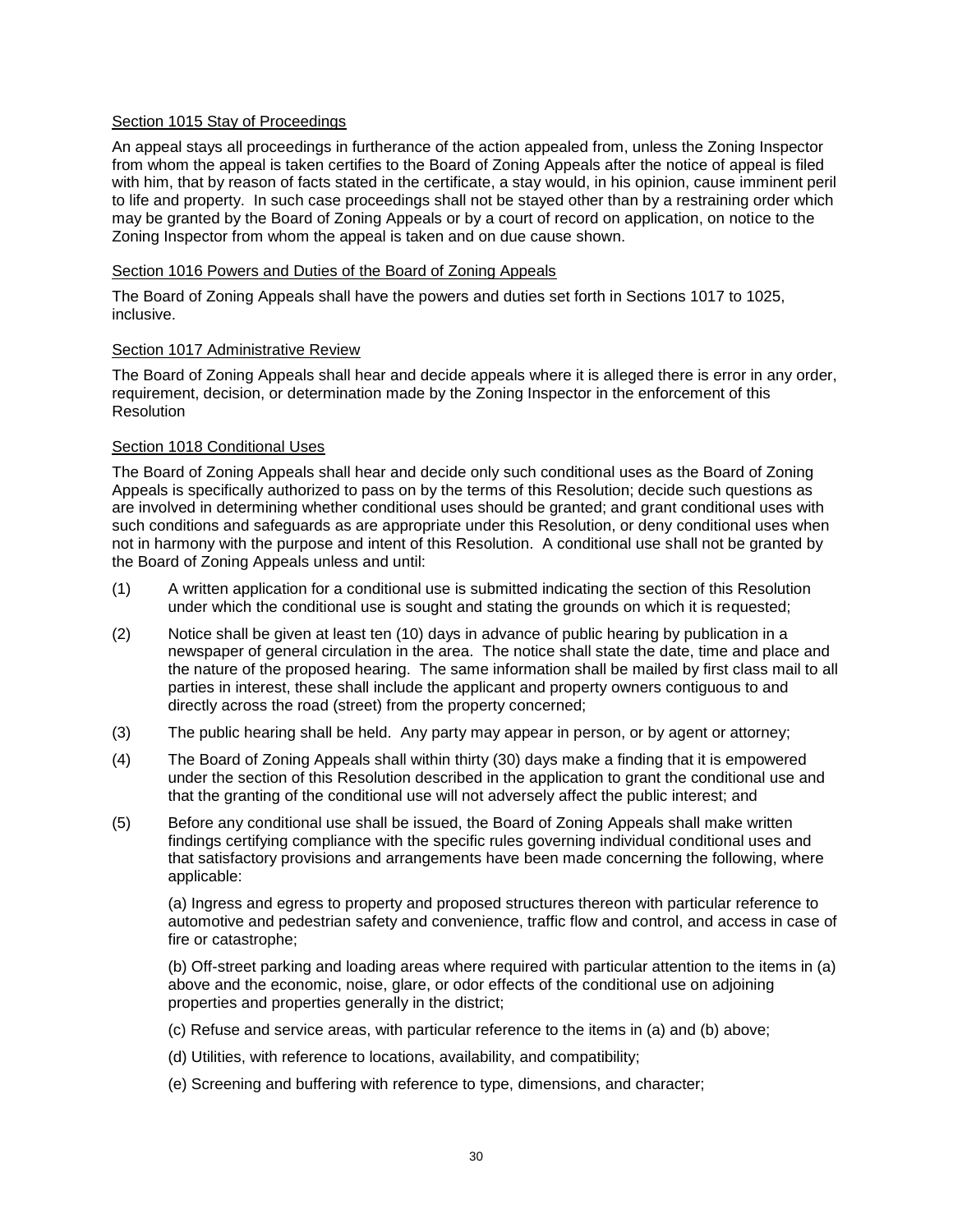### Section 1015 Stay of Proceedings

An appeal stays all proceedings in furtherance of the action appealed from, unless the Zoning Inspector from whom the appeal is taken certifies to the Board of Zoning Appeals after the notice of appeal is filed with him, that by reason of facts stated in the certificate, a stay would, in his opinion, cause imminent peril to life and property. In such case proceedings shall not be stayed other than by a restraining order which may be granted by the Board of Zoning Appeals or by a court of record on application, on notice to the Zoning Inspector from whom the appeal is taken and on due cause shown.

### Section 1016 Powers and Duties of the Board of Zoning Appeals

The Board of Zoning Appeals shall have the powers and duties set forth in Sections 1017 to 1025, inclusive.

### Section 1017 Administrative Review

The Board of Zoning Appeals shall hear and decide appeals where it is alleged there is error in any order, requirement, decision, or determination made by the Zoning Inspector in the enforcement of this Resolution

### Section 1018 Conditional Uses

The Board of Zoning Appeals shall hear and decide only such conditional uses as the Board of Zoning Appeals is specifically authorized to pass on by the terms of this Resolution; decide such questions as are involved in determining whether conditional uses should be granted; and grant conditional uses with such conditions and safeguards as are appropriate under this Resolution, or deny conditional uses when not in harmony with the purpose and intent of this Resolution. A conditional use shall not be granted by the Board of Zoning Appeals unless and until:

(1) A written application for a conditional use is submitted indicating the section of this Resolution under which the conditional use is sought and stating the grounds on which it is requested;

(2) Notice shall be given at least ten (10) days in advance of public hearing by publication in a newspaper of general circulation in the area. The notice shall state the date, time and place and the nature of the proposed hearing. The same information shall be mailed by first class mail to all parties in interest, these shall include the applicant and property owners contiguous to and directly across the road (street) from the property concerned;

(3) The public hearing shall be held. Any party may appear in person, or by agent or attorney;

(4) The Board of Zoning Appeals shall within thirty (30) days make a finding that it is empowered under the section of this Resolution described in the application to grant the conditional use and that the granting of the conditional use will not adversely affect the public interest; and

(5) Before any conditional use shall be issued, the Board of Zoning Appeals shall make written findings certifying compliance with the specific rules governing individual conditional uses and that satisfactory provisions and arrangements have been made concerning the following, where applicable:

(a) Ingress and egress to property and proposed structures thereon with particular reference to automotive and pedestrian safety and convenience, traffic flow and control, and access in case of fire or catastrophe;

(b) Off-street parking and loading areas where required with particular attention to the items in (a) above and the economic, noise, glare, or odor effects of the conditional use on adjoining properties and properties generally in the district;

(c) Refuse and service areas, with particular reference to the items in (a) and (b) above;

(d) Utilities, with reference to locations, availability, and compatibility;

(e) Screening and buffering with reference to type, dimensions, and character;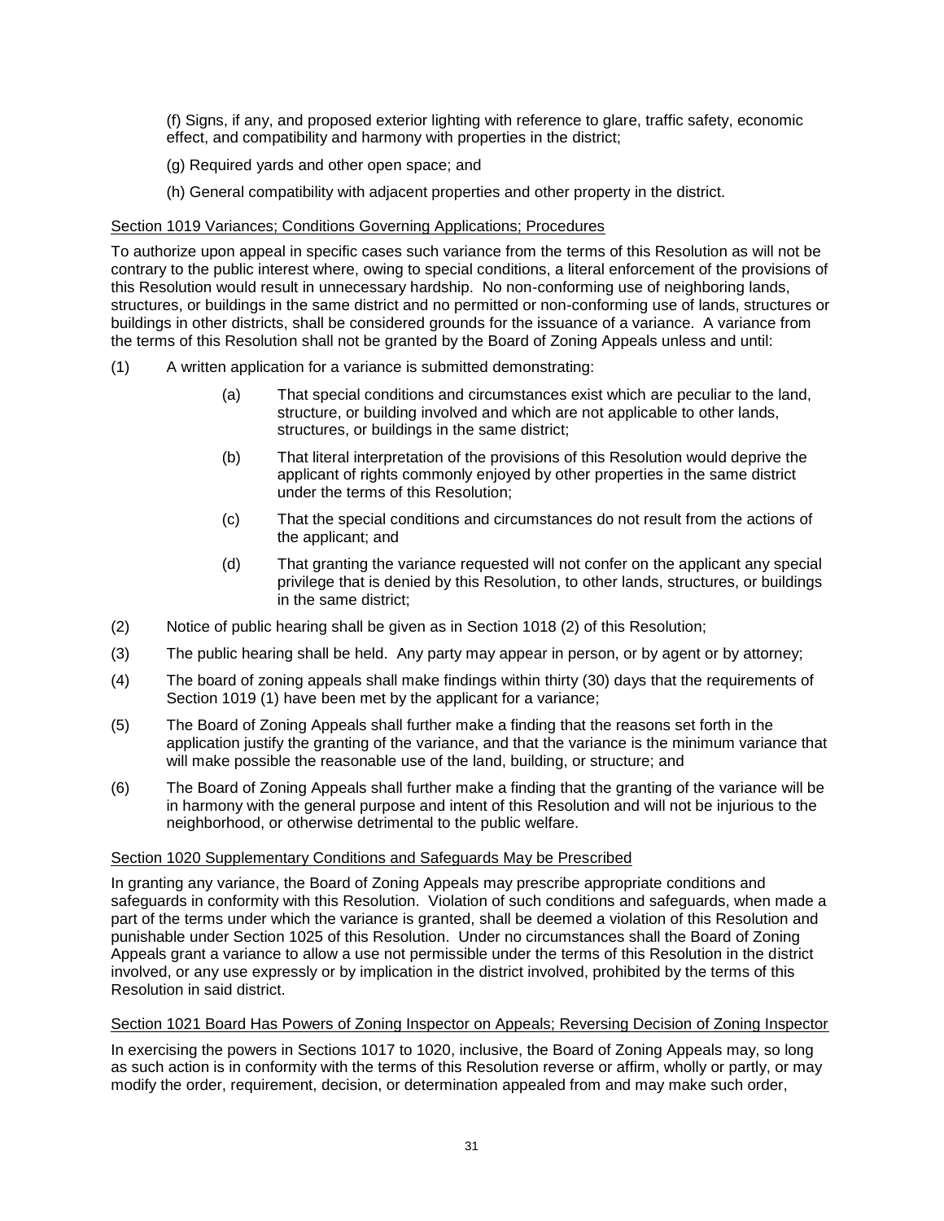(f) Signs, if any, and proposed exterior lighting with reference to glare, traffic safety, economic effect, and compatibility and harmony with properties in the district;

(g) Required yards and other open space; and

(h) General compatibility with adjacent properties and other property in the district.

<u>Section 1019 Variances; Conditions Governing Applications; Procedures</u>

To authorize upon appeal in specific cases such variance from the terms of this Resolution as will not be contrary to the public interest where, owing to special conditions, a literal enforcement of the provisions of this Resolution would result in unnecessary hardship. No non-conforming use of neighboring lands, structures, or buildings in the same district and no permitted or non-conforming use of lands, structures or buildings in other districts, shall be considered grounds for the issuance of a variance. A variance from the terms of this Resolution shall not be granted by the Board of Zoning Appeals unless and until:

(1) A written application for a variance is submitted demonstrating:

- (a) That special conditions and circumstances exist which are peculiar to the land, structure, or building involved and which are not applicable to other lands, structures, or buildings in the same district;
- (b) That literal interpretation of the provisions of this Resolution would deprive the applicant of rights commonly enjoyed by other properties in the same district under the terms of this Resolution;
- (c) That the special conditions and circumstances do not result from the actions of the applicant; and
- (d) That granting the variance requested will not confer on the applicant any special privilege that is denied by this Resolution, to other lands, structures, or buildings in the same district;

(2) Notice of public hearing shall be given as in Section 1018 (2) of this Resolution;

(3) The public hearing shall be held. Any party may appear in person, or by agent or by attorney;

(4) The board of zoning appeals shall make findings within thirty (30) days that the requirements of Section 1019 (1) have been met by the applicant for a variance;

(5) The Board of Zoning Appeals shall further make a finding that the reasons set forth in the application justify the granting of the variance, and that the variance is the minimum variance that will make possible the reasonable use of the land, building, or structure; and

(6) The Board of Zoning Appeals shall further make a finding that the granting of the variance will be in harmony with the general purpose and intent of this Resolution and will not be injurious to the neighborhood, or otherwise detrimental to the public welfare.

<u>Section 1020 Supplementary Conditions and Safeguards May be Prescribed</u>

In granting any variance, the Board of Zoning Appeals may prescribe appropriate conditions and safeguards in conformity with this Resolution. Violation of such conditions and safeguards, when made a part of the terms under which the variance is granted, shall be deemed a violation of this Resolution and punishable under Section 1025 of this Resolution. Under no circumstances shall the Board of Zoning Appeals grant a variance to allow a use not permissible under the terms of this Resolution in the district involved, or any use expressly or by implication in the district involved, prohibited by the terms of this Resolution in said district.

<u>Section 1021 Board Has Powers of Zoning Inspector on Appeals; Reversing Decision of Zoning Inspector</u>

In exercising the powers in Sections 1017 to 1020, inclusive, the Board of Zoning Appeals may, so long as such action is in conformity with the terms of this Resolution reverse or affirm, wholly or partly, or may modify the order, requirement, decision, or determination appealed from and may make such order,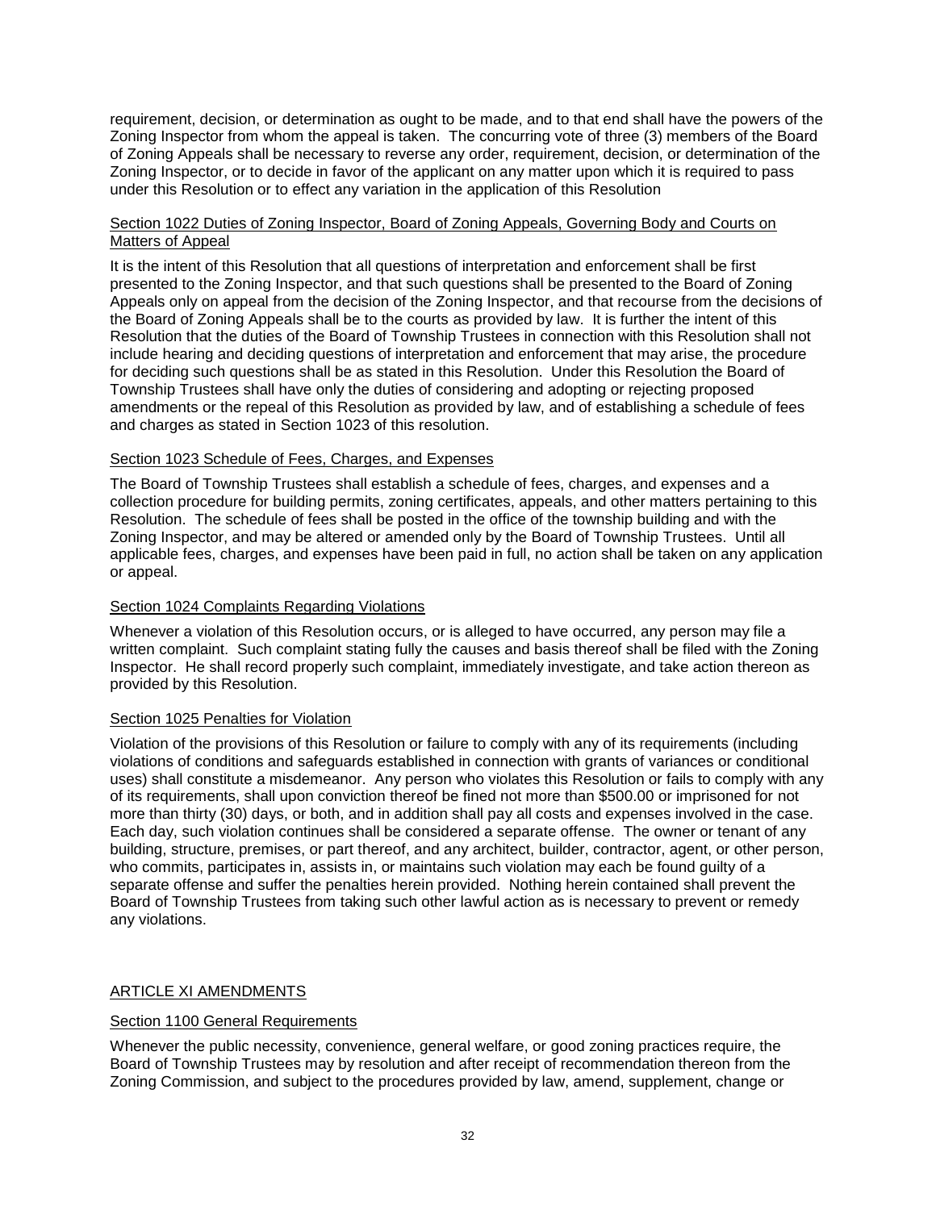requirement, decision, or determination as ought to be made, and to that end shall have the powers of the Zoning Inspector from whom the appeal is taken. The concurring vote of three (3) members of the Board of Zoning Appeals shall be necessary to reverse any order, requirement, decision, or determination of the Zoning Inspector, or to decide in favor of the applicant on any matter upon which it is required to pass under this Resolution or to effect any variation in the application of this Resolution

### Section 1022 Duties of Zoning Inspector, Board of Zoning Appeals, Governing Body and Courts on Matters of Appeal

It is the intent of this Resolution that all questions of interpretation and enforcement shall be first presented to the Zoning Inspector, and that such questions shall be presented to the Board of Zoning Appeals only on appeal from the decision of the Zoning Inspector, and that recourse from the decisions of the Board of Zoning Appeals shall be to the courts as provided by law. It is further the intent of this Resolution that the duties of the Board of Township Trustees in connection with this Resolution shall not include hearing and deciding questions of interpretation and enforcement that may arise, the procedure for deciding such questions shall be as stated in this Resolution. Under this Resolution the Board of Township Trustees shall have only the duties of considering and adopting or rejecting proposed amendments or the repeal of this Resolution as provided by law, and of establishing a schedule of fees and charges as stated in Section 1023 of this resolution.

### Section 1023 Schedule of Fees, Charges, and Expenses

The Board of Township Trustees shall establish a schedule of fees, charges, and expenses and a collection procedure for building permits, zoning certificates, appeals, and other matters pertaining to this Resolution. The schedule of fees shall be posted in the office of the township building and with the Zoning Inspector, and may be altered or amended only by the Board of Township Trustees. Until all applicable fees, charges, and expenses have been paid in full, no action shall be taken on any application or appeal.

### Section 1024 Complaints Regarding Violations

Whenever a violation of this Resolution occurs, or is alleged to have occurred, any person may file a written complaint. Such complaint stating fully the causes and basis thereof shall be filed with the Zoning Inspector. He shall record properly such complaint, immediately investigate, and take action thereon as provided by this Resolution.

### Section 1025 Penalties for Violation

Violation of the provisions of this Resolution or failure to comply with any of its requirements (including violations of conditions and safeguards established in connection with grants of variances or conditional uses) shall constitute a misdemeanor. Any person who violates this Resolution or fails to comply with any of its requirements, shall upon conviction thereof be fined not more than $500.00 or imprisoned for not more than thirty (30) days, or both, and in addition shall pay all costs and expenses involved in the case. Each day, such violation continues shall be considered a separate offense. The owner or tenant of any building, structure, premises, or part thereof, and any architect, builder, contractor, agent, or other person, who commits, participates in, assists in, or maintains such violation may each be found guilty of a separate offense and suffer the penalties herein provided. Nothing herein contained shall prevent the Board of Township Trustees from taking such other lawful action as is necessary to prevent or remedy any violations.

## ARTICLE XI AMENDMENTS

### Section 1100 General Requirements

Whenever the public necessity, convenience, general welfare, or good zoning practices require, the Board of Township Trustees may by resolution and after receipt of recommendation thereon from the Zoning Commission, and subject to the procedures provided by law, amend, supplement, change or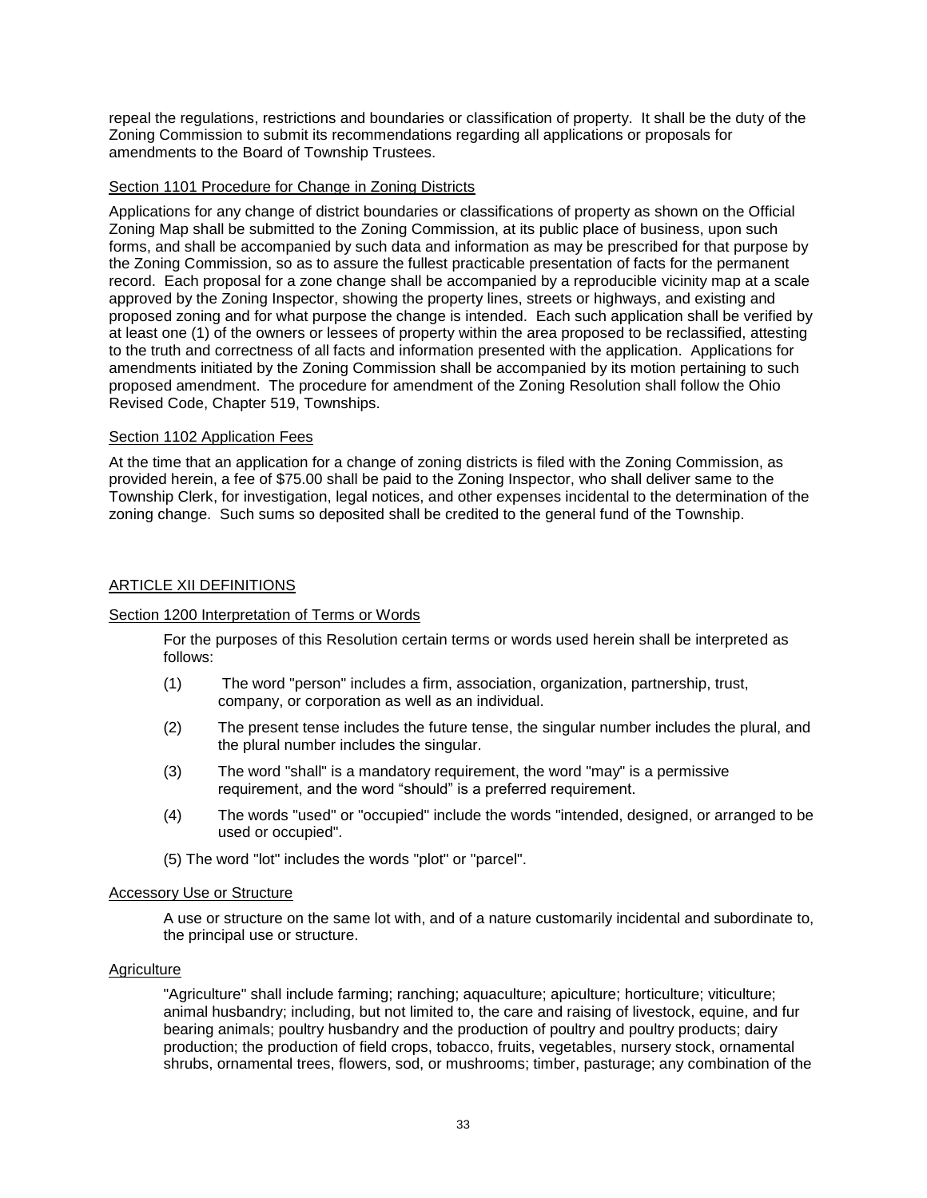repeal the regulations, restrictions and boundaries or classification of property. It shall be the duty of the Zoning Commission to submit its recommendations regarding all applications or proposals for amendments to the Board of Township Trustees.

### Section 1101 Procedure for Change in Zoning Districts

Applications for any change of district boundaries or classifications of property as shown on the Official Zoning Map shall be submitted to the Zoning Commission, at its public place of business, upon such forms, and shall be accompanied by such data and information as may be prescribed for that purpose by the Zoning Commission, so as to assure the fullest practicable presentation of facts for the permanent record. Each proposal for a zone change shall be accompanied by a reproducible vicinity map at a scale approved by the Zoning Inspector, showing the property lines, streets or highways, and existing and proposed zoning and for what purpose the change is intended. Each such application shall be verified by at least one (1) of the owners or lessees of property within the area proposed to be reclassified, attesting to the truth and correctness of all facts and information presented with the application. Applications for amendments initiated by the Zoning Commission shall be accompanied by its motion pertaining to such proposed amendment. The procedure for amendment of the Zoning Resolution shall follow the Ohio Revised Code, Chapter 519, Townships.

### Section 1102 Application Fees

At the time that an application for a change of zoning districts is filed with the Zoning Commission, as provided herein, a fee of $75.00 shall be paid to the Zoning Inspector, who shall deliver same to the Township Clerk, for investigation, legal notices, and other expenses incidental to the determination of the zoning change. Such sums so deposited shall be credited to the general fund of the Township.

## ARTICLE XII DEFINITIONS

### Section 1200 Interpretation of Terms or Words

For the purposes of this Resolution certain terms or words used herein shall be interpreted as follows:

(1) The word "person" includes a firm, association, organization, partnership, trust, company, or corporation as well as an individual.

(2) The present tense includes the future tense, the singular number includes the plural, and the plural number includes the singular.

(3) The word "shall" is a mandatory requirement, the word "may" is a permissive requirement, and the word "should" is a preferred requirement.

(4) The words "used" or "occupied" include the words "intended, designed, or arranged to be used or occupied".

(5) The word "lot" includes the words "plot" or "parcel".

#### Accessory Use or Structure

A use or structure on the same lot with, and of a nature customarily incidental and subordinate to, the principal use or structure.

#### Agriculture

"Agriculture" shall include farming; ranching; aquaculture; apiculture; horticulture; viticulture; animal husbandry; including, but not limited to, the care and raising of livestock, equine, and fur bearing animals; poultry husbandry and the production of poultry and poultry products; dairy production; the production of field crops, tobacco, fruits, vegetables, nursery stock, ornamental shrubs, ornamental trees, flowers, sod, or mushrooms; timber, pasturage; any combination of the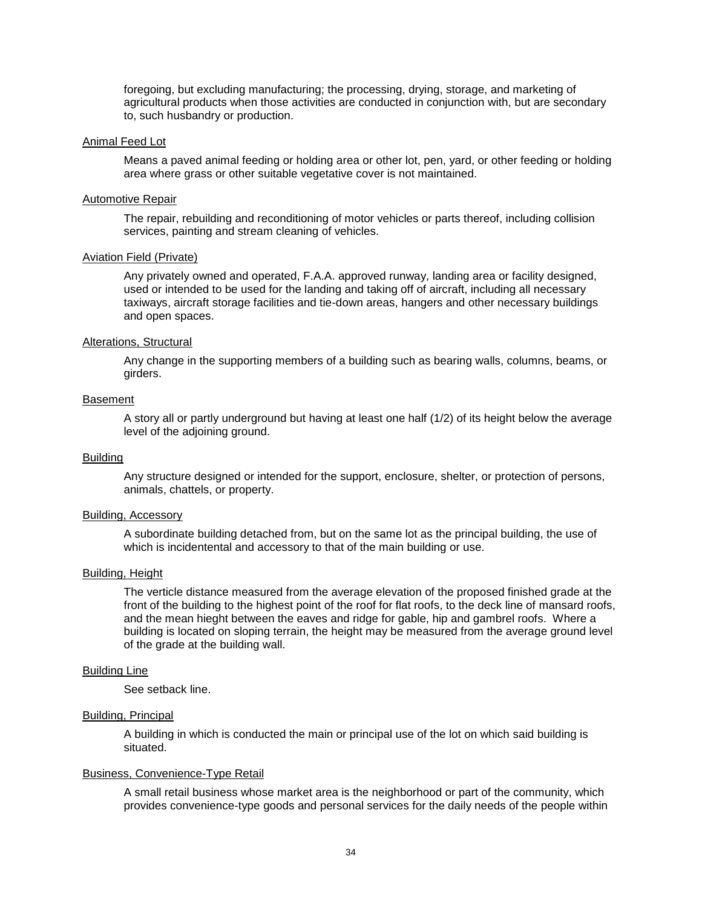foregoing, but excluding manufacturing; the processing, drying, storage, and marketing of agricultural products when those activities are conducted in conjunction with, but are secondary to, such husbandry or production.

<u>Animal Feed Lot</u>

Means a paved animal feeding or holding area or other lot, pen, yard, or other feeding or holding area where grass or other suitable vegetative cover is not maintained.

<u>Automotive Repair</u>

The repair, rebuilding and reconditioning of motor vehicles or parts thereof, including collision services, painting and stream cleaning of vehicles.

<u>Aviation Field (Private)</u>

Any privately owned and operated, F.A.A. approved runway, landing area or facility designed, used or intended to be used for the landing and taking off of aircraft, including all necessary taxiways, aircraft storage facilities and tie-down areas, hangers and other necessary buildings and open spaces.

<u>Alterations, Structural</u>

Any change in the supporting members of a building such as bearing walls, columns, beams, or girders.

<u>Basement</u>

A story all or partly underground but having at least one half (1/2) of its height below the average level of the adjoining ground.

<u>Building</u>

Any structure designed or intended for the support, enclosure, shelter, or protection of persons, animals, chattels, or property.

<u>Building, Accessory</u>

A subordinate building detached from, but on the same lot as the principal building, the use of which is incidentental and accessory to that of the main building or use.

<u>Building, Height</u>

The verticle distance measured from the average elevation of the proposed finished grade at the front of the building to the highest point of the roof for flat roofs, to the deck line of mansard roofs, and the mean hieght between the eaves and ridge for gable, hip and gambrel roofs. Where a building is located on sloping terrain, the height may be measured from the average ground level of the grade at the building wall.

<u>Building Line</u>

See setback line.

<u>Building, Principal</u>

A building in which is conducted the main or principal use of the lot on which said building is situated.

<u>Business, Convenience-Type Retail</u>

A small retail business whose market area is the neighborhood or part of the community, which provides convenience-type goods and personal services for the daily needs of the people within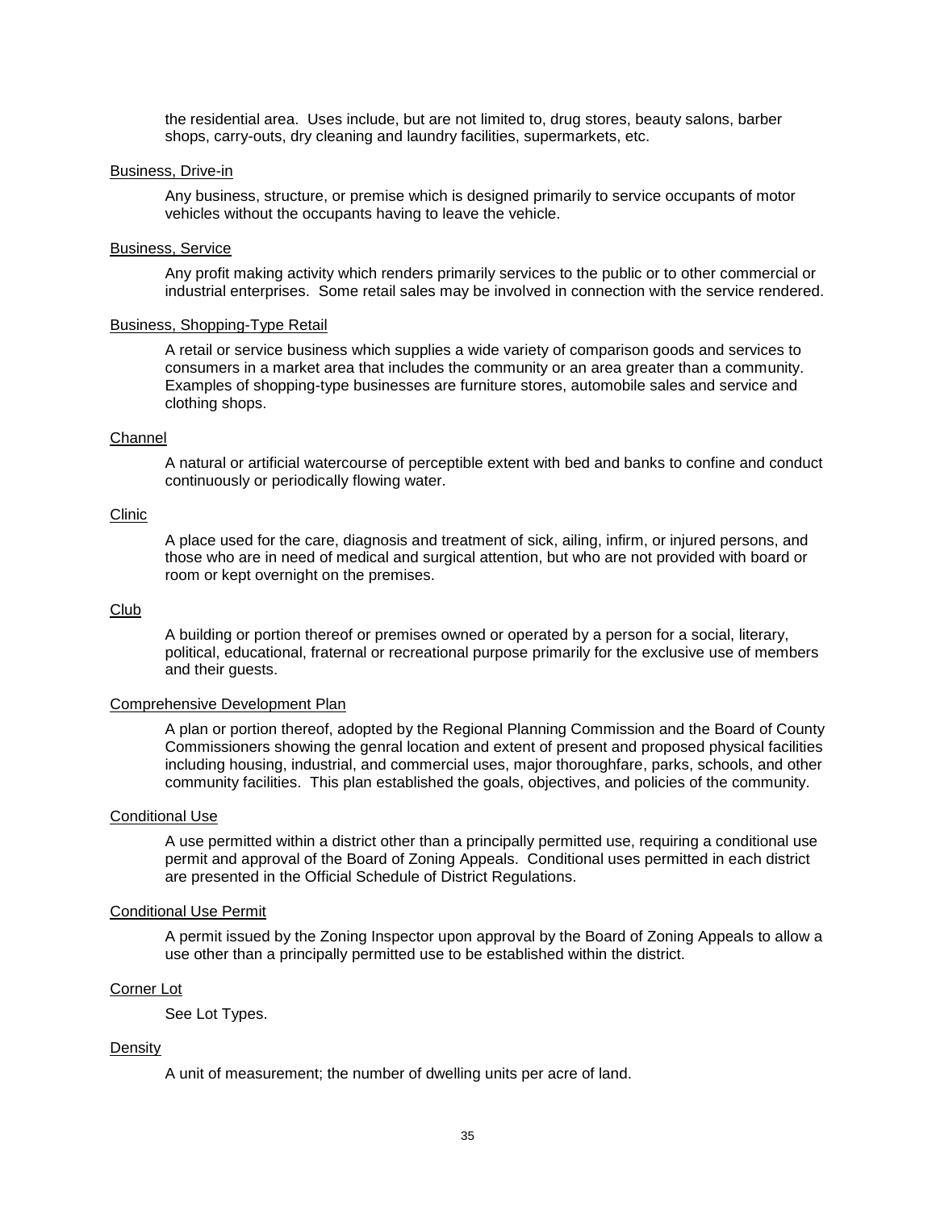the residential area. Uses include, but are not limited to, drug stores, beauty salons, barber shops, carry-outs, dry cleaning and laundry facilities, supermarkets, etc.

Business, Drive-in

Any business, structure, or premise which is designed primarily to service occupants of motor vehicles without the occupants having to leave the vehicle.

Business, Service

Any profit making activity which renders primarily services to the public or to other commercial or industrial enterprises. Some retail sales may be involved in connection with the service rendered.

Business, Shopping-Type Retail

A retail or service business which supplies a wide variety of comparison goods and services to consumers in a market area that includes the community or an area greater than a community. Examples of shopping-type businesses are furniture stores, automobile sales and service and clothing shops.

Channel

A natural or artificial watercourse of perceptible extent with bed and banks to confine and conduct continuously or periodically flowing water.

Clinic

A place used for the care, diagnosis and treatment of sick, ailing, infirm, or injured persons, and those who are in need of medical and surgical attention, but who are not provided with board or room or kept overnight on the premises.

Club

A building or portion thereof or premises owned or operated by a person for a social, literary, political, educational, fraternal or recreational purpose primarily for the exclusive use of members and their guests.

Comprehensive Development Plan

A plan or portion thereof, adopted by the Regional Planning Commission and the Board of County Commissioners showing the genral location and extent of present and proposed physical facilities including housing, industrial, and commercial uses, major thoroughfare, parks, schools, and other community facilities. This plan established the goals, objectives, and policies of the community.

Conditional Use

A use permitted within a district other than a principally permitted use, requiring a conditional use permit and approval of the Board of Zoning Appeals. Conditional uses permitted in each district are presented in the Official Schedule of District Regulations.

Conditional Use Permit

A permit issued by the Zoning Inspector upon approval by the Board of Zoning Appeals to allow a use other than a principally permitted use to be established within the district.

Corner Lot

See Lot Types.

Density

A unit of measurement; the number of dwelling units per acre of land.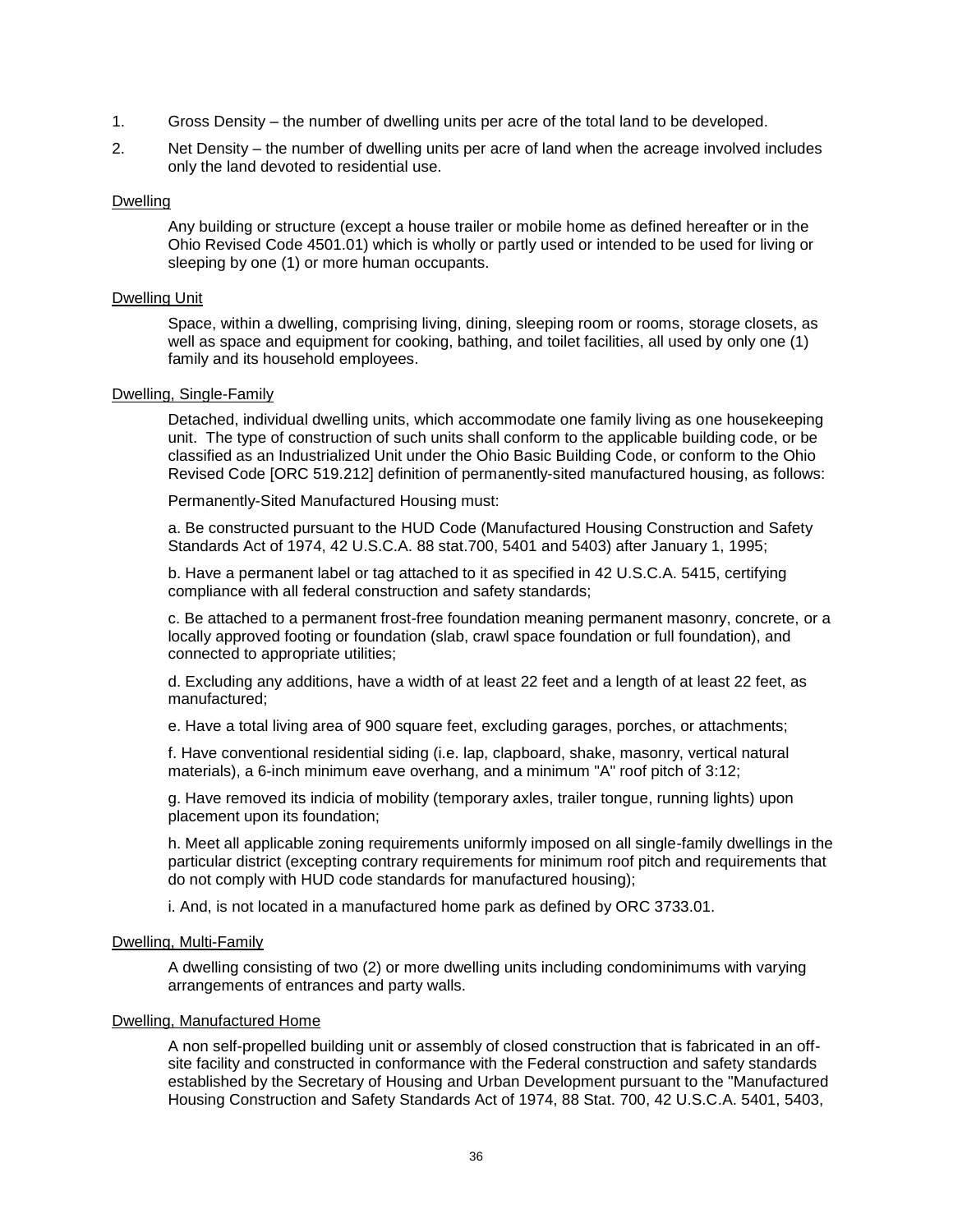1. Gross Density – the number of dwelling units per acre of the total land to be developed.
2. Net Density – the number of dwelling units per acre of land when the acreage involved includes only the land devoted to residential use.

<u>Dwelling</u>

Any building or structure (except a house trailer or mobile home as defined hereafter or in the Ohio Revised Code 4501.01) which is wholly or partly used or intended to be used for living or sleeping by one (1) or more human occupants.

<u>Dwelling Unit</u>

Space, within a dwelling, comprising living, dining, sleeping room or rooms, storage closets, as well as space and equipment for cooking, bathing, and toilet facilities, all used by only one (1) family and its household employees.

<u>Dwelling, Single-Family</u>

Detached, individual dwelling units, which accommodate one family living as one housekeeping unit. The type of construction of such units shall conform to the applicable building code, or be classified as an Industrialized Unit under the Ohio Basic Building Code, or conform to the Ohio Revised Code [ORC 519.212] definition of permanently-sited manufactured housing, as follows:

Permanently-Sited Manufactured Housing must:

a. Be constructed pursuant to the HUD Code (Manufactured Housing Construction and Safety Standards Act of 1974, 42 U.S.C.A. 88 stat.700, 5401 and 5403) after January 1, 1995;

b. Have a permanent label or tag attached to it as specified in 42 U.S.C.A. 5415, certifying compliance with all federal construction and safety standards;

c. Be attached to a permanent frost-free foundation meaning permanent masonry, concrete, or a locally approved footing or foundation (slab, crawl space foundation or full foundation), and connected to appropriate utilities;

d. Excluding any additions, have a width of at least 22 feet and a length of at least 22 feet, as manufactured;

e. Have a total living area of 900 square feet, excluding garages, porches, or attachments;

f. Have conventional residential siding (i.e. lap, clapboard, shake, masonry, vertical natural materials), a 6-inch minimum eave overhang, and a minimum "A" roof pitch of 3:12;

g. Have removed its indicia of mobility (temporary axles, trailer tongue, running lights) upon placement upon its foundation;

h. Meet all applicable zoning requirements uniformly imposed on all single-family dwellings in the particular district (excepting contrary requirements for minimum roof pitch and requirements that do not comply with HUD code standards for manufactured housing);

i. And, is not located in a manufactured home park as defined by ORC 3733.01.

<u>Dwelling, Multi-Family</u>

A dwelling consisting of two (2) or more dwelling units including condominimums with varying arrangements of entrances and party walls.

<u>Dwelling, Manufactured Home</u>

A non self-propelled building unit or assembly of closed construction that is fabricated in an off-site facility and constructed in conformance with the Federal construction and safety standards established by the Secretary of Housing and Urban Development pursuant to the "Manufactured Housing Construction and Safety Standards Act of 1974, 88 Stat. 700, 42 U.S.C.A. 5401, 5403,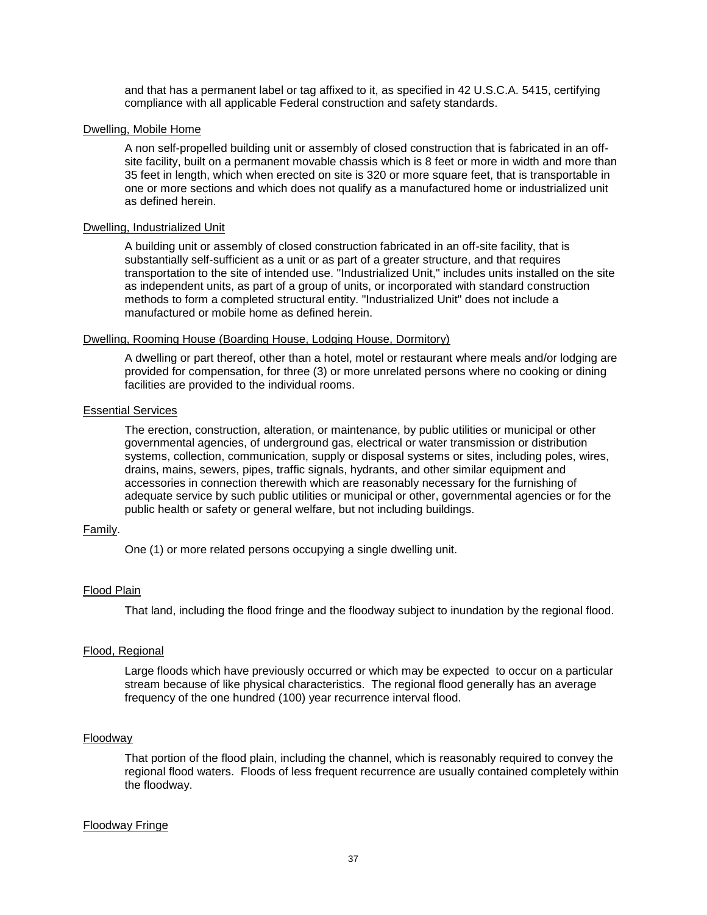and that has a permanent label or tag affixed to it, as specified in 42 U.S.C.A. 5415, certifying compliance with all applicable Federal construction and safety standards.

Dwelling, Mobile Home

A non self-propelled building unit or assembly of closed construction that is fabricated in an off-site facility, built on a permanent movable chassis which is 8 feet or more in width and more than 35 feet in length, which when erected on site is 320 or more square feet, that is transportable in one or more sections and which does not qualify as a manufactured home or industrialized unit as defined herein.

Dwelling, Industrialized Unit

A building unit or assembly of closed construction fabricated in an off-site facility, that is substantially self-sufficient as a unit or as part of a greater structure, and that requires transportation to the site of intended use. "Industrialized Unit," includes units installed on the site as independent units, as part of a group of units, or incorporated with standard construction methods to form a completed structural entity. "Industrialized Unit" does not include a manufactured or mobile home as defined herein.

Dwelling, Rooming House (Boarding House, Lodging House, Dormitory)

A dwelling or part thereof, other than a hotel, motel or restaurant where meals and/or lodging are provided for compensation, for three (3) or more unrelated persons where no cooking or dining facilities are provided to the individual rooms.

Essential Services

The erection, construction, alteration, or maintenance, by public utilities or municipal or other governmental agencies, of underground gas, electrical or water transmission or distribution systems, collection, communication, supply or disposal systems or sites, including poles, wires, drains, mains, sewers, pipes, traffic signals, hydrants, and other similar equipment and accessories in connection therewith which are reasonably necessary for the furnishing of adequate service by such public utilities or municipal or other, governmental agencies or for the public health or safety or general welfare, but not including buildings.

Family.

One (1) or more related persons occupying a single dwelling unit.

Flood Plain

That land, including the flood fringe and the floodway subject to inundation by the regional flood.

Flood, Regional

Large floods which have previously occurred or which may be expected to occur on a particular stream because of like physical characteristics. The regional flood generally has an average frequency of the one hundred (100) year recurrence interval flood.

Floodway

That portion of the flood plain, including the channel, which is reasonably required to convey the regional flood waters. Floods of less frequent recurrence are usually contained completely within the floodway.

Floodway Fringe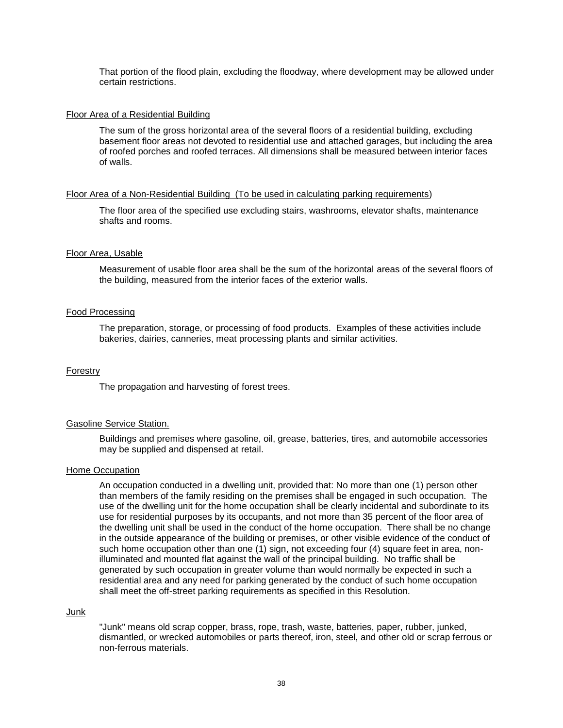That portion of the flood plain, excluding the floodway, where development may be allowed under certain restrictions.

Floor Area of a Residential Building

The sum of the gross horizontal area of the several floors of a residential building, excluding basement floor areas not devoted to residential use and attached garages, but including the area of roofed porches and roofed terraces. All dimensions shall be measured between interior faces of walls.

Floor Area of a Non-Residential Building (To be used in calculating parking requirements)

The floor area of the specified use excluding stairs, washrooms, elevator shafts, maintenance shafts and rooms.

Floor Area, Usable

Measurement of usable floor area shall be the sum of the horizontal areas of the several floors of the building, measured from the interior faces of the exterior walls.

Food Processing

The preparation, storage, or processing of food products. Examples of these activities include bakeries, dairies, canneries, meat processing plants and similar activities.

Forestry

The propagation and harvesting of forest trees.

Gasoline Service Station.

Buildings and premises where gasoline, oil, grease, batteries, tires, and automobile accessories may be supplied and dispensed at retail.

Home Occupation

An occupation conducted in a dwelling unit, provided that: No more than one (1) person other than members of the family residing on the premises shall be engaged in such occupation. The use of the dwelling unit for the home occupation shall be clearly incidental and subordinate to its use for residential purposes by its occupants, and not more than 35 percent of the floor area of the dwelling unit shall be used in the conduct of the home occupation. There shall be no change in the outside appearance of the building or premises, or other visible evidence of the conduct of such home occupation other than one (1) sign, not exceeding four (4) square feet in area, non-illuminated and mounted flat against the wall of the principal building. No traffic shall be generated by such occupation in greater volume than would normally be expected in such a residential area and any need for parking generated by the conduct of such home occupation shall meet the off-street parking requirements as specified in this Resolution.

Junk

"Junk" means old scrap copper, brass, rope, trash, waste, batteries, paper, rubber, junked, dismantled, or wrecked automobiles or parts thereof, iron, steel, and other old or scrap ferrous or non-ferrous materials.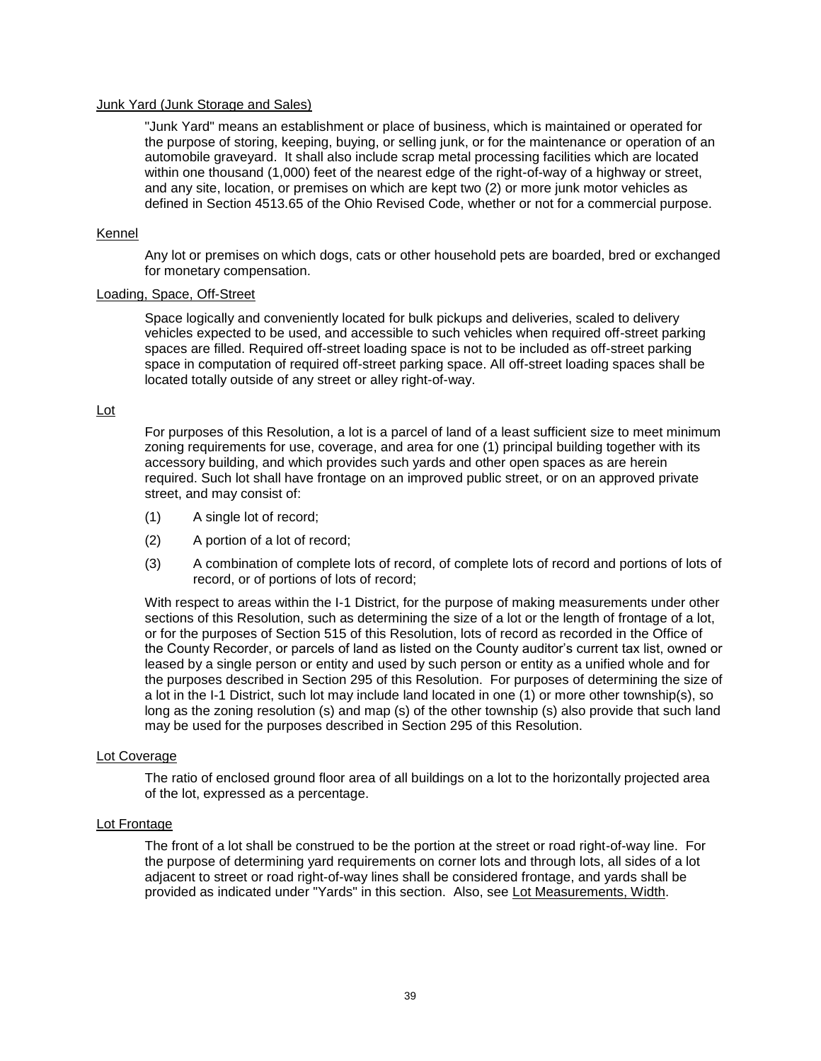Junk Yard (Junk Storage and Sales)

"Junk Yard" means an establishment or place of business, which is maintained or operated for the purpose of storing, keeping, buying, or selling junk, or for the maintenance or operation of an automobile graveyard. It shall also include scrap metal processing facilities which are located within one thousand (1,000) feet of the nearest edge of the right-of-way of a highway or street, and any site, location, or premises on which are kept two (2) or more junk motor vehicles as defined in Section 4513.65 of the Ohio Revised Code, whether or not for a commercial purpose.

Kennel

Any lot or premises on which dogs, cats or other household pets are boarded, bred or exchanged for monetary compensation.

Loading, Space, Off-Street

Space logically and conveniently located for bulk pickups and deliveries, scaled to delivery vehicles expected to be used, and accessible to such vehicles when required off-street parking spaces are filled. Required off-street loading space is not to be included as off-street parking space in computation of required off-street parking space. All off-street loading spaces shall be located totally outside of any street or alley right-of-way.

Lot

For purposes of this Resolution, a lot is a parcel of land of a least sufficient size to meet minimum zoning requirements for use, coverage, and area for one (1) principal building together with its accessory building, and which provides such yards and other open spaces as are herein required. Such lot shall have frontage on an improved public street, or on an approved private street, and may consist of:

(1) A single lot of record;

(2) A portion of a lot of record;

(3) A combination of complete lots of record, of complete lots of record and portions of lots of record, or of portions of lots of record;

With respect to areas within the I-1 District, for the purpose of making measurements under other sections of this Resolution, such as determining the size of a lot or the length of frontage of a lot, or for the purposes of Section 515 of this Resolution, lots of record as recorded in the Office of the County Recorder, or parcels of land as listed on the County auditor's current tax list, owned or leased by a single person or entity and used by such person or entity as a unified whole and for the purposes described in Section 295 of this Resolution. For purposes of determining the size of a lot in the I-1 District, such lot may include land located in one (1) or more other township(s), so long as the zoning resolution (s) and map (s) of the other township (s) also provide that such land may be used for the purposes described in Section 295 of this Resolution.

Lot Coverage

The ratio of enclosed ground floor area of all buildings on a lot to the horizontally projected area of the lot, expressed as a percentage.

Lot Frontage

The front of a lot shall be construed to be the portion at the street or road right-of-way line. For the purpose of determining yard requirements on corner lots and through lots, all sides of a lot adjacent to street or road right-of-way lines shall be considered frontage, and yards shall be provided as indicated under "Yards" in this section. Also, see Lot Measurements, Width.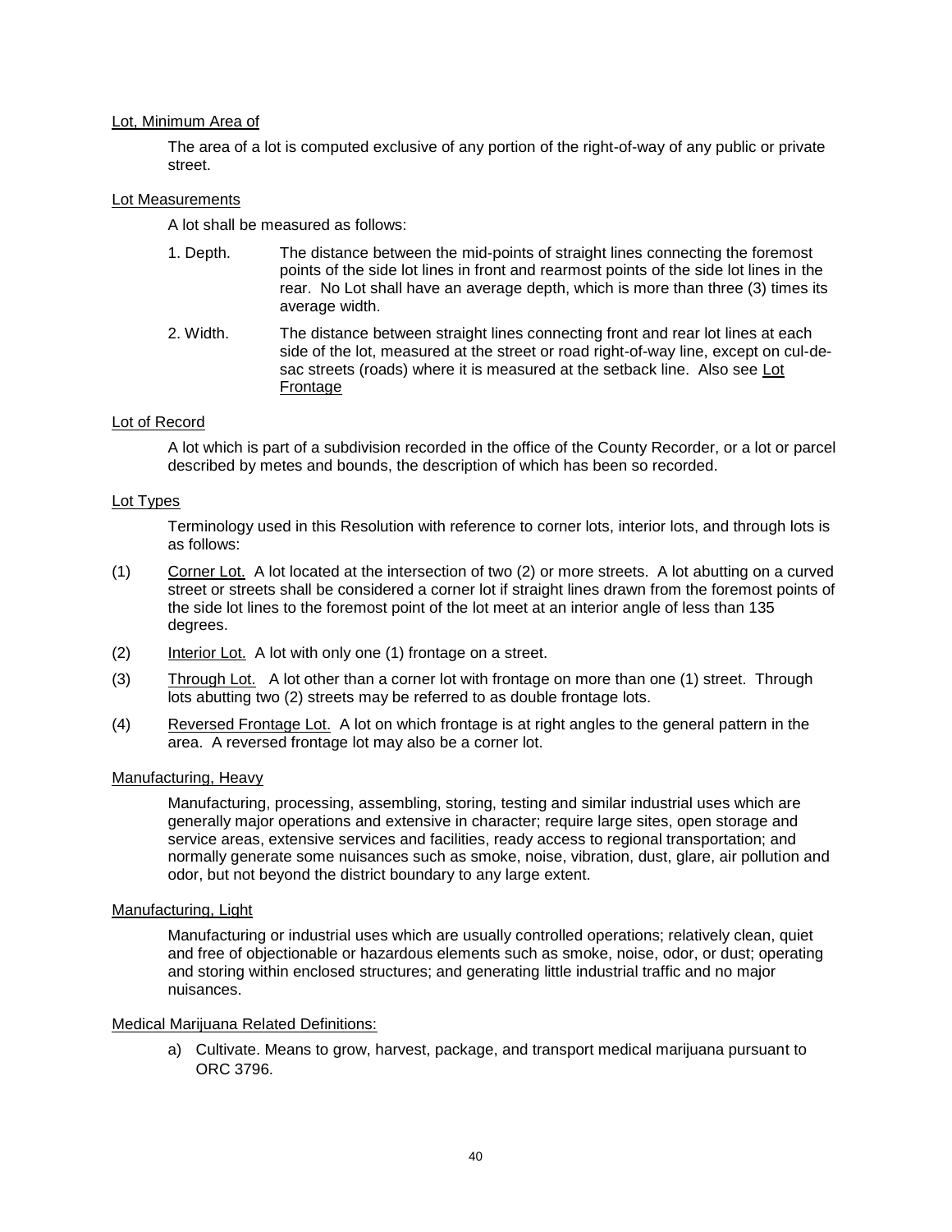Lot, Minimum Area of

The area of a lot is computed exclusive of any portion of the right-of-way of any public or private street.

Lot Measurements

A lot shall be measured as follows:

1. Depth. The distance between the mid-points of straight lines connecting the foremost points of the side lot lines in front and rearmost points of the side lot lines in the rear. No Lot shall have an average depth, which is more than three (3) times its average width.

2. Width. The distance between straight lines connecting front and rear lot lines at each side of the lot, measured at the street or road right-of-way line, except on cul-de-sac streets (roads) where it is measured at the setback line. Also see Lot Frontage

Lot of Record

A lot which is part of a subdivision recorded in the office of the County Recorder, or a lot or parcel described by metes and bounds, the description of which has been so recorded.

Lot Types

Terminology used in this Resolution with reference to corner lots, interior lots, and through lots is as follows:

(1) Corner Lot. A lot located at the intersection of two (2) or more streets. A lot abutting on a curved street or streets shall be considered a corner lot if straight lines drawn from the foremost points of the side lot lines to the foremost point of the lot meet at an interior angle of less than 135 degrees.

(2) Interior Lot. A lot with only one (1) frontage on a street.

(3) Through Lot. A lot other than a corner lot with frontage on more than one (1) street. Through lots abutting two (2) streets may be referred to as double frontage lots.

(4) Reversed Frontage Lot. A lot on which frontage is at right angles to the general pattern in the area. A reversed frontage lot may also be a corner lot.

Manufacturing, Heavy

Manufacturing, processing, assembling, storing, testing and similar industrial uses which are generally major operations and extensive in character; require large sites, open storage and service areas, extensive services and facilities, ready access to regional transportation; and normally generate some nuisances such as smoke, noise, vibration, dust, glare, air pollution and odor, but not beyond the district boundary to any large extent.

Manufacturing, Light

Manufacturing or industrial uses which are usually controlled operations; relatively clean, quiet and free of objectionable or hazardous elements such as smoke, noise, odor, or dust; operating and storing within enclosed structures; and generating little industrial traffic and no major nuisances.

Medical Marijuana Related Definitions:

a) Cultivate. Means to grow, harvest, package, and transport medical marijuana pursuant to ORC 3796.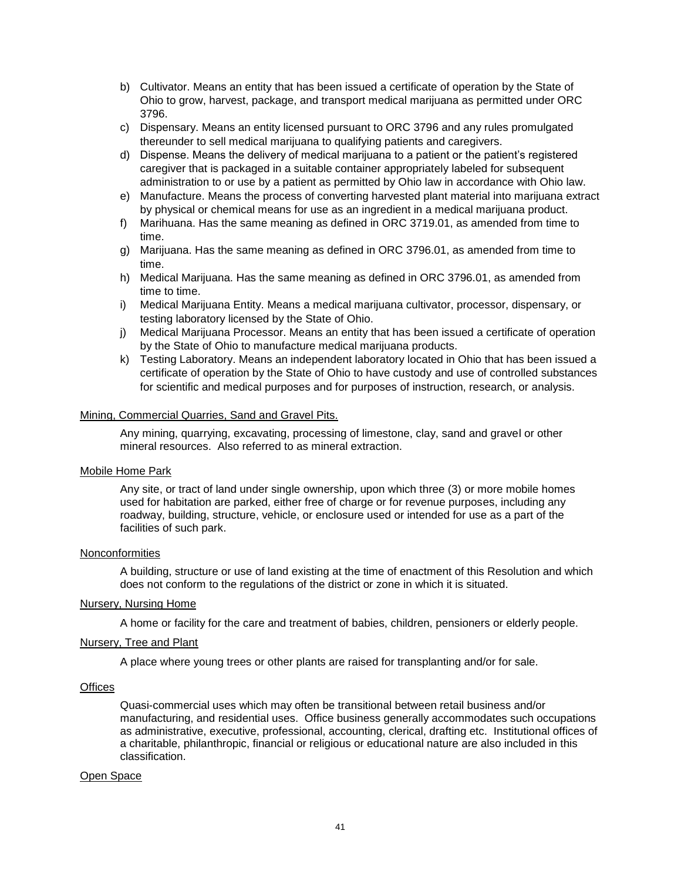b) Cultivator. Means an entity that has been issued a certificate of operation by the State of Ohio to grow, harvest, package, and transport medical marijuana as permitted under ORC 3796.
c) Dispensary. Means an entity licensed pursuant to ORC 3796 and any rules promulgated thereunder to sell medical marijuana to qualifying patients and caregivers.
d) Dispense. Means the delivery of medical marijuana to a patient or the patient's registered caregiver that is packaged in a suitable container appropriately labeled for subsequent administration to or use by a patient as permitted by Ohio law in accordance with Ohio law.
e) Manufacture. Means the process of converting harvested plant material into marijuana extract by physical or chemical means for use as an ingredient in a medical marijuana product.
f) Marihuana. Has the same meaning as defined in ORC 3719.01, as amended from time to time.
g) Marijuana. Has the same meaning as defined in ORC 3796.01, as amended from time to time.
h) Medical Marijuana. Has the same meaning as defined in ORC 3796.01, as amended from time to time.
i) Medical Marijuana Entity. Means a medical marijuana cultivator, processor, dispensary, or testing laboratory licensed by the State of Ohio.
j) Medical Marijuana Processor. Means an entity that has been issued a certificate of operation by the State of Ohio to manufacture medical marijuana products.
k) Testing Laboratory. Means an independent laboratory located in Ohio that has been issued a certificate of operation by the State of Ohio to have custody and use of controlled substances for scientific and medical purposes and for purposes of instruction, research, or analysis.

<u>Mining, Commercial Quarries, Sand and Gravel Pits.</u>

Any mining, quarrying, excavating, processing of limestone, clay, sand and gravel or other mineral resources. Also referred to as mineral extraction.

<u>Mobile Home Park</u>

Any site, or tract of land under single ownership, upon which three (3) or more mobile homes used for habitation are parked, either free of charge or for revenue purposes, including any roadway, building, structure, vehicle, or enclosure used or intended for use as a part of the facilities of such park.

<u>Nonconformities</u>

A building, structure or use of land existing at the time of enactment of this Resolution and which does not conform to the regulations of the district or zone in which it is situated.

<u>Nursery, Nursing Home</u>

A home or facility for the care and treatment of babies, children, pensioners or elderly people.

<u>Nursery, Tree and Plant</u>

A place where young trees or other plants are raised for transplanting and/or for sale.

<u>Offices</u>

Quasi-commercial uses which may often be transitional between retail business and/or manufacturing, and residential uses. Office business generally accommodates such occupations as administrative, executive, professional, accounting, clerical, drafting etc. Institutional offices of a charitable, philanthropic, financial or religious or educational nature are also included in this classification.

<u>Open Space</u>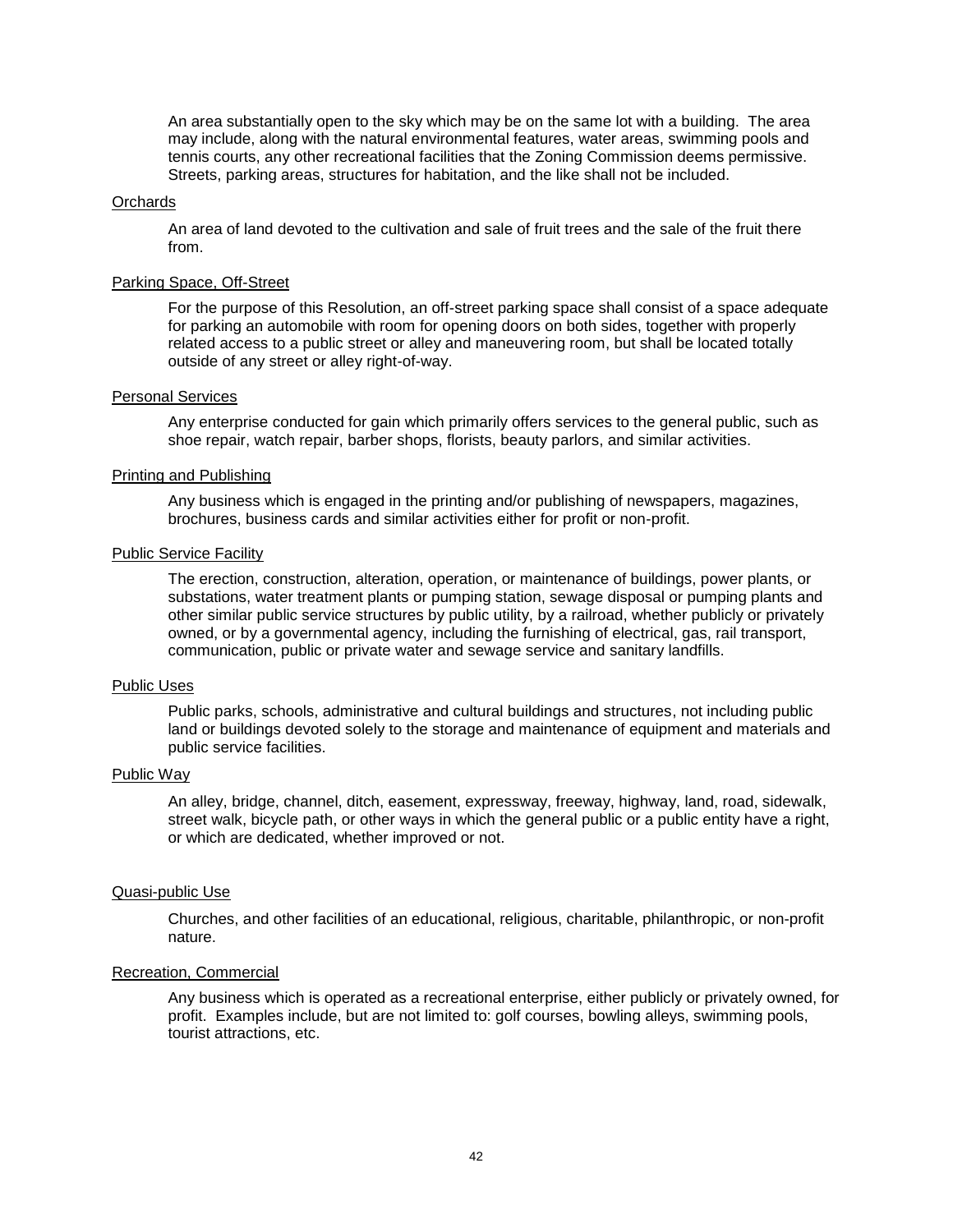An area substantially open to the sky which may be on the same lot with a building. The area may include, along with the natural environmental features, water areas, swimming pools and tennis courts, any other recreational facilities that the Zoning Commission deems permissive. Streets, parking areas, structures for habitation, and the like shall not be included.

Orchards

An area of land devoted to the cultivation and sale of fruit trees and the sale of the fruit there from.

Parking Space, Off-Street

For the purpose of this Resolution, an off-street parking space shall consist of a space adequate for parking an automobile with room for opening doors on both sides, together with properly related access to a public street or alley and maneuvering room, but shall be located totally outside of any street or alley right-of-way.

Personal Services

Any enterprise conducted for gain which primarily offers services to the general public, such as shoe repair, watch repair, barber shops, florists, beauty parlors, and similar activities.

Printing and Publishing

Any business which is engaged in the printing and/or publishing of newspapers, magazines, brochures, business cards and similar activities either for profit or non-profit.

Public Service Facility

The erection, construction, alteration, operation, or maintenance of buildings, power plants, or substations, water treatment plants or pumping station, sewage disposal or pumping plants and other similar public service structures by public utility, by a railroad, whether publicly or privately owned, or by a governmental agency, including the furnishing of electrical, gas, rail transport, communication, public or private water and sewage service and sanitary landfills.

Public Uses

Public parks, schools, administrative and cultural buildings and structures, not including public land or buildings devoted solely to the storage and maintenance of equipment and materials and public service facilities.

Public Way

An alley, bridge, channel, ditch, easement, expressway, freeway, highway, land, road, sidewalk, street walk, bicycle path, or other ways in which the general public or a public entity have a right, or which are dedicated, whether improved or not.

Quasi-public Use

Churches, and other facilities of an educational, religious, charitable, philanthropic, or non-profit nature.

Recreation, Commercial

Any business which is operated as a recreational enterprise, either publicly or privately owned, for profit. Examples include, but are not limited to: golf courses, bowling alleys, swimming pools, tourist attractions, etc.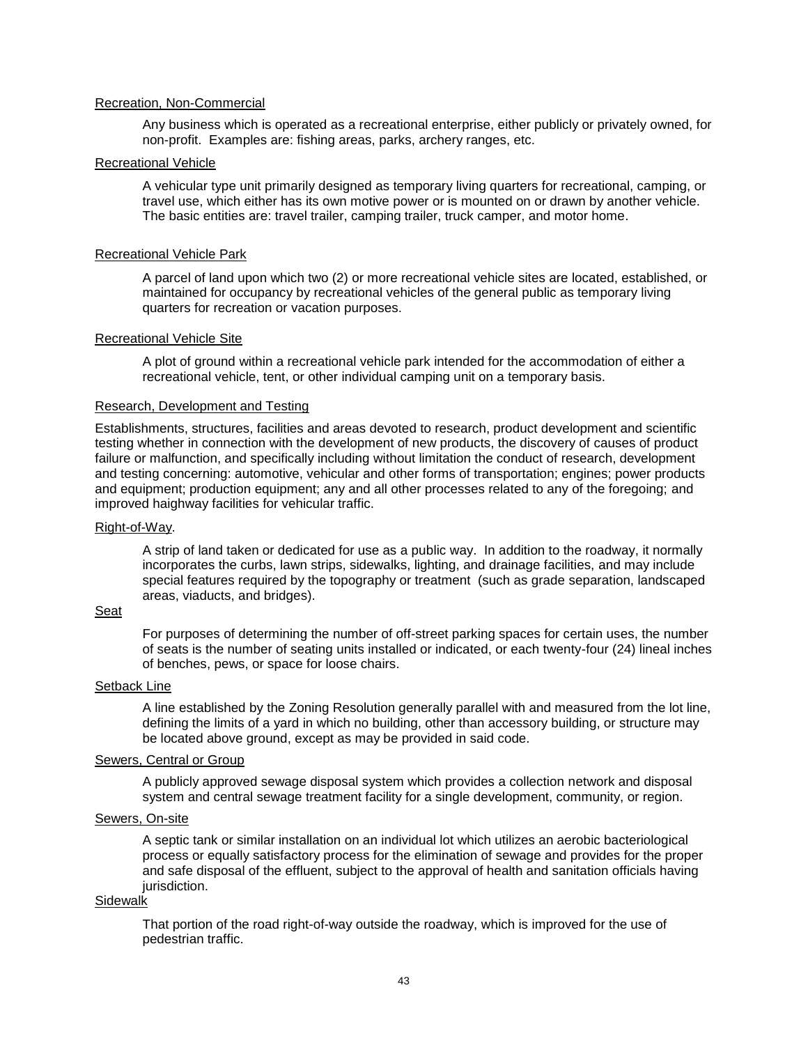Recreation, Non-Commercial

Any business which is operated as a recreational enterprise, either publicly or privately owned, for non-profit. Examples are: fishing areas, parks, archery ranges, etc.

Recreational Vehicle

A vehicular type unit primarily designed as temporary living quarters for recreational, camping, or travel use, which either has its own motive power or is mounted on or drawn by another vehicle. The basic entities are: travel trailer, camping trailer, truck camper, and motor home.

Recreational Vehicle Park

A parcel of land upon which two (2) or more recreational vehicle sites are located, established, or maintained for occupancy by recreational vehicles of the general public as temporary living quarters for recreation or vacation purposes.

Recreational Vehicle Site

A plot of ground within a recreational vehicle park intended for the accommodation of either a recreational vehicle, tent, or other individual camping unit on a temporary basis.

Research, Development and Testing

Establishments, structures, facilities and areas devoted to research, product development and scientific testing whether in connection with the development of new products, the discovery of causes of product failure or malfunction, and specifically including without limitation the conduct of research, development and testing concerning: automotive, vehicular and other forms of transportation; engines; power products and equipment; production equipment; any and all other processes related to any of the foregoing; and improved haighway facilities for vehicular traffic.

Right-of-Way.

A strip of land taken or dedicated for use as a public way. In addition to the roadway, it normally incorporates the curbs, lawn strips, sidewalks, lighting, and drainage facilities, and may include special features required by the topography or treatment (such as grade separation, landscaped areas, viaducts, and bridges).

Seat

For purposes of determining the number of off-street parking spaces for certain uses, the number of seats is the number of seating units installed or indicated, or each twenty-four (24) lineal inches of benches, pews, or space for loose chairs.

Setback Line

A line established by the Zoning Resolution generally parallel with and measured from the lot line, defining the limits of a yard in which no building, other than accessory building, or structure may be located above ground, except as may be provided in said code.

Sewers, Central or Group

A publicly approved sewage disposal system which provides a collection network and disposal system and central sewage treatment facility for a single development, community, or region.

Sewers, On-site

A septic tank or similar installation on an individual lot which utilizes an aerobic bacteriological process or equally satisfactory process for the elimination of sewage and provides for the proper and safe disposal of the effluent, subject to the approval of health and sanitation officials having jurisdiction.

Sidewalk

That portion of the road right-of-way outside the roadway, which is improved for the use of pedestrian traffic.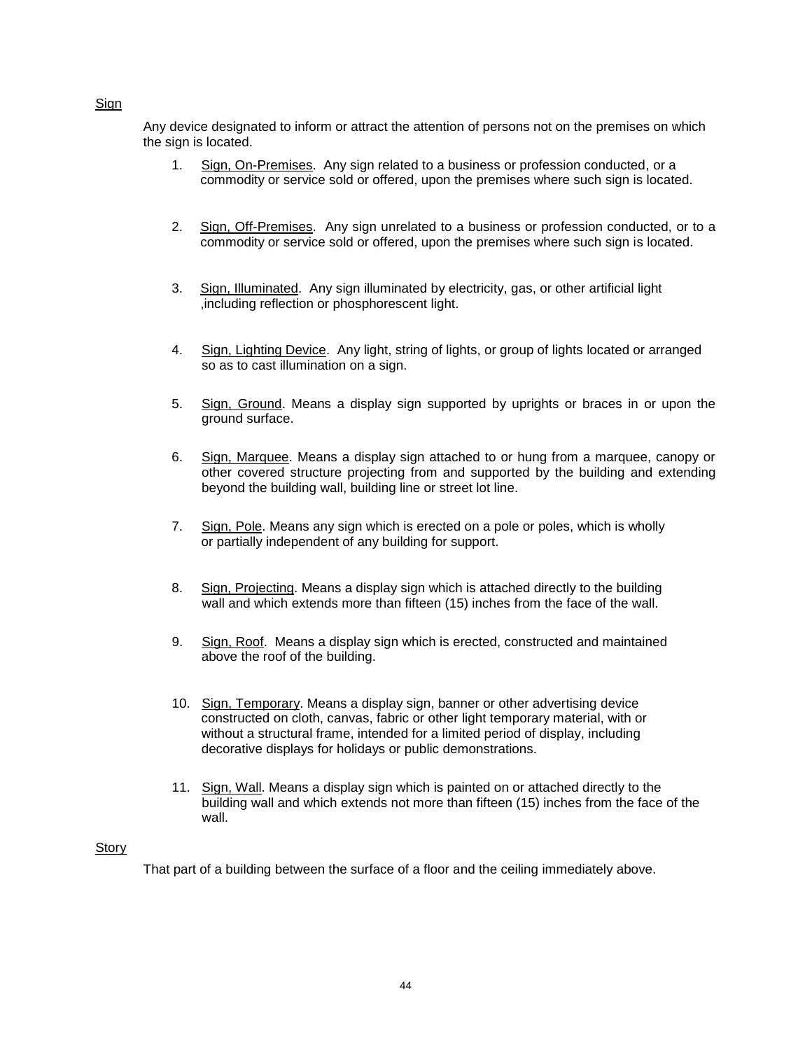<u>Sign</u>

Any device designated to inform or attract the attention of persons not on the premises on which the sign is located.

1. <u>Sign, On-Premises</u>. Any sign related to a business or profession conducted, or a commodity or service sold or offered, upon the premises where such sign is located.

2. <u>Sign, Off-Premises</u>. Any sign unrelated to a business or profession conducted, or to a commodity or service sold or offered, upon the premises where such sign is located.

3. <u>Sign, Illuminated</u>. Any sign illuminated by electricity, gas, or other artificial light ,including reflection or phosphorescent light.

4. <u>Sign, Lighting Device</u>. Any light, string of lights, or group of lights located or arranged so as to cast illumination on a sign.

5. <u>Sign, Ground</u>. Means a display sign supported by uprights or braces in or upon the ground surface.

6. <u>Sign, Marquee</u>. Means a display sign attached to or hung from a marquee, canopy or other covered structure projecting from and supported by the building and extending beyond the building wall, building line or street lot line.

7. <u>Sign, Pole</u>. Means any sign which is erected on a pole or poles, which is wholly or partially independent of any building for support.

8. <u>Sign, Projecting</u>. Means a display sign which is attached directly to the building wall and which extends more than fifteen (15) inches from the face of the wall.

9. <u>Sign, Roof</u>. Means a display sign which is erected, constructed and maintained above the roof of the building.

10. <u>Sign, Temporary</u>. Means a display sign, banner or other advertising device constructed on cloth, canvas, fabric or other light temporary material, with or without a structural frame, intended for a limited period of display, including decorative displays for holidays or public demonstrations.

11. <u>Sign, Wall</u>. Means a display sign which is painted on or attached directly to the building wall and which extends not more than fifteen (15) inches from the face of the wall.

<u>Story</u>

That part of a building between the surface of a floor and the ceiling immediately above.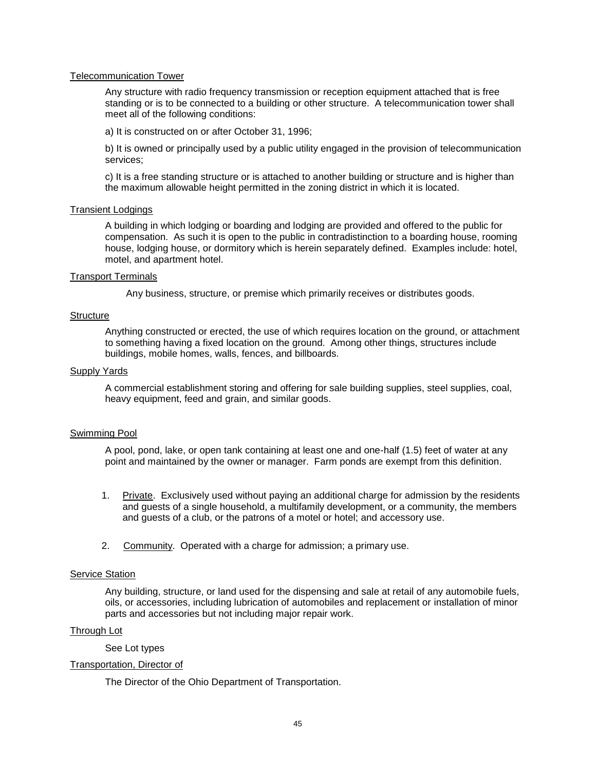<u>Telecommunication Tower</u>

Any structure with radio frequency transmission or reception equipment attached that is free standing or is to be connected to a building or other structure. A telecommunication tower shall meet all of the following conditions:

a) It is constructed on or after October 31, 1996;

b) It is owned or principally used by a public utility engaged in the provision of telecommunication services;

c) It is a free standing structure or is attached to another building or structure and is higher than the maximum allowable height permitted in the zoning district in which it is located.

<u>Transient Lodgings</u>

A building in which lodging or boarding and lodging are provided and offered to the public for compensation. As such it is open to the public in contradistinction to a boarding house, rooming house, lodging house, or dormitory which is herein separately defined. Examples include: hotel, motel, and apartment hotel.

<u>Transport Terminals</u>

Any business, structure, or premise which primarily receives or distributes goods.

<u>Structure</u>

Anything constructed or erected, the use of which requires location on the ground, or attachment to something having a fixed location on the ground. Among other things, structures include buildings, mobile homes, walls, fences, and billboards.

<u>Supply Yards</u>

A commercial establishment storing and offering for sale building supplies, steel supplies, coal, heavy equipment, feed and grain, and similar goods.

<u>Swimming Pool</u>

A pool, pond, lake, or open tank containing at least one and one-half (1.5) feet of water at any point and maintained by the owner or manager. Farm ponds are exempt from this definition.

1. <u>Private</u>. Exclusively used without paying an additional charge for admission by the residents and guests of a single household, a multifamily development, or a community, the members and guests of a club, or the patrons of a motel or hotel; and accessory use.

2. <u>Community</u>. Operated with a charge for admission; a primary use.

<u>Service Station</u>

Any building, structure, or land used for the dispensing and sale at retail of any automobile fuels, oils, or accessories, including lubrication of automobiles and replacement or installation of minor parts and accessories but not including major repair work.

<u>Through Lot</u>

See Lot types

<u>Transportation, Director of</u>

The Director of the Ohio Department of Transportation.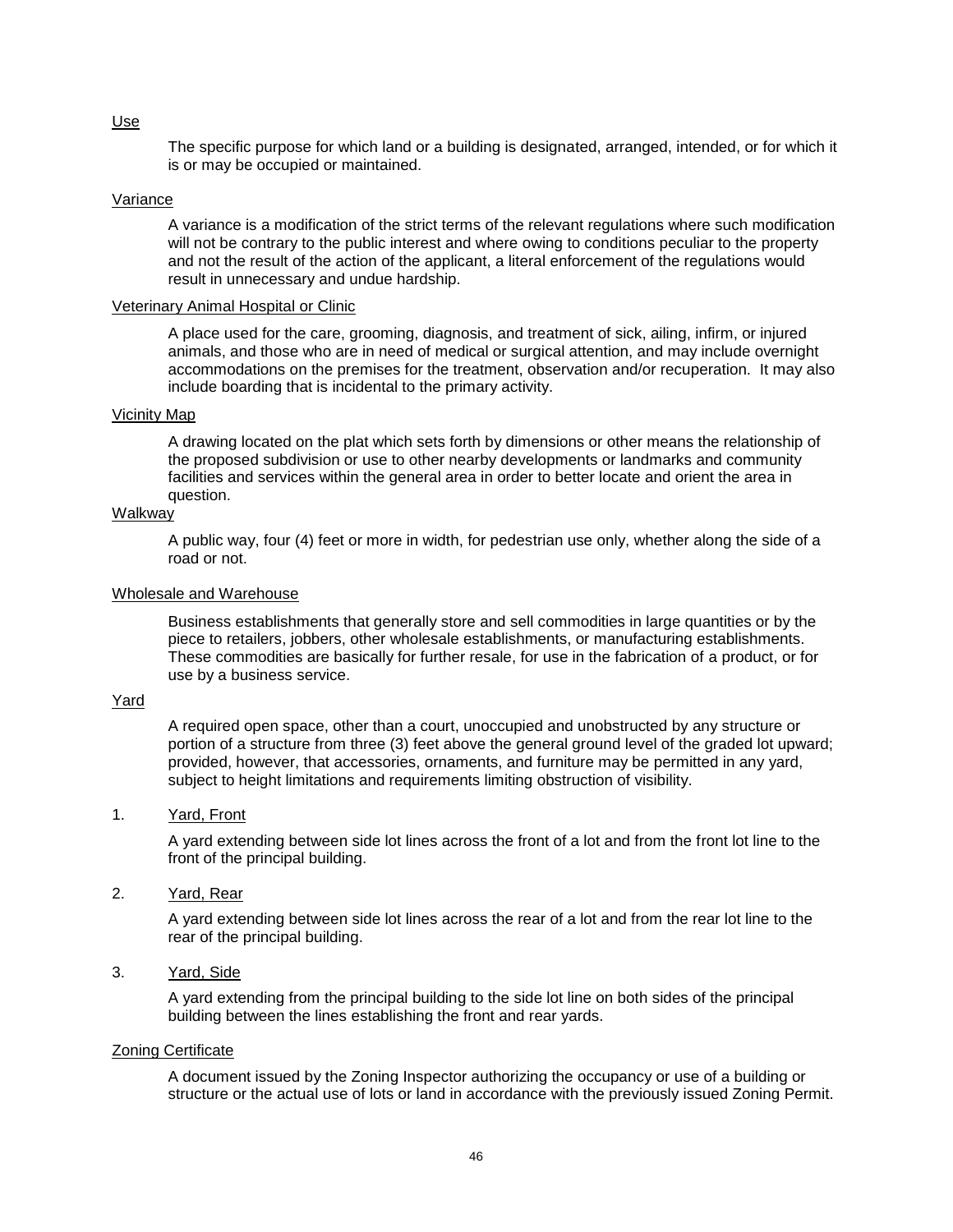<u>Use</u>

The specific purpose for which land or a building is designated, arranged, intended, or for which it is or may be occupied or maintained.

<u>Variance</u>

A variance is a modification of the strict terms of the relevant regulations where such modification will not be contrary to the public interest and where owing to conditions peculiar to the property and not the result of the action of the applicant, a literal enforcement of the regulations would result in unnecessary and undue hardship.

<u>Veterinary Animal Hospital or Clinic</u>

A place used for the care, grooming, diagnosis, and treatment of sick, ailing, infirm, or injured animals, and those who are in need of medical or surgical attention, and may include overnight accommodations on the premises for the treatment, observation and/or recuperation. It may also include boarding that is incidental to the primary activity.

<u>Vicinity Map</u>

A drawing located on the plat which sets forth by dimensions or other means the relationship of the proposed subdivision or use to other nearby developments or landmarks and community facilities and services within the general area in order to better locate and orient the area in question.

<u>Walkway</u>

A public way, four (4) feet or more in width, for pedestrian use only, whether along the side of a road or not.

<u>Wholesale and Warehouse</u>

Business establishments that generally store and sell commodities in large quantities or by the piece to retailers, jobbers, other wholesale establishments, or manufacturing establishments. These commodities are basically for further resale, for use in the fabrication of a product, or for use by a business service.

<u>Yard</u>

A required open space, other than a court, unoccupied and unobstructed by any structure or portion of a structure from three (3) feet above the general ground level of the graded lot upward; provided, however, that accessories, ornaments, and furniture may be permitted in any yard, subject to height limitations and requirements limiting obstruction of visibility.

1. <u>Yard, Front</u>

   A yard extending between side lot lines across the front of a lot and from the front lot line to the front of the principal building.

2. <u>Yard, Rear</u>

   A yard extending between side lot lines across the rear of a lot and from the rear lot line to the rear of the principal building.

3. <u>Yard, Side</u>

   A yard extending from the principal building to the side lot line on both sides of the principal building between the lines establishing the front and rear yards.

<u>Zoning Certificate</u>

A document issued by the Zoning Inspector authorizing the occupancy or use of a building or structure or the actual use of lots or land in accordance with the previously issued Zoning Permit.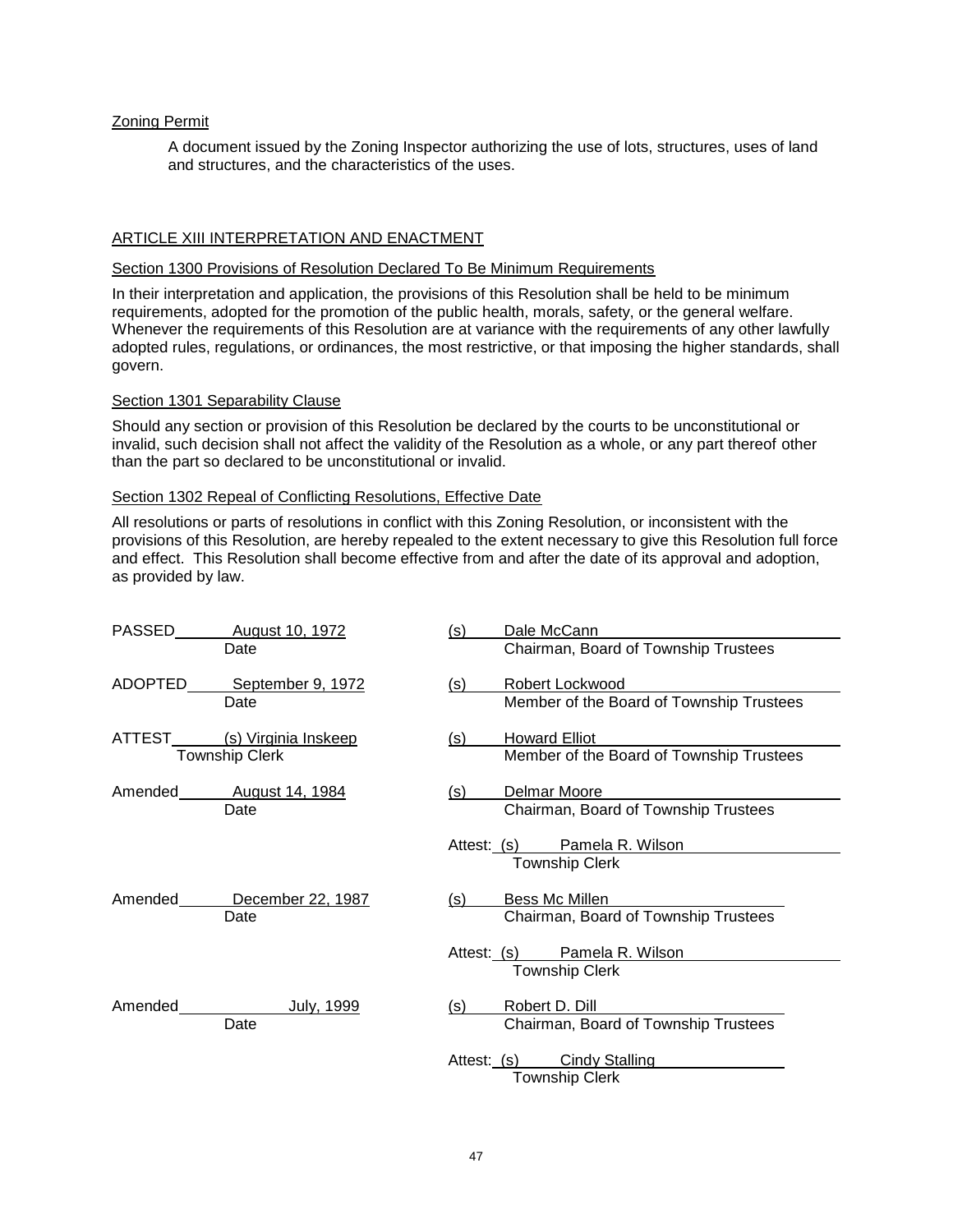Zoning Permit

A document issued by the Zoning Inspector authorizing the use of lots, structures, uses of land and structures, and the characteristics of the uses.

## ARTICLE XIII INTERPRETATION AND ENACTMENT

### Section 1300 Provisions of Resolution Declared To Be Minimum Requirements

In their interpretation and application, the provisions of this Resolution shall be held to be minimum requirements, adopted for the promotion of the public health, morals, safety, or the general welfare. Whenever the requirements of this Resolution are at variance with the requirements of any other lawfully adopted rules, regulations, or ordinances, the most restrictive, or that imposing the higher standards, shall govern.

### Section 1301 Separability Clause

Should any section or provision of this Resolution be declared by the courts to be unconstitutional or invalid, such decision shall not affect the validity of the Resolution as a whole, or any part thereof other than the part so declared to be unconstitutional or invalid.

### Section 1302 Repeal of Conflicting Resolutions, Effective Date

All resolutions or parts of resolutions in conflict with this Zoning Resolution, or inconsistent with the provisions of this Resolution, are hereby repealed to the extent necessary to give this Resolution full force and effect. This Resolution shall become effective from and after the date of its approval and adoption, as provided by law.

PASSED August 10, 1972
Date

(s) Dale McCann
Chairman, Board of Township Trustees

ADOPTED September 9, 1972
Date

(s) Robert Lockwood
Member of the Board of Township Trustees

ATTEST (s) Virginia Inskeep
Township Clerk

(s) Howard Elliot
Member of the Board of Township Trustees

Amended August 14, 1984
Date

(s) Delmar Moore
Chairman, Board of Township Trustees

Attest: (s) Pamela R. Wilson
Township Clerk

Amended December 22, 1987
Date

(s) Bess Mc Millen
Chairman, Board of Township Trustees

Attest: (s) Pamela R. Wilson
Township Clerk

Amended July, 1999
Date

(s) Robert D. Dill
Chairman, Board of Township Trustees

Attest: (s) Cindy Stalling
Township Clerk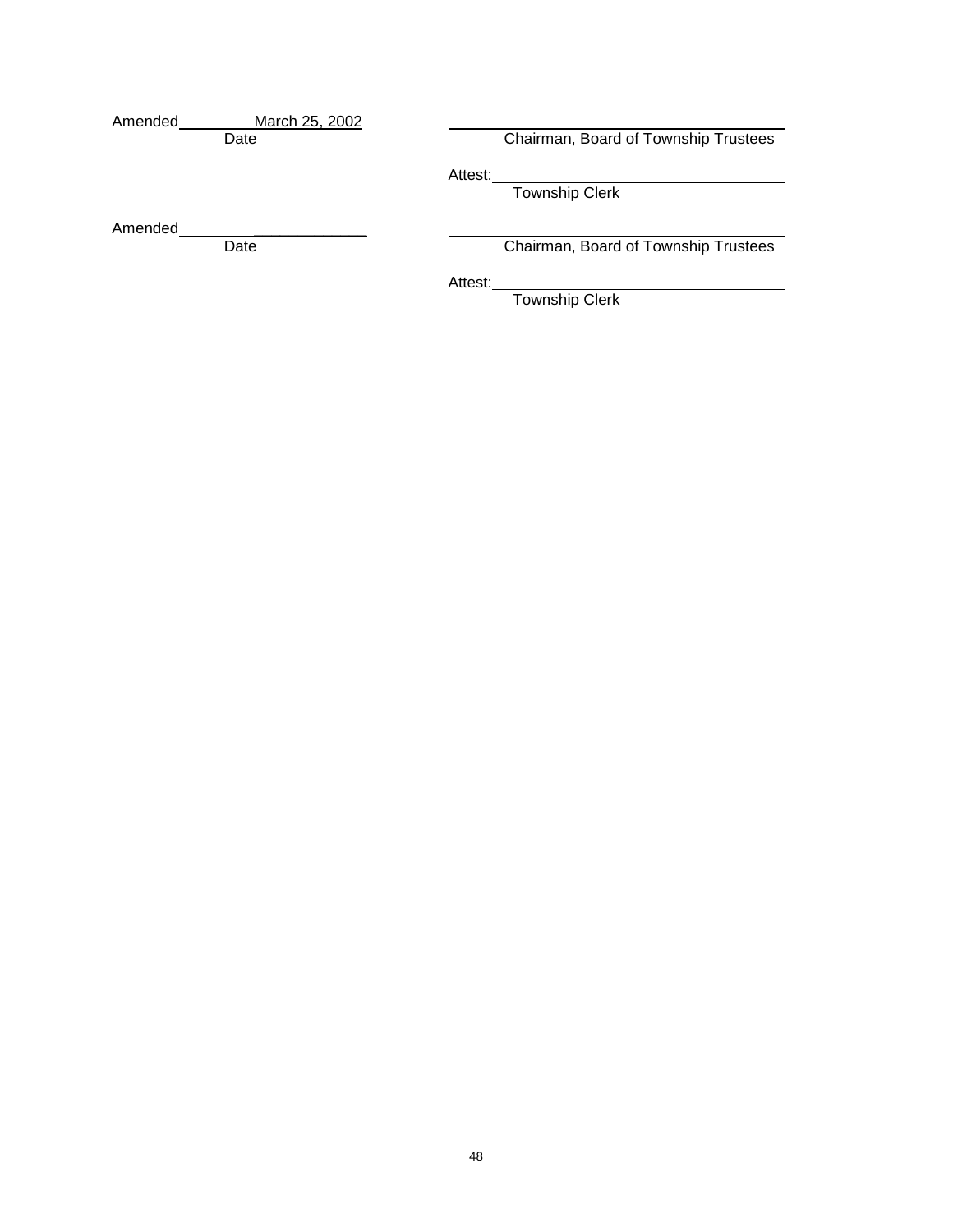Amended ________March 25, 2002
Date

_______________________________________
Chairman, Board of Township Trustees

Attest: ________________________________
Township Clerk

Amended ______________________
Date

_______________________________________
Chairman, Board of Township Trustees

Attest: ________________________________
Township Clerk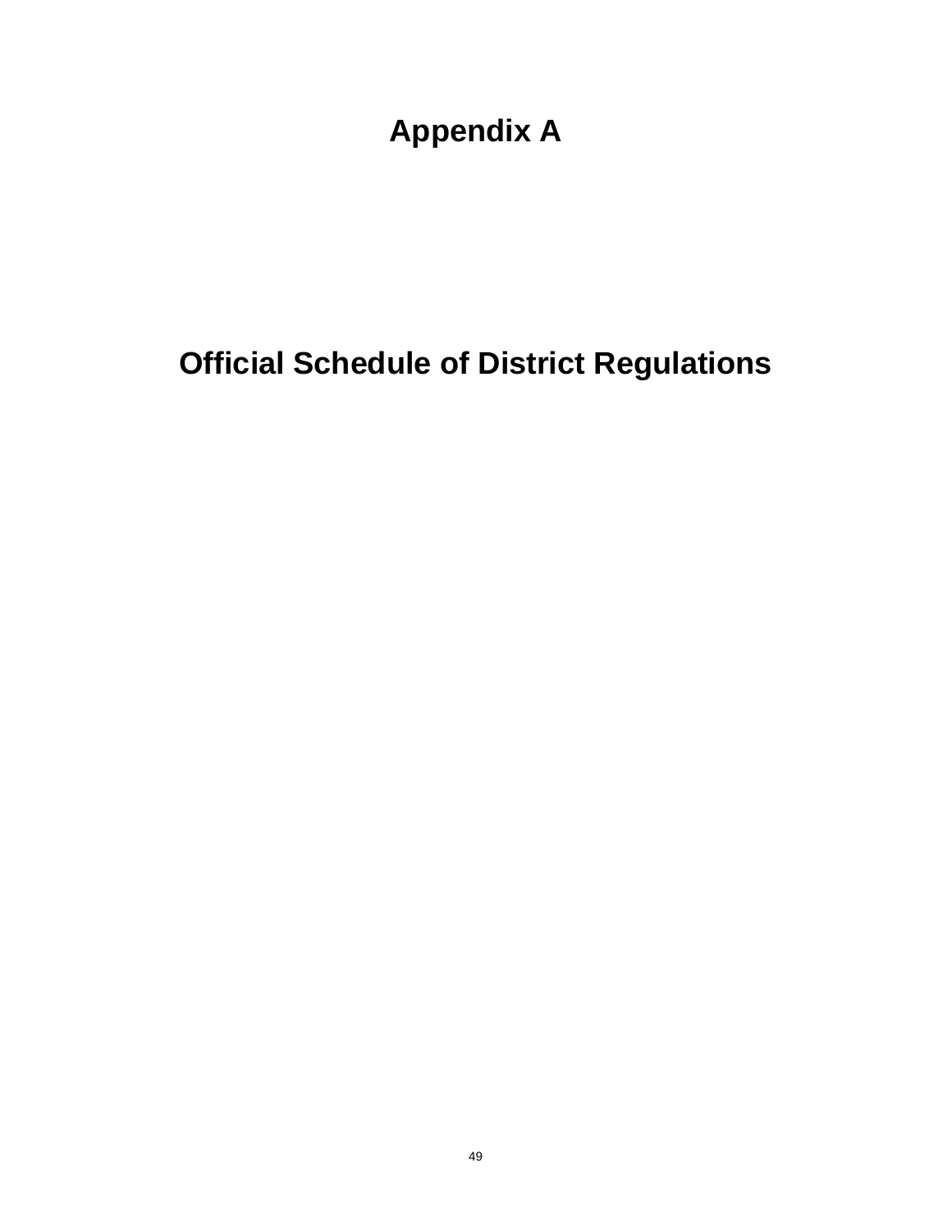# Appendix A

# Official Schedule of District Regulations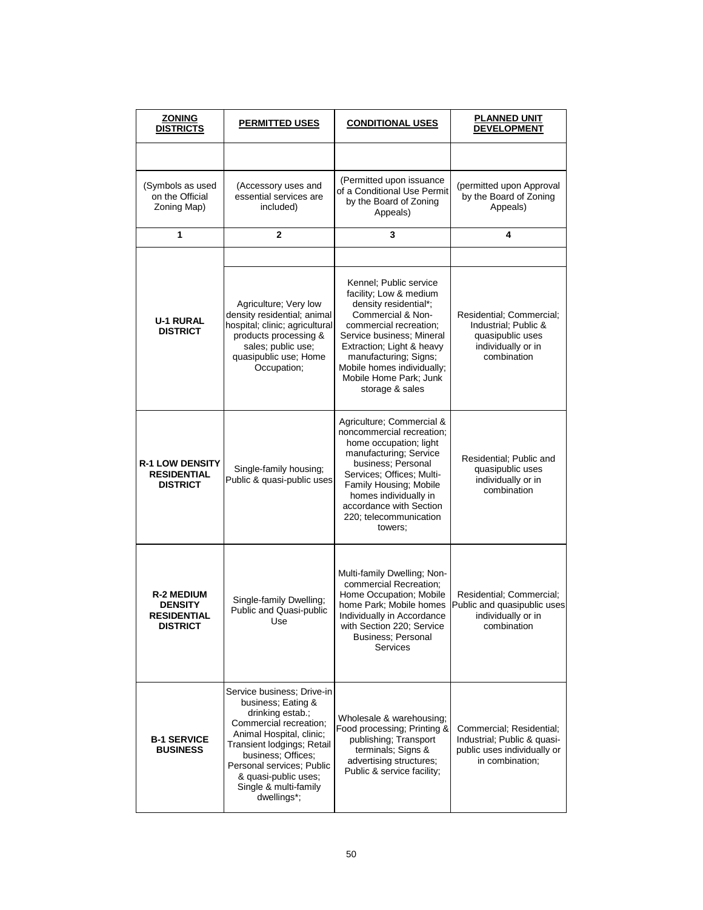| ZONING DISTRICTS | PERMITTED USES | CONDITIONAL USES | PLANNED UNIT DEVELOPMENT |
|---|---|---|---|
| | | | |
| (Symbols as used on the Official Zoning Map) | (Accessory uses and essential services are included) | (Permitted upon issuance of a Conditional Use Permit by the Board of Zoning Appeals) | (permitted upon Approval by the Board of Zoning Appeals) |
| 1 | 2 | 3 | 4 |
| | | | |
| **U-1 RURAL DISTRICT** | Agriculture; Very low density residential; animal hospital; clinic; agricultural products processing & sales; public use; quasipublic use; Home Occupation; | Kennel; Public service facility; Low & medium density residential*; Commercial & Non-commercial recreation; Service business; Mineral Extraction; Light & heavy manufacturing; Signs; Mobile homes individually; Mobile Home Park; Junk storage & sales | Residential; Commercial; Industrial; Public & quasipublic uses individually or in combination |
| **R-1 LOW DENSITY RESIDENTIAL DISTRICT** | Single-family housing; Public & quasi-public uses | Agriculture; Commercial & noncommercial recreation; home occupation; light manufacturing; Service business; Personal Services; Offices; Multi-Family Housing; Mobile homes individually in accordance with Section 220; telecommunication towers; | Residential; Public and quasipublic uses individually or in combination |
| **R-2 MEDIUM DENSITY RESIDENTIAL DISTRICT** | Single-family Dwelling; Public and Quasi-public Use | Multi-family Dwelling; Non-commercial Recreation; Home Occupation; Mobile home Park; Mobile homes Individually in Accordance with Section 220; Service Business; Personal Services | Residential; Commercial; Public and quasipublic uses individually or in combination |
| **B-1 SERVICE BUSINESS** | Service business; Drive-in business; Eating & drinking estab.; Commercial recreation; Animal Hospital, clinic; Transient lodgings; Retail business; Offices; Personal services; Public & quasi-public uses; Single & multi-family dwellings*; | Wholesale & warehousing; Food processing; Printing & publishing; Transport terminals; Signs & advertising structures; Public & service facility; | Commercial; Residential; Industrial; Public & quasi-public uses individually or in combination; |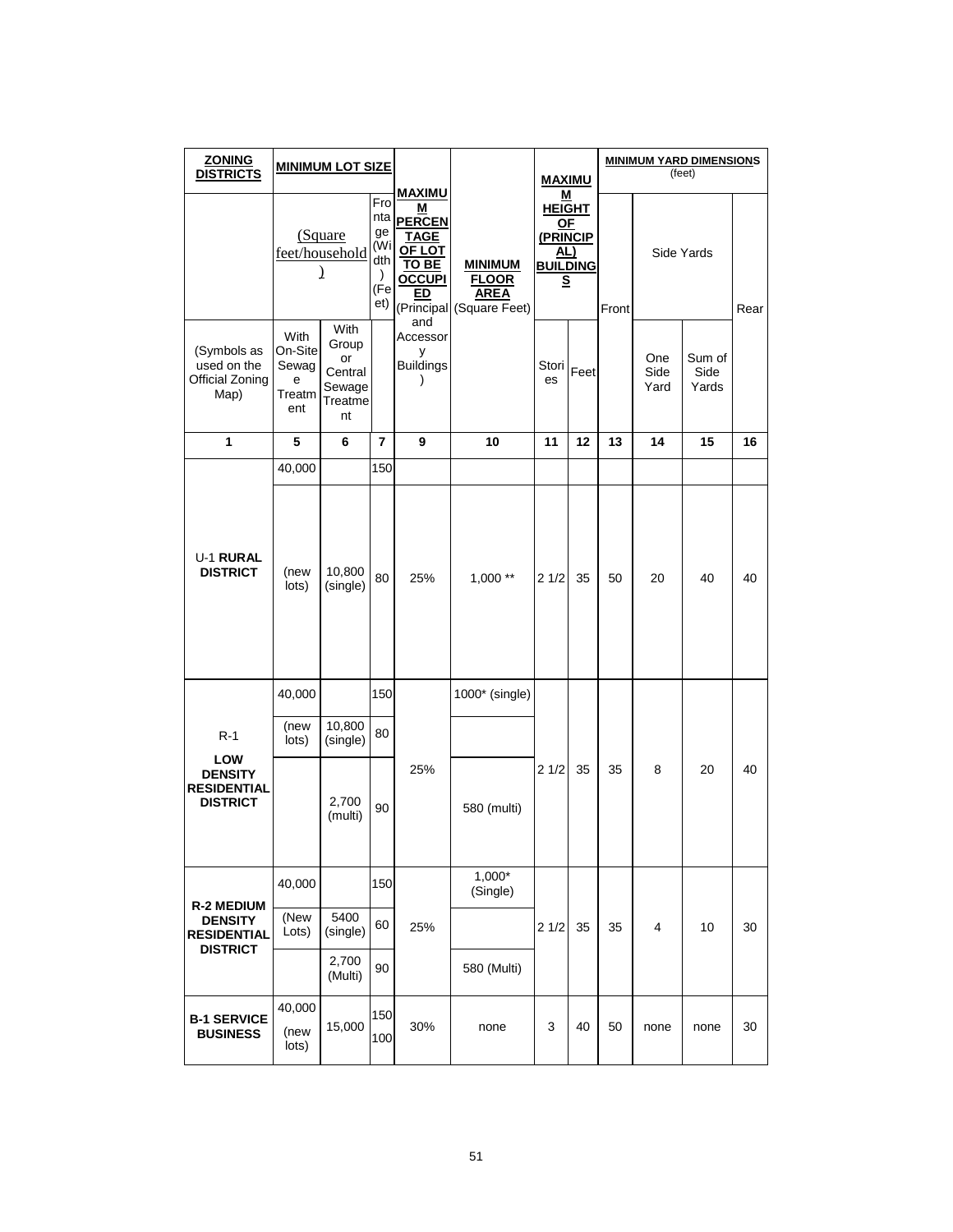| ZONING DISTRICTS | MINIMUM LOT SIZE | | | MAXIMUM PERCENTAGE OF LOT TO BE OCCUPIED (Principal and Accessory Buildings) | MINIMUM FLOOR AREA (Square Feet) | MAXIMUM HEIGHT OF (PRINCIPAL) BUILDINGS | | MINIMUM YARD DIMENSIONS (feet) | | | |
|---|---|---|---|---|---|---|---|---|---|---|---|
| | (Square feet/household) | | Frontage (Width) (Feet) | | | | | Front | Side Yards | | Rear |
| (Symbols as used on the Official Zoning Map) | With On-Site Sewage Treatment | With Group or Central Sewage Treatment | | | | Stories | Feet | | One Side Yard | Sum of Side Yards | |
| 1 | 5 | 6 | 7 | 9 | 10 | 11 | 12 | 13 | 14 | 15 | 16 |
| U-1 **RURAL DISTRICT** | 40,000 | | 150 | | | | | | | | |
| | (new lots) | 10,800 (single) | 80 | 25% | 1,000 ** | 2 1/2 | 35 | 50 | 20 | 40 | 40 |
| R-1 **LOW DENSITY RESIDENTIAL DISTRICT** | 40,000 | | 150 | 25% | 1000* (single) | 2 1/2 | 35 | 35 | 8 | 20 | 40 |
| | (new lots) | 10,800 (single) | 80 | | | | | | | | |
| | | 2,700 (multi) | 90 | | 580 (multi) | | | | | | |
| **R-2 MEDIUM DENSITY RESIDENTIAL DISTRICT** | 40,000 | | 150 | 25% | 1,000* (Single) | 2 1/2 | 35 | 35 | 4 | 10 | 30 |
| | (New Lots) | 5400 (single) | 60 | | | | | | | | |
| | | 2,700 (Multi) | 90 | | 580 (Multi) | | | | | | |
| **B-1 SERVICE BUSINESS** | 40,000 (new lots) | 15,000 | 150 100 | 30% | none | 3 | 40 | 50 | none | none | 30 |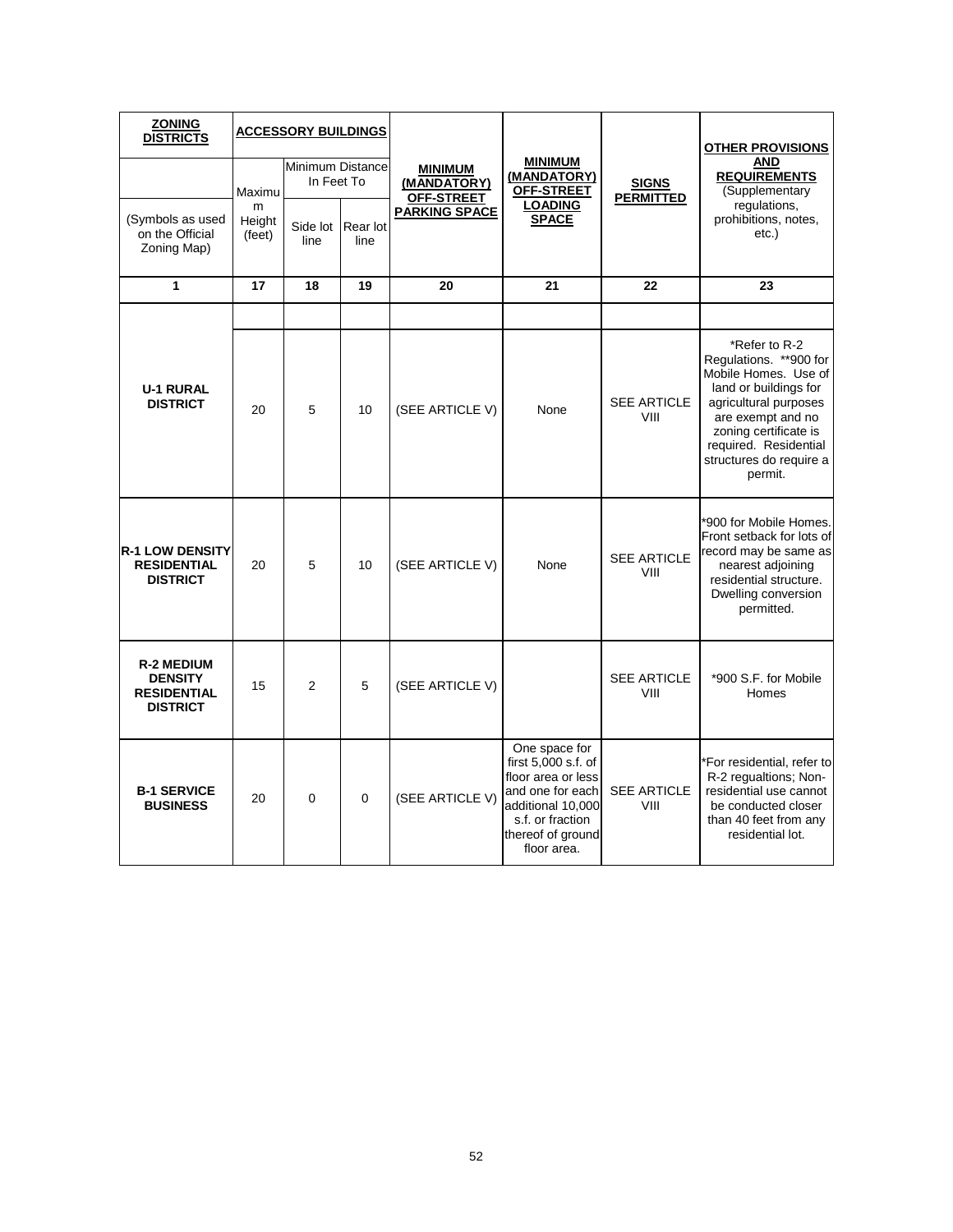| **ZONING DISTRICTS** | **ACCESSORY BUILDINGS** | | | **MINIMUM (MANDATORY) OFF-STREET PARKING SPACE** | **MINIMUM (MANDATORY) OFF-STREET LOADING SPACE** | **SIGNS PERMITTED** | **OTHER PROVISIONS AND REQUIREMENTS** (Supplementary regulations, prohibitions, notes, etc.) |
|---|---|---|---|---|---|---|---|
| | Maximum Height (feet) | Minimum Distance In Feet To | | | | | |
| (Symbols as used on the Official Zoning Map) | | Side lot line | Rear lot line | | | | |
| **1** | **17** | **18** | **19** | **20** | **21** | **22** | **23** |
| | | | | | | | |
| **U-1 RURAL DISTRICT** | 20 | 5 | 10 | (SEE ARTICLE V) | None | SEE ARTICLE VIII | *Refer to R-2 Regulations. **900 for Mobile Homes. Use of land or buildings for agricultural purposes are exempt and no zoning certificate is required. Residential structures do require a permit. |
| **R-1 LOW DENSITY RESIDENTIAL DISTRICT** | 20 | 5 | 10 | (SEE ARTICLE V) | None | SEE ARTICLE VIII | *900 for Mobile Homes. Front setback for lots of record may be same as nearest adjoining residential structure. Dwelling conversion permitted. |
| **R-2 MEDIUM DENSITY RESIDENTIAL DISTRICT** | 15 | 2 | 5 | (SEE ARTICLE V) | | SEE ARTICLE VIII | *900 S.F. for Mobile Homes |
| **B-1 SERVICE BUSINESS** | 20 | 0 | 0 | (SEE ARTICLE V) | One space for first 5,000 s.f. of floor area or less and one for each additional 10,000 s.f. or fraction thereof of ground floor area. | SEE ARTICLE VIII | *For residential, refer to R-2 regualtions; Non-residential use cannot be conducted closer than 40 feet from any residential lot. |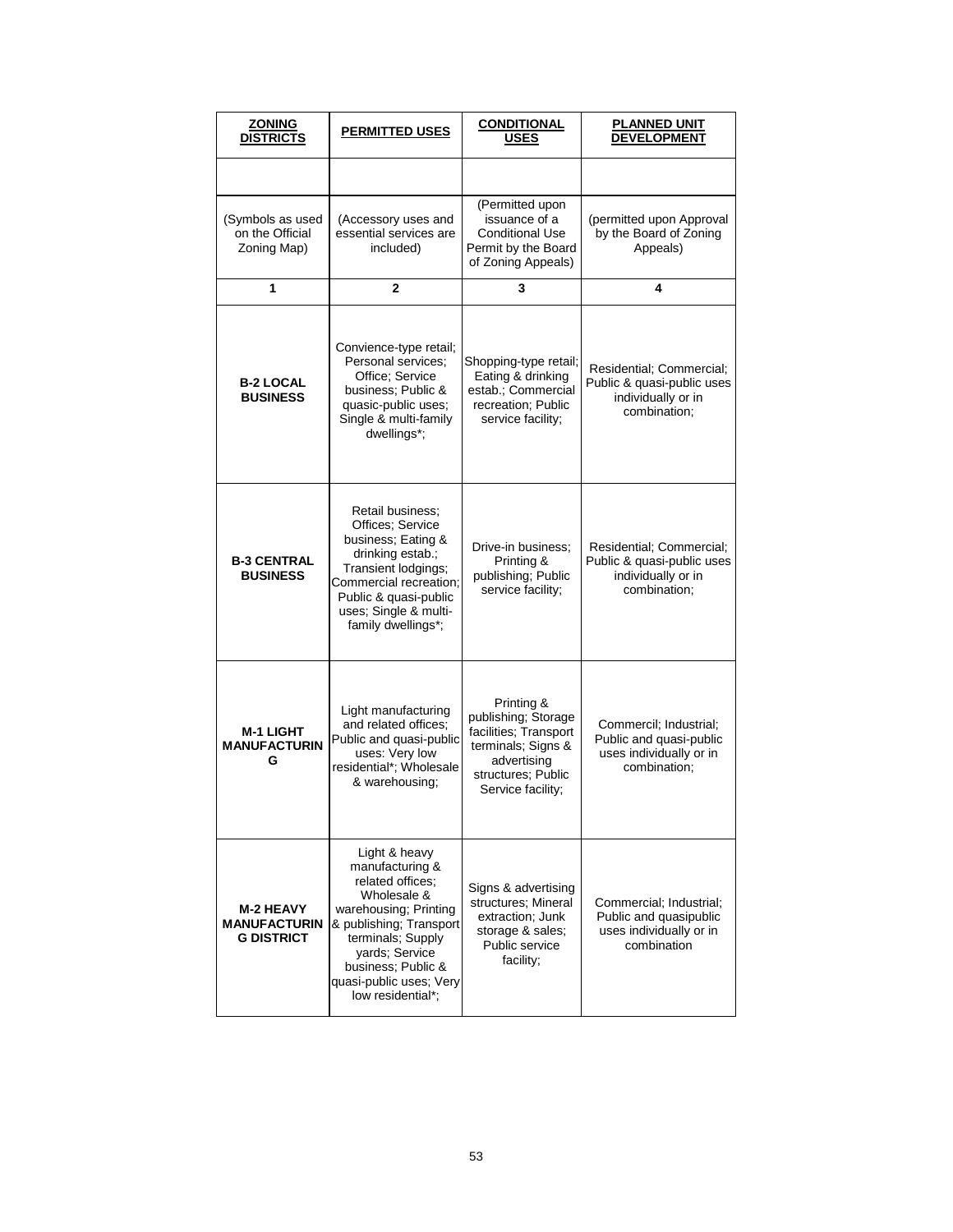| ZONING DISTRICTS | PERMITTED USES | CONDITIONAL USES | PLANNED UNIT DEVELOPMENT |
|---|---|---|---|
| | | | |
| (Symbols as used on the Official Zoning Map) | (Accessory uses and essential services are included) | (Permitted upon issuance of a Conditional Use Permit by the Board of Zoning Appeals) | (permitted upon Approval by the Board of Zoning Appeals) |
| 1 | 2 | 3 | 4 |
| **B-2 LOCAL BUSINESS** | Convience-type retail; Personal services; Office; Service business; Public & quasic-public uses; Single & multi-family dwellings*; | Shopping-type retail; Eating & drinking estab.; Commercial recreation; Public service facility; | Residential; Commercial; Public & quasi-public uses individually or in combination; |
| **B-3 CENTRAL BUSINESS** | Retail business; Offices; Service business; Eating & drinking estab.; Transient lodgings; Commercial recreation; Public & quasi-public uses; Single & multi-family dwellings*; | Drive-in business; Printing & publishing; Public service facility; | Residential; Commercial; Public & quasi-public uses individually or in combination; |
| **M-1 LIGHT MANUFACTURING** | Light manufacturing and related offices; Public and quasi-public uses: Very low residential*; Wholesale & warehousing; | Printing & publishing; Storage facilities; Transport terminals; Signs & advertising structures; Public Service facility; | Commercil; Industrial; Public and quasi-public uses individually or in combination; |
| **M-2 HEAVY MANUFACTURING DISTRICT** | Light & heavy manufacturing & related offices; Wholesale & warehousing; Printing & publishing; Transport terminals; Supply yards; Service business; Public & quasi-public uses; Very low residential*; | Signs & advertising structures; Mineral extraction; Junk storage & sales; Public service facility; | Commercial; Industrial; Public and quasipublic uses individually or in combination |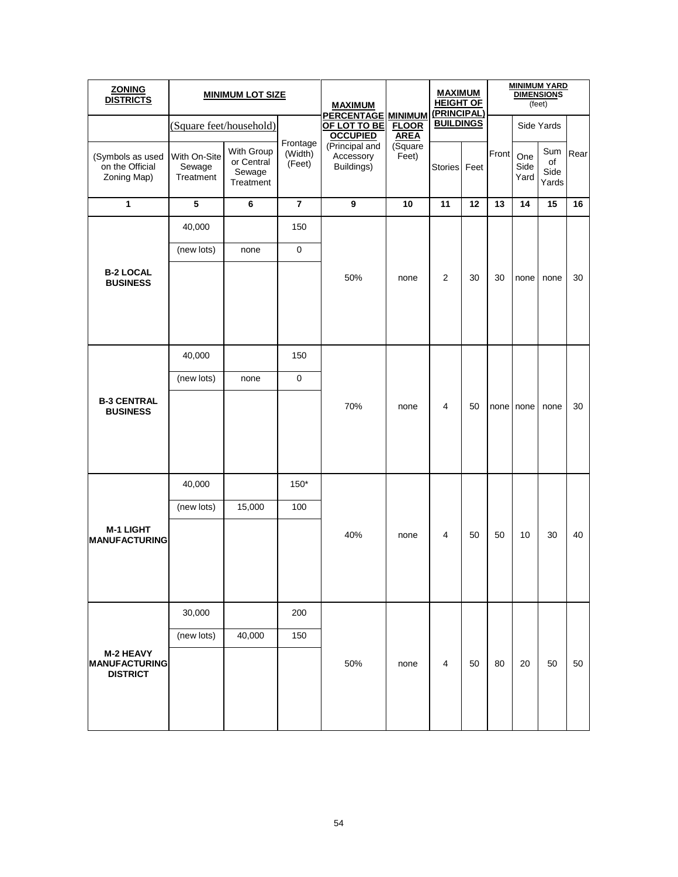| **ZONING DISTRICTS** | **MINIMUM LOT SIZE** | | | **MAXIMUM PERCENTAGE OF LOT TO BE OCCUPIED** | **MINIMUM FLOOR AREA** | **MAXIMUM HEIGHT OF (PRINCIPAL) BUILDINGS** | | **MINIMUM YARD DIMENSIONS** (feet) | | | |
|---|---|---|---|---|---|---|---|---|---|---|---|
| | (Square feet/household) | | | | | | | | Side Yards | | |
| (Symbols as used on the Official Zoning Map) | With On-Site Sewage Treatment | With Group or Central Sewage Treatment | Frontage (Width) (Feet) | (Principal and Accessory Buildings) | (Square Feet) | Stories | Feet | Front | One Side Yard | Sum of Side Yards | Rear |
| **1** | **5** | **6** | **7** | **9** | **10** | **11** | **12** | **13** | **14** | **15** | **16** |
| **B-2 LOCAL BUSINESS** | 40,000 | | 150 | 50% | none | 2 | 30 | 30 | none | none | 30 |
| | (new lots) | none | 0 | | | | | | | | |
| **B-3 CENTRAL BUSINESS** | 40,000 | | 150 | 70% | none | 4 | 50 | none | none | none | 30 |
| | (new lots) | none | 0 | | | | | | | | |
| **M-1 LIGHT MANUFACTURING** | 40,000 | | 150* | 40% | none | 4 | 50 | 50 | 10 | 30 | 40 |
| | (new lots) | 15,000 | 100 | | | | | | | | |
| **M-2 HEAVY MANUFACTURING DISTRICT** | 30,000 | | 200 | 50% | none | 4 | 50 | 80 | 20 | 50 | 50 |
| | (new lots) | 40,000 | 150 | | | | | | | | |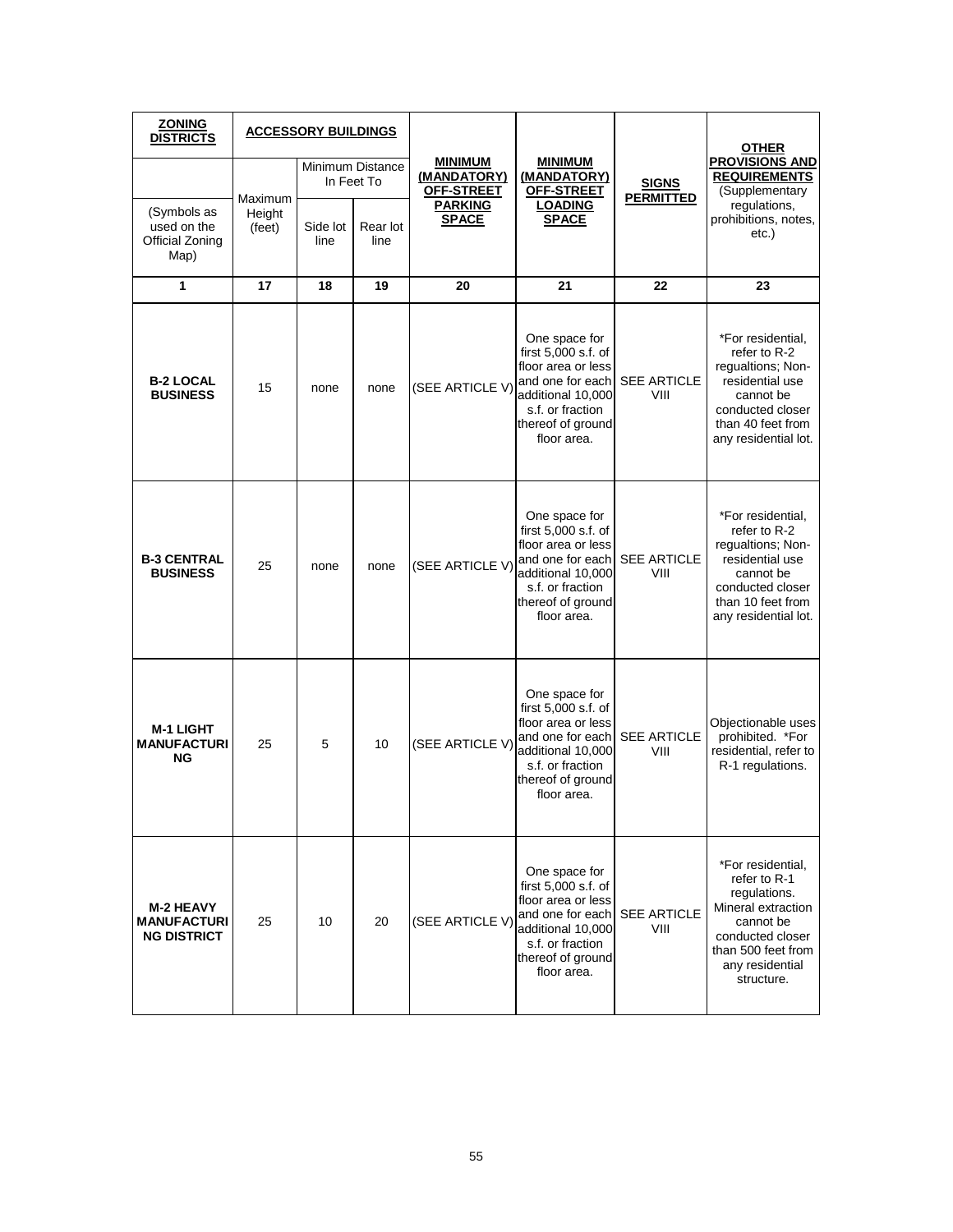| **ZONING DISTRICTS** | **ACCESSORY BUILDINGS** | | | **MINIMUM (MANDATORY) OFF-STREET PARKING SPACE** | **MINIMUM (MANDATORY) OFF-STREET LOADING SPACE** | **SIGNS PERMITTED** | **OTHER PROVISIONS AND REQUIREMENTS** (Supplementary regulations, prohibitions, notes, etc.) |
|---|---|---|---|---|---|---|---|
| | Maximum Height (feet) | Minimum Distance In Feet To | | | | | |
| (Symbols as used on the Official Zoning Map) | | Side lot line | Rear lot line | | | | |
| **1** | **17** | **18** | **19** | **20** | **21** | **22** | **23** |
| **B-2 LOCAL BUSINESS** | 15 | none | none | (SEE ARTICLE V) | One space for first 5,000 s.f. of floor area or less and one for each additional 10,000 s.f. or fraction thereof of ground floor area. | SEE ARTICLE VIII | *For residential, refer to R-2 regualtions; Non-residential use cannot be conducted closer than 40 feet from any residential lot. |
| **B-3 CENTRAL BUSINESS** | 25 | none | none | (SEE ARTICLE V) | One space for first 5,000 s.f. of floor area or less and one for each additional 10,000 s.f. or fraction thereof of ground floor area. | SEE ARTICLE VIII | *For residential, refer to R-2 regualtions; Non-residential use cannot be conducted closer than 10 feet from any residential lot. |
| **M-1 LIGHT MANUFACTURING** | 25 | 5 | 10 | (SEE ARTICLE V) | One space for first 5,000 s.f. of floor area or less and one for each additional 10,000 s.f. or fraction thereof of ground floor area. | SEE ARTICLE VIII | Objectionable uses prohibited. *For residential, refer to R-1 regulations. |
| **M-2 HEAVY MANUFACTURING DISTRICT** | 25 | 10 | 20 | (SEE ARTICLE V) | One space for first 5,000 s.f. of floor area or less and one for each additional 10,000 s.f. or fraction thereof of ground floor area. | SEE ARTICLE VIII | *For residential, refer to R-1 regulations. Mineral extraction cannot be conducted closer than 500 feet from any residential structure. |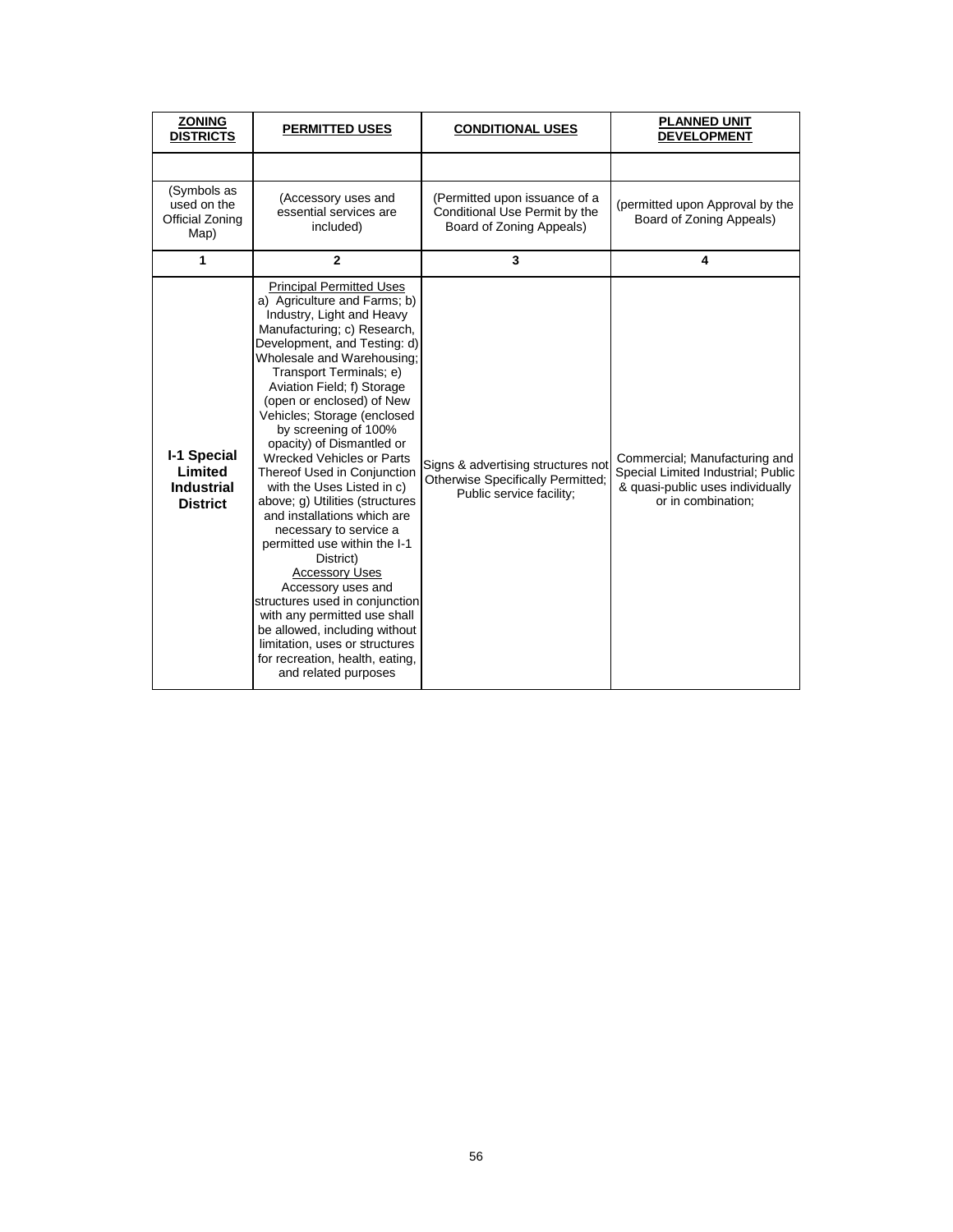| **ZONING DISTRICTS** | **PERMITTED USES** | **CONDITIONAL USES** | **PLANNED UNIT DEVELOPMENT** |
|---|---|---|---|
| | | | |
| (Symbols as used on the Official Zoning Map) | (Accessory uses and essential services are included) | (Permitted upon issuance of a Conditional Use Permit by the Board of Zoning Appeals) | (permitted upon Approval by the Board of Zoning Appeals) |
| **1** | **2** | **3** | **4** |
| **I-1 Special Limited Industrial District** | Principal Permitted Uses a) Agriculture and Farms; b) Industry, Light and Heavy Manufacturing; c) Research, Development, and Testing: d) Wholesale and Warehousing; Transport Terminals; e) Aviation Field; f) Storage (open or enclosed) of New Vehicles; Storage (enclosed by screening of 100% opacity) of Dismantled or Wrecked Vehicles or Parts Thereof Used in Conjunction with the Uses Listed in c) above; g) Utilities (structures and installations which are necessary to service a permitted use within the I-1 District) Accessory Uses Accessory uses and structures used in conjunction with any permitted use shall be allowed, including without limitation, uses or structures for recreation, health, eating, and related purposes | Signs & advertising structures not Otherwise Specifically Permitted; Public service facility; | Commercial; Manufacturing and Special Limited Industrial; Public & quasi-public uses individually or in combination; |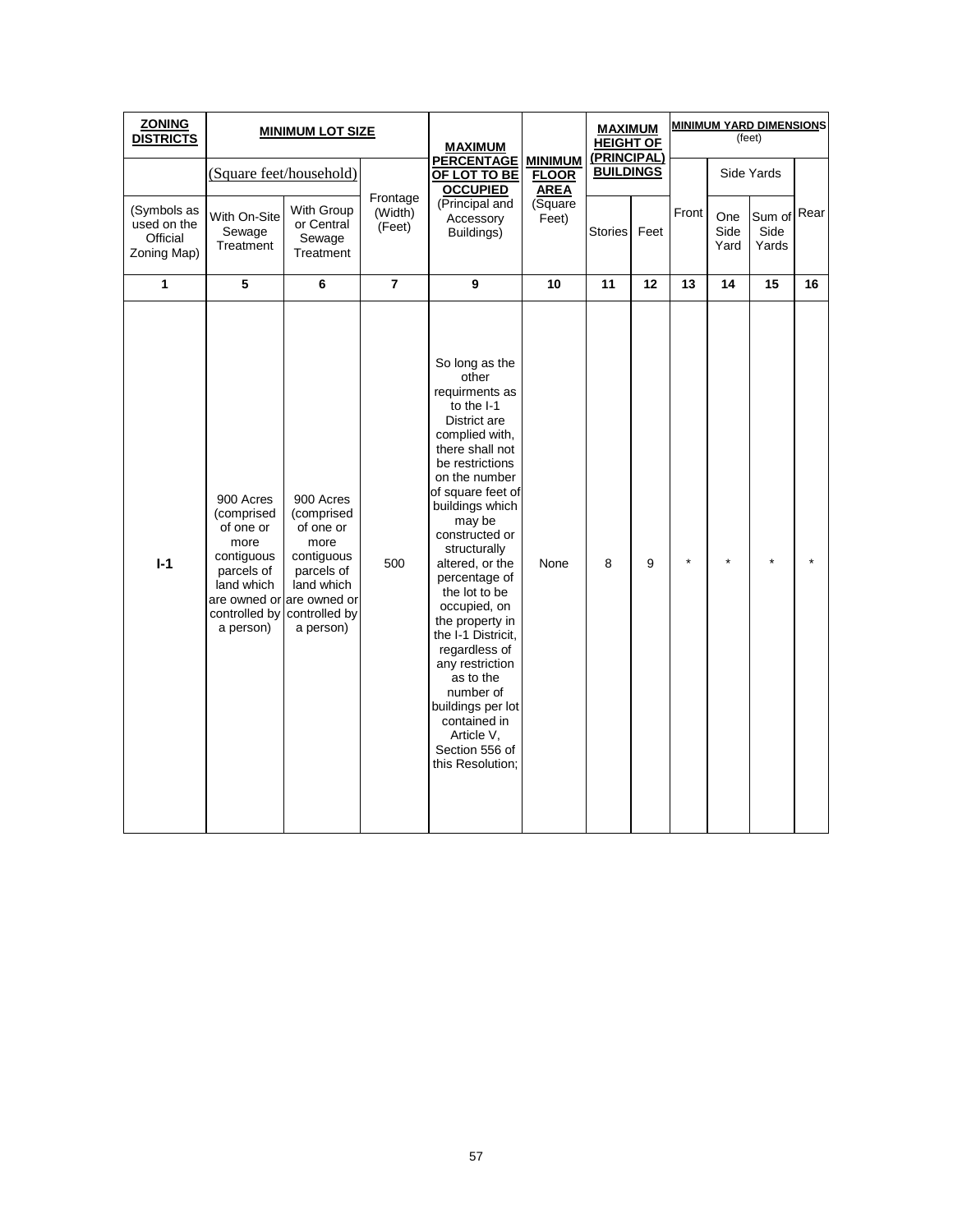| **ZONING DISTRICTS** | **MINIMUM LOT SIZE** | | | **MAXIMUM PERCENTAGE OF LOT TO BE OCCUPIED** | **MINIMUM FLOOR AREA** | **MAXIMUM HEIGHT OF (PRINCIPAL) BUILDINGS** | | **MINIMUM YARD DIMENSIONS** (feet) | | | |
|---|---|---|---|---|---|---|---|---|---|---|---|
| | (Square feet/household) | | | | | | | | Side Yards | | |
| (Symbols as used on the Official Zoning Map) | With On-Site Sewage Treatment | With Group or Central Sewage Treatment | Frontage (Width) (Feet) | (Principal and Accessory Buildings) | (Square Feet) | Stories | Feet | Front | One Side Yard | Sum of Side Yards | Rear |
| **1** | **5** | **6** | **7** | **9** | **10** | **11** | **12** | **13** | **14** | **15** | **16** |
| **I-1** | 900 Acres (comprised of one or more contiguous parcels of land which are owned or controlled by a person) | 900 Acres (comprised of one or more contiguous parcels of land which are owned or controlled by a person) | 500 | So long as the other requirments as to the I-1 District are complied with, there shall not be restrictions on the number of square feet of buildings which may be constructed or structurally altered, or the percentage of the lot to be occupied, on the property in the I-1 Districit, regardless of any restriction as to the number of buildings per lot contained in Article V, Section 556 of this Resolution; | None | 8 | 9 | * | * | * | * |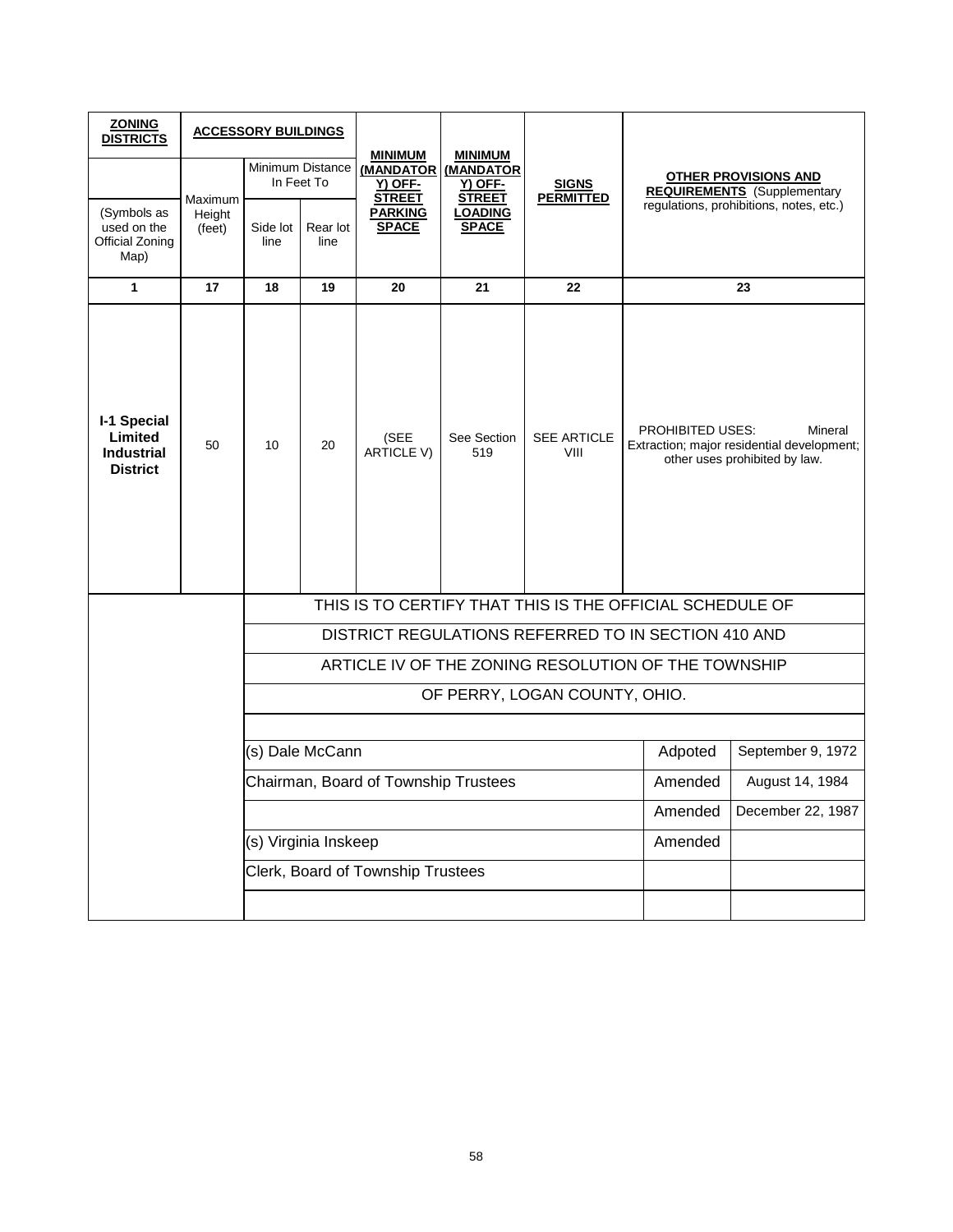| **ZONING DISTRICTS** | **ACCESSORY BUILDINGS** | | | **MINIMUM (MANDATORY) OFF-STREET PARKING SPACE** | **MINIMUM (MANDATORY) OFF-STREET LOADING SPACE** | **SIGNS PERMITTED** | **OTHER PROVISIONS AND REQUIREMENTS** (Supplementary regulations, prohibitions, notes, etc.) |
|---|---|---|---|---|---|---|---|
| | Maximum Height (feet) | Minimum Distance In Feet To | | | | | |
| (Symbols as used on the Official Zoning Map) | | Side lot line | Rear lot line | | | | |
| **1** | **17** | **18** | **19** | **20** | **21** | **22** | **23** |
| **I-1 Special Limited Industrial District** | 50 | 10 | 20 | (SEE ARTICLE V) | See Section 519 | SEE ARTICLE VIII | PROHIBITED USES: Mineral Extraction; major residential development; other uses prohibited by law. |

THIS IS TO CERTIFY THAT THIS IS THE OFFICIAL SCHEDULE OF DISTRICT REGULATIONS REFERRED TO IN SECTION 410 AND ARTICLE IV OF THE ZONING RESOLUTION OF THE TOWNSHIP OF PERRY, LOGAN COUNTY, OHIO.

| | | |
|---|---|---|
| (s) Dale McCann | Adpoted | September 9, 1972 |
| Chairman, Board of Township Trustees | Amended | August 14, 1984 |
| | Amended | December 22, 1987 |
| (s) Virginia Inskeep | Amended | |
| Clerk, Board of Township Trustees | | |